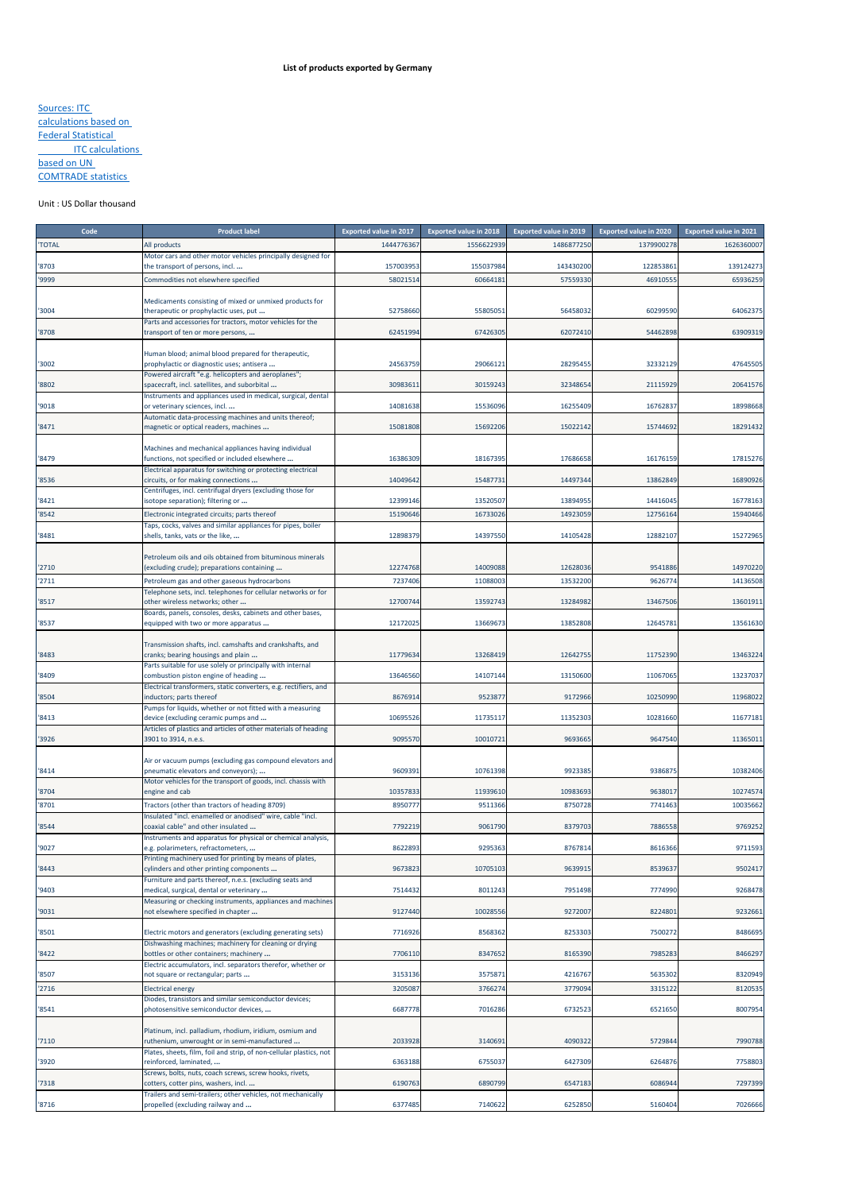# List of products exported by Germany

Sources: ITC calculations based on Federal Statistical ITC calculations based on UN COMTRADE statistics

Unit : US Dollar thousand

| Code | Product label | Exported value in 2017 | Exported value in 2018 | Exported value in 2019 | Exported value in 2020 | Exported value in 2021 |
|---|---|---|---|---|---|---|
| 'TOTAL | All products | 1444776367 | 1556622939 | 1486877250 | 1379900278 | 1626360007 |
| '8703 | Motor cars and other motor vehicles principally designed for the transport of persons, incl. ... | 157003953 | 155037984 | 143430200 | 122853861 | 139124273 |
| '9999 | Commodities not elsewhere specified | 58021514 | 60664181 | 57559330 | 46910555 | 65936259 |
| '3004 | Medicaments consisting of mixed or unmixed products for therapeutic or prophylactic uses, put ... | 52758660 | 55805051 | 56458032 | 60299590 | 64062375 |
| '8708 | Parts and accessories for tractors, motor vehicles for the transport of ten or more persons, ... | 62451994 | 67426305 | 62072410 | 54462898 | 63909319 |
| '3002 | Human blood; animal blood prepared for therapeutic, prophylactic or diagnostic uses; antisera ... | 24563759 | 29066121 | 28295455 | 32332129 | 47645505 |
| '8802 | Powered aircraft "e.g. helicopters and aeroplanes"; spacecraft, incl. satellites, and suborbital ... | 30983611 | 30159243 | 32348654 | 21115929 | 20641576 |
| '9018 | Instruments and appliances used in medical, surgical, dental or veterinary sciences, incl. ... | 14081638 | 15536096 | 16255409 | 16762837 | 18998668 |
| '8471 | Automatic data-processing machines and units thereof; magnetic or optical readers, machines ... | 15081808 | 15692206 | 15022142 | 15744692 | 18291432 |
| '8479 | Machines and mechanical appliances having individual functions, not specified or included elsewhere ... | 16386309 | 18167395 | 17686658 | 16176159 | 17815276 |
| '8536 | Electrical apparatus for switching or protecting electrical circuits, or for making connections ... | 14049642 | 15487731 | 14497344 | 13862849 | 16890926 |
| '8421 | Centrifuges, incl. centrifugal dryers (excluding those for isotope separation); filtering or ... | 12399146 | 13520507 | 13894955 | 14416045 | 16778163 |
| '8542 | Electronic integrated circuits; parts thereof | 15190646 | 16733026 | 14923059 | 12756164 | 15940466 |
| '8481 | Taps, cocks, valves and similar appliances for pipes, boiler shells, tanks, vats or the like, ... | 12898379 | 14397550 | 14105428 | 12882107 | 15272965 |
| '2710 | Petroleum oils and oils obtained from bituminous minerals (excluding crude); preparations containing ... | 12274768 | 14009088 | 12628036 | 9541886 | 14970220 |
| '2711 | Petroleum gas and other gaseous hydrocarbons | 7237406 | 11088003 | 13532200 | 9626774 | 14136508 |
| '8517 | Telephone sets, incl. telephones for cellular networks or for other wireless networks; other ... | 12700744 | 13592743 | 13284982 | 13467506 | 13601911 |
| '8537 | Boards, panels, consoles, desks, cabinets and other bases, equipped with two or more apparatus ... | 12172025 | 13669673 | 13852808 | 12645781 | 13561630 |
| '8483 | Transmission shafts, incl. camshafts and crankshafts, and cranks; bearing housings and plain ... | 11779634 | 13268419 | 12642755 | 11752390 | 13463224 |
| '8409 | Parts suitable for use solely or principally with internal combustion piston engine of heading ... | 13646560 | 14107144 | 13150600 | 11067065 | 13237037 |
| '8504 | Electrical transformers, static converters, e.g. rectifiers, and inductors; parts thereof | 8676914 | 9523877 | 9172966 | 10250990 | 11968022 |
| '8413 | Pumps for liquids, whether or not fitted with a measuring device (excluding ceramic pumps and ... | 10695526 | 11735117 | 11352303 | 10281660 | 11677181 |
| '3926 | Articles of plastics and articles of other materials of heading 3901 to 3914, n.e.s. | 9095570 | 10010721 | 9693665 | 9647540 | 11365011 |
| '8414 | Air or vacuum pumps (excluding gas compound elevators and pneumatic elevators and conveyors); ... | 9609391 | 10761398 | 9923385 | 9386875 | 10382406 |
| '8704 | Motor vehicles for the transport of goods, incl. chassis with engine and cab | 10357833 | 11939610 | 10983693 | 9638017 | 10274574 |
| '8701 | Tractors (other than tractors of heading 8709) | 8950777 | 9511366 | 8750728 | 7741463 | 10035662 |
| '8544 | Insulated "incl. enamelled or anodised" wire, cable "incl. coaxial cable" and other insulated ... | 7792219 | 9061790 | 8379703 | 7886558 | 9769252 |
| '9027 | Instruments and apparatus for physical or chemical analysis, e.g. polarimeters, refractometers, ... | 8622893 | 9295363 | 8767814 | 8616366 | 9711593 |
| '8443 | Printing machinery used for printing by means of plates, cylinders and other printing components ... | 9673823 | 10705103 | 9639915 | 8539637 | 9502417 |
| '9403 | Furniture and parts thereof, n.e.s. (excluding seats and medical, surgical, dental or veterinary ... | 7514432 | 8011243 | 7951498 | 7774990 | 9268478 |
| '9031 | Measuring or checking instruments, appliances and machines not elsewhere specified in chapter ... | 9127440 | 10028556 | 9272007 | 8224801 | 9232661 |
| '8501 | Electric motors and generators (excluding generating sets) | 7716926 | 8568362 | 8253303 | 7500272 | 8486695 |
| '8422 | Dishwashing machines; machinery for cleaning or drying bottles or other containers; machinery ... | 7706110 | 8347652 | 8165390 | 7985283 | 8466297 |
| '8507 | Electric accumulators, incl. separators therefor, whether or not square or rectangular; parts ... | 3153136 | 3575871 | 4216767 | 5635302 | 8320949 |
| '2716 | Electrical energy | 3205087 | 3766274 | 3779094 | 3315122 | 8120535 |
| '8541 | Diodes, transistors and similar semiconductor devices; photosensitive semiconductor devices, ... | 6687778 | 7016286 | 6732523 | 6521650 | 8007954 |
| '7110 | Platinum, incl. palladium, rhodium, iridium, osmium and ruthenium, unwrought or in semi-manufactured ... | 2033928 | 3140691 | 4090322 | 5729844 | 7990788 |
| '3920 | Plates, sheets, film, foil and strip, of non-cellular plastics, not reinforced, laminated, ... | 6363188 | 6755037 | 6427309 | 6264876 | 7758803 |
| '7318 | Screws, bolts, nuts, coach screws, screw hooks, rivets, cotters, cotter pins, washers, incl. ... | 6190763 | 6890799 | 6547183 | 6086944 | 7297399 |
| '8716 | Trailers and semi-trailers; other vehicles, not mechanically propelled (excluding railway and ... | 6377485 | 7140622 | 6252850 | 5160404 | 7026666 |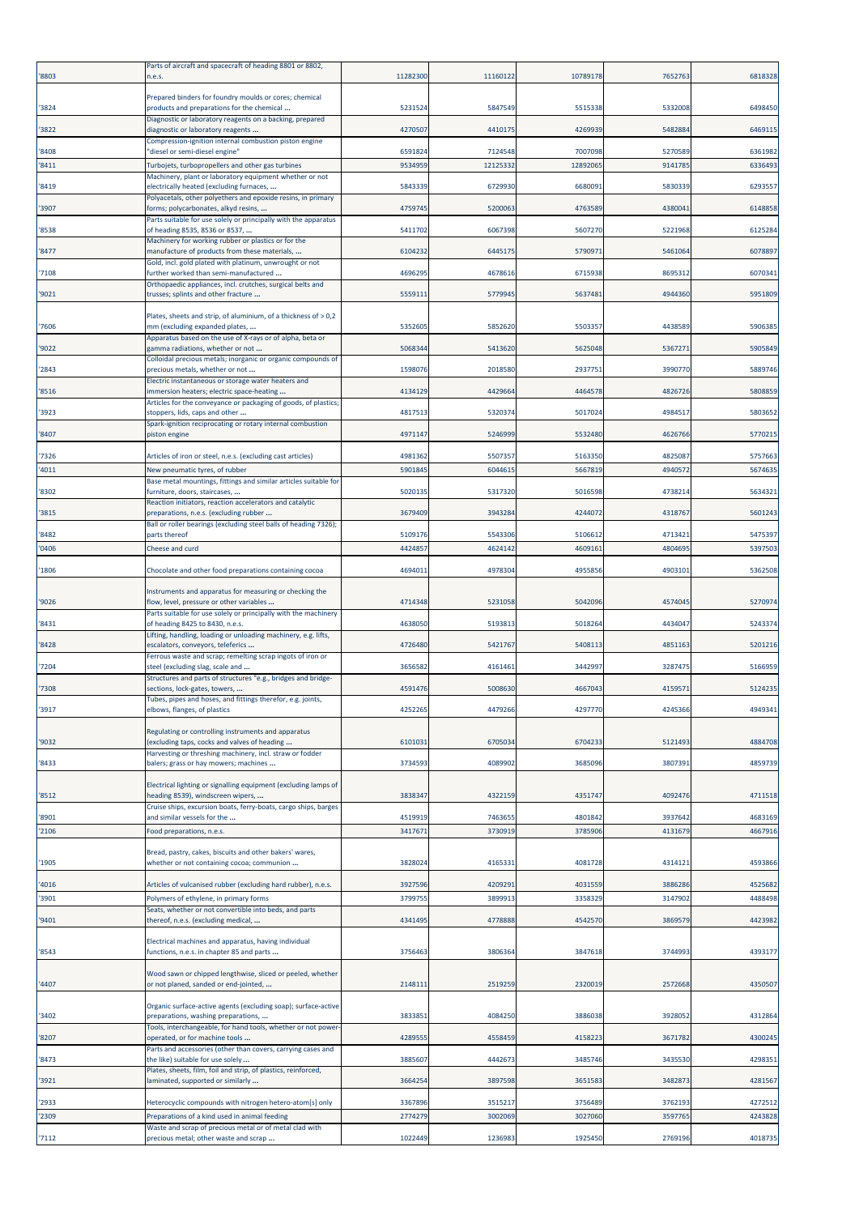| '8803 | Parts of aircraft and spacecraft of heading 8801 or 8802, n.e.s. | 11282300 | 11160122 | 10789178 | 7652763 | 6818328 |
|---|---|---|---|---|---|---|
| '3824 | Prepared binders for foundry moulds or cores; chemical products and preparations for the chemical ... | 5231524 | 5847549 | 5515338 | 5332008 | 6498450 |
| '3822 | Diagnostic or laboratory reagents on a backing, prepared diagnostic or laboratory reagents ... | 4270507 | 4410175 | 4269939 | 5482884 | 6469115 |
| '8408 | Compression-ignition internal combustion piston engine "diesel or semi-diesel engine" | 6591824 | 7124548 | 7007098 | 5270589 | 6361982 |
| '8411 | Turbojets, turbopropellers and other gas turbines | 9534959 | 12125332 | 12892065 | 9141785 | 6336493 |
| '8419 | Machinery, plant or laboratory equipment whether or not electrically heated (excluding furnaces, ... | 5843339 | 6729930 | 6680091 | 5830339 | 6293557 |
| '3907 | Polyacetals, other polyethers and epoxide resins, in primary forms; polycarbonates, alkyd resins, ... | 4759745 | 5200063 | 4763589 | 4380041 | 6148858 |
| '8538 | Parts suitable for use solely or principally with the apparatus of heading 8535, 8536 or 8537, ... | 5411702 | 6067398 | 5607270 | 5221968 | 6125284 |
| '8477 | Machinery for working rubber or plastics or for the manufacture of products from these materials, ... | 6104232 | 6445175 | 5790971 | 5461064 | 6078897 |
| '7108 | Gold, incl. gold plated with platinum, unwrought or not further worked than semi-manufactured ... | 4696295 | 4678616 | 6715938 | 8695312 | 6070341 |
| '9021 | Orthopaedic appliances, incl. crutches, surgical belts and trusses; splints and other fracture ... | 5559111 | 5779945 | 5637481 | 4944360 | 5951809 |
| '7606 | Plates, sheets and strip, of aluminium, of a thickness of > 0,2 mm (excluding expanded plates, ... | 5352605 | 5852620 | 5503357 | 4438589 | 5906385 |
| '9022 | Apparatus based on the use of X-rays or of alpha, beta or gamma radiations, whether or not ... | 5068344 | 5413620 | 5625048 | 5367271 | 5905849 |
| '2843 | Colloidal precious metals; inorganic or organic compounds of precious metals, whether or not ... | 1598076 | 2018580 | 2937751 | 3990770 | 5889746 |
| '8516 | Electric instantaneous or storage water heaters and immersion heaters; electric space-heating ... | 4134129 | 4429664 | 4464578 | 4826726 | 5808859 |
| '3923 | Articles for the conveyance or packaging of goods, of plastics; stoppers, lids, caps and other ... | 4817513 | 5320374 | 5017024 | 4984517 | 5803652 |
| '8407 | Spark-ignition reciprocating or rotary internal combustion piston engine | 4971147 | 5246999 | 5532480 | 4626766 | 5770215 |
| '7326 | Articles of iron or steel, n.e.s. (excluding cast articles) | 4981362 | 5507357 | 5163350 | 4825087 | 5757663 |
| '4011 | New pneumatic tyres, of rubber | 5901845 | 6044615 | 5667819 | 4940572 | 5674635 |
| '8302 | Base metal mountings, fittings and similar articles suitable for furniture, doors, staircases, ... | 5020135 | 5317320 | 5016598 | 4738214 | 5634321 |
| '3815 | Reaction initiators, reaction accelerators and catalytic preparations, n.e.s. (excluding rubber ... | 3679409 | 3943284 | 4244072 | 4318767 | 5601243 |
| '8482 | Ball or roller bearings (excluding steel balls of heading 7326); parts thereof | 5109176 | 5543306 | 5106612 | 4713421 | 5475397 |
| '0406 | Cheese and curd | 4424857 | 4624142 | 4609161 | 4804695 | 5397503 |
| '1806 | Chocolate and other food preparations containing cocoa | 4694011 | 4978304 | 4955856 | 4903101 | 5362508 |
| '9026 | Instruments and apparatus for measuring or checking the flow, level, pressure or other variables ... | 4714348 | 5231058 | 5042096 | 4574045 | 5270974 |
| '8431 | Parts suitable for use solely or principally with the machinery of heading 8425 to 8430, n.e.s. | 4638050 | 5193813 | 5018264 | 4434047 | 5243374 |
| '8428 | Lifting, handling, loading or unloading machinery, e.g. lifts, escalators, conveyors, teleferics ... | 4726480 | 5421767 | 5408113 | 4851163 | 5201216 |
| '7204 | Ferrous waste and scrap; remelting scrap ingots of iron or steel (excluding slag, scale and ... | 3656582 | 4161461 | 3442997 | 3287475 | 5166959 |
| '7308 | Structures and parts of structures "e.g., bridges and bridge-sections, lock-gates, towers, ... | 4591476 | 5008630 | 4667043 | 4159571 | 5124235 |
| '3917 | Tubes, pipes and hoses, and fittings therefor, e.g. joints, elbows, flanges, of plastics | 4252265 | 4479266 | 4297770 | 4245366 | 4949341 |
| '9032 | Regulating or controlling instruments and apparatus (excluding taps, cocks and valves of heading ... | 6101031 | 6705034 | 6704233 | 5121493 | 4884708 |
| '8433 | Harvesting or threshing machinery, incl. straw or fodder balers; grass or hay mowers; machines ... | 3734593 | 4089902 | 3685096 | 3807391 | 4859739 |
| '8512 | Electrical lighting or signalling equipment (excluding lamps of heading 8539), windscreen wipers, ... | 3838347 | 4322159 | 4351747 | 4092476 | 4711518 |
| '8901 | Cruise ships, excursion boats, ferry-boats, cargo ships, barges and similar vessels for the ... | 4519919 | 7463655 | 4801842 | 3937642 | 4683169 |
| '2106 | Food preparations, n.e.s. | 3417671 | 3730919 | 3785906 | 4131679 | 4667916 |
| '1905 | Bread, pastry, cakes, biscuits and other bakers' wares, whether or not containing cocoa; communion ... | 3828024 | 4165331 | 4081728 | 4314121 | 4593866 |
| '4016 | Articles of vulcanised rubber (excluding hard rubber), n.e.s. | 3927596 | 4209291 | 4031559 | 3886286 | 4525682 |
| '3901 | Polymers of ethylene, in primary forms | 3799755 | 3899913 | 3358329 | 3147902 | 4488498 |
| '9401 | Seats, whether or not convertible into beds, and parts thereof, n.e.s. (excluding medical, ... | 4341495 | 4778888 | 4542570 | 3869579 | 4423982 |
| '8543 | Electrical machines and apparatus, having individual functions, n.e.s. in chapter 85 and parts ... | 3756463 | 3806364 | 3847618 | 3744993 | 4393177 |
| '4407 | Wood sawn or chipped lengthwise, sliced or peeled, whether or not planed, sanded or end-jointed, ... | 2148111 | 2519259 | 2320019 | 2572668 | 4350507 |
| '3402 | Organic surface-active agents (excluding soap); surface-active preparations, washing preparations, ... | 3833851 | 4084250 | 3886038 | 3928052 | 4312864 |
| '8207 | Tools, interchangeable, for hand tools, whether or not power-operated, or for machine tools ... | 4289555 | 4558459 | 4158223 | 3671782 | 4300245 |
| '8473 | Parts and accessories (other than covers, carrying cases and the like) suitable for use solely ... | 3885607 | 4442673 | 3485746 | 3435530 | 4298351 |
| '3921 | Plates, sheets, film, foil and strip, of plastics, reinforced, laminated, supported or similarly ... | 3664254 | 3897598 | 3651583 | 3482873 | 4281567 |
| '2933 | Heterocyclic compounds with nitrogen hetero-atom[s] only | 3367896 | 3515217 | 3756489 | 3762193 | 4272512 |
| '2309 | Preparations of a kind used in animal feeding | 2774279 | 3002069 | 3027060 | 3597765 | 4243828 |
| '7112 | Waste and scrap of precious metal or of metal clad with precious metal; other waste and scrap ... | 1022449 | 1236983 | 1925450 | 2769196 | 4018735 |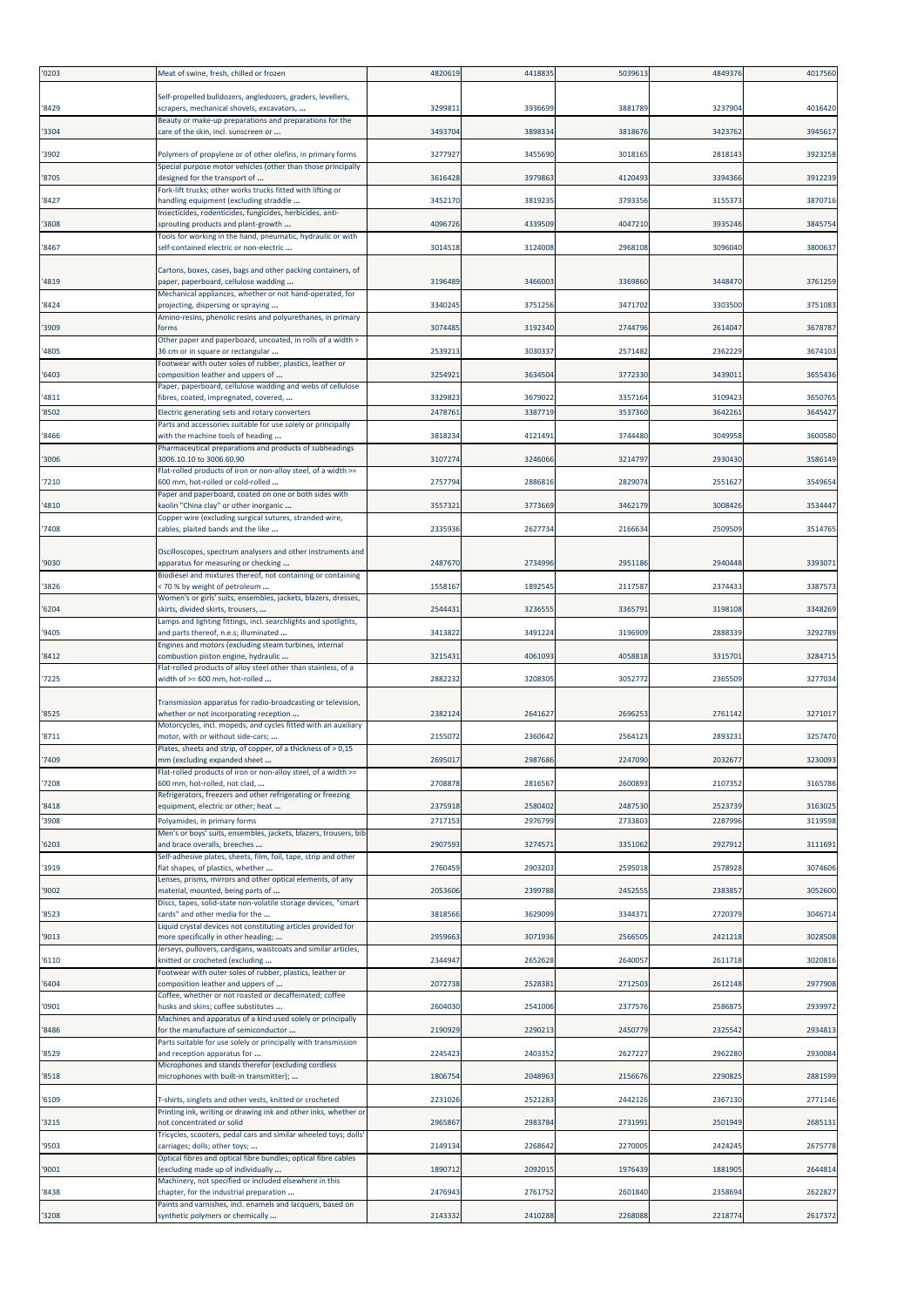| '0203 | Meat of swine, fresh, chilled or frozen | 4820619 | 4418835 | 5039613 | 4849376 | 4017560 |
|---|---|---|---|---|---|---|
| '8429 | Self-propelled bulldozers, angledozers, graders, levellers, scrapers, mechanical shovels, excavators, ... | 3299811 | 3936699 | 3881789 | 3237904 | 4016420 |
| '3304 | Beauty or make-up preparations and preparations for the care of the skin, incl. sunscreen or ... | 3493704 | 3898334 | 3818676 | 3423762 | 3945617 |
| '3902 | Polymers of propylene or of other olefins, in primary forms | 3277927 | 3455690 | 3018165 | 2818143 | 3923258 |
| '8705 | Special purpose motor vehicles (other than those principally designed for the transport of ... | 3616428 | 3979863 | 4120493 | 3394366 | 3912239 |
| '8427 | Fork-lift trucks; other works trucks fitted with lifting or handling equipment (excluding straddle ... | 3452170 | 3819235 | 3793356 | 3155373 | 3870716 |
| '3808 | Insecticides, rodenticides, fungicides, herbicides, anti-sprouting products and plant-growth ... | 4096726 | 4339509 | 4047210 | 3935246 | 3845754 |
| '8467 | Tools for working in the hand, pneumatic, hydraulic or with self-contained electric or non-electric ... | 3014518 | 3124008 | 2968108 | 3096040 | 3800637 |
| '4819 | Cartons, boxes, cases, bags and other packing containers, of paper, paperboard, cellulose wadding ... | 3196489 | 3466003 | 3369860 | 3448470 | 3761259 |
| '8424 | Mechanical appliances, whether or not hand-operated, for projecting, dispersing or spraying ... | 3340245 | 3751256 | 3471702 | 3303500 | 3751083 |
| '3909 | Amino-resins, phenolic resins and polyurethanes, in primary forms | 3074485 | 3192340 | 2744796 | 2614047 | 3678787 |
| '4805 | Other paper and paperboard, uncoated, in rolls of a width > 36 cm or in square or rectangular ... | 2539213 | 3030337 | 2571482 | 2362229 | 3674103 |
| '6403 | Footwear with outer soles of rubber, plastics, leather or composition leather and uppers of ... | 3254921 | 3634504 | 3772330 | 3439011 | 3655436 |
| '4811 | Paper, paperboard, cellulose wadding and webs of cellulose fibres, coated, impregnated, covered, ... | 3329823 | 3679022 | 3357164 | 3109423 | 3650765 |
| '8502 | Electric generating sets and rotary converters | 2478761 | 3387719 | 3537360 | 3642261 | 3645427 |
| '8466 | Parts and accessories suitable for use solely or principally with the machine tools of heading ... | 3818234 | 4121491 | 3744480 | 3049958 | 3600580 |
| '3006 | Pharmaceutical preparations and products of subheadings 3006.10.10 to 3006.60.90 | 3107274 | 3246066 | 3214797 | 2930430 | 3586149 |
| '7210 | Flat-rolled products of iron or non-alloy steel, of a width >= 600 mm, hot-rolled or cold-rolled ... | 2757794 | 2886816 | 2829074 | 2551627 | 3549654 |
| '4810 | Paper and paperboard, coated on one or both sides with kaolin "China clay" or other inorganic ... | 3557321 | 3773669 | 3462179 | 3008426 | 3534447 |
| '7408 | Copper wire (excluding surgical sutures, stranded wire, cables, plaited bands and the like ... | 2335936 | 2627734 | 2166634 | 2509509 | 3514765 |
| '9030 | Oscilloscopes, spectrum analysers and other instruments and apparatus for measuring or checking ... | 2487670 | 2734996 | 2951186 | 2940448 | 3393071 |
| '3826 | Biodiesel and mixtures thereof, not containing or containing < 70 % by weight of petroleum ... | 1558167 | 1892545 | 2117587 | 2374433 | 3387573 |
| '6204 | Women's or girls' suits, ensembles, jackets, blazers, dresses, skirts, divided skirts, trousers, ... | 2544431 | 3236555 | 3365791 | 3198108 | 3348269 |
| '9405 | Lamps and lighting fittings, incl. searchlights and spotlights, and parts thereof, n.e.s; illuminated ... | 3413822 | 3491224 | 3196909 | 2888339 | 3292789 |
| '8412 | Engines and motors (excluding steam turbines, internal combustion piston engine, hydraulic ... | 3215431 | 4061093 | 4058818 | 3315701 | 3284715 |
| '7225 | Flat-rolled products of alloy steel other than stainless, of a width of >= 600 mm, hot-rolled ... | 2882232 | 3208305 | 3052772 | 2365509 | 3277034 |
| '8525 | Transmission apparatus for radio-broadcasting or television, whether or not incorporating reception ... | 2382124 | 2641627 | 2696253 | 2761142 | 3271017 |
| '8711 | Motorcycles, incl. mopeds, and cycles fitted with an auxiliary motor, with or without side-cars; ... | 2155072 | 2360642 | 2564123 | 2893231 | 3257470 |
| '7409 | Plates, sheets and strip, of copper, of a thickness of > 0,15 mm (excluding expanded sheet ... | 2695017 | 2987686 | 2247090 | 2032677 | 3230093 |
| '7208 | Flat-rolled products of iron or non-alloy steel, of a width >= 600 mm, hot-rolled, not clad, ... | 2708878 | 2816567 | 2600893 | 2107352 | 3165786 |
| '8418 | Refrigerators, freezers and other refrigerating or freezing equipment, electric or other; heat ... | 2375918 | 2580402 | 2487530 | 2523739 | 3163025 |
| '3908 | Polyamides, in primary forms | 2717153 | 2976799 | 2733803 | 2287996 | 3119598 |
| '6203 | Men's or boys' suits, ensembles, jackets, blazers, trousers, bib and brace overalls, breeches ... | 2907593 | 3274571 | 3351062 | 2927912 | 3111691 |
| '3919 | Self-adhesive plates, sheets, film, foil, tape, strip and other flat shapes, of plastics, whether ... | 2760459 | 2903203 | 2595018 | 2578928 | 3074606 |
| '9002 | Lenses, prisms, mirrors and other optical elements, of any material, mounted, being parts of ... | 2053606 | 2399788 | 2452555 | 2383857 | 3052600 |
| '8523 | Discs, tapes, solid-state non-volatile storage devices, "smart cards" and other media for the ... | 3818566 | 3629099 | 3344371 | 2720379 | 3046714 |
| '9013 | Liquid crystal devices not constituting articles provided for more specifically in other heading; ... | 2959663 | 3071936 | 2566505 | 2421218 | 3028508 |
| '6110 | Jerseys, pullovers, cardigans, waistcoats and similar articles, knitted or crocheted (excluding ... | 2344947 | 2652628 | 2640057 | 2611718 | 3020816 |
| '6404 | Footwear with outer soles of rubber, plastics, leather or composition leather and uppers of ... | 2072738 | 2528381 | 2712503 | 2612148 | 2977908 |
| '0901 | Coffee, whether or not roasted or decaffeinated; coffee husks and skins; coffee substitutes ... | 2604030 | 2541006 | 2377576 | 2586875 | 2939972 |
| '8486 | Machines and apparatus of a kind used solely or principally for the manufacture of semiconductor ... | 2190929 | 2290213 | 2450779 | 2325542 | 2934813 |
| '8529 | Parts suitable for use solely or principally with transmission and reception apparatus for ... | 2245423 | 2403352 | 2627227 | 2962280 | 2930084 |
| '8518 | Microphones and stands therefor (excluding cordless microphones with built-in transmitter); ... | 1806754 | 2048963 | 2156676 | 2290825 | 2881599 |
| '6109 | T-shirts, singlets and other vests, knitted or crocheted | 2231026 | 2521283 | 2442126 | 2367130 | 2771146 |
| '3215 | Printing ink, writing or drawing ink and other inks, whether or not concentrated or solid | 2965867 | 2983784 | 2731991 | 2501949 | 2685131 |
| '9503 | Tricycles, scooters, pedal cars and similar wheeled toys; dolls' carriages; dolls; other toys; ... | 2149134 | 2268642 | 2270005 | 2424245 | 2675778 |
| '9001 | Optical fibres and optical fibre bundles; optical fibre cables (excluding made up of individually ... | 1890712 | 2092015 | 1976439 | 1881905 | 2644814 |
| '8438 | Machinery, not specified or included elsewhere in this chapter, for the industrial preparation ... | 2476943 | 2761752 | 2601840 | 2358694 | 2622827 |
| '3208 | Paints and varnishes, incl. enamels and lacquers, based on synthetic polymers or chemically ... | 2143332 | 2410288 | 2268088 | 2218774 | 2617372 |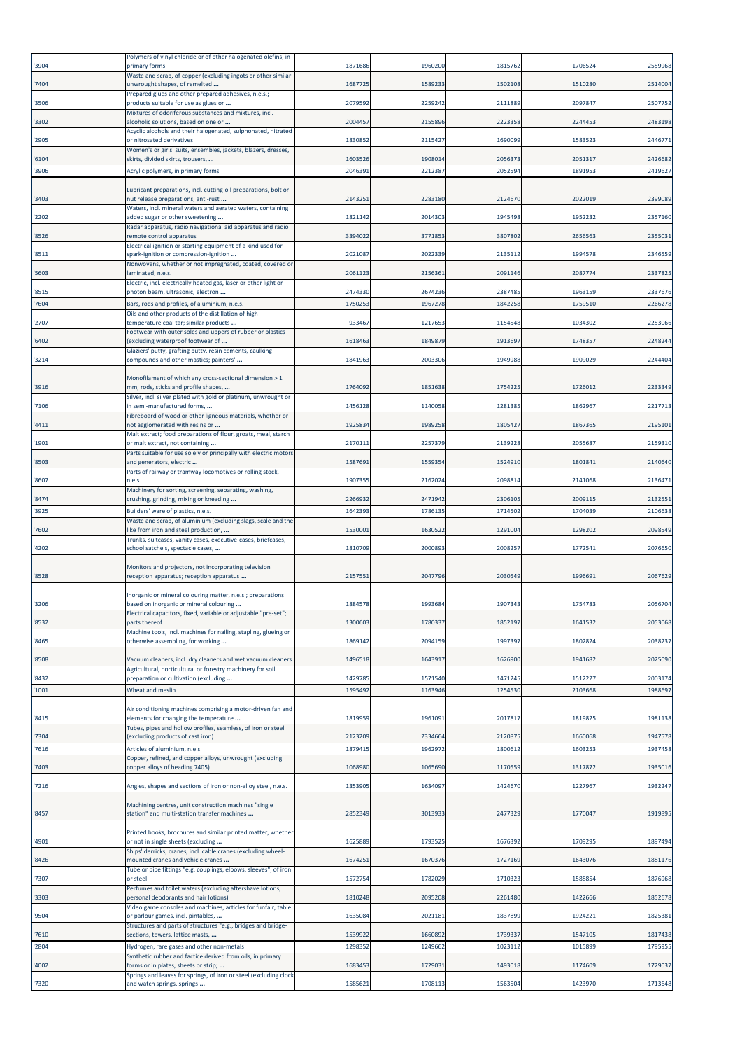| | | | | | | |
|---|---|---|---|---|---|---|
| '3904 | Polymers of vinyl chloride or of other halogenated olefins, in primary forms | 1871686 | 1960200 | 1815762 | 1706524 | 2559968 |
| '7404 | Waste and scrap, of copper (excluding ingots or other similar unwrought shapes, of remelted ... | 1687725 | 1589233 | 1502108 | 1510280 | 2514004 |
| '3506 | Prepared glues and other prepared adhesives, n.e.s.; products suitable for use as glues or ... | 2079592 | 2259242 | 2111889 | 2097847 | 2507752 |
| '3302 | Mixtures of odoriferous substances and mixtures, incl. alcoholic solutions, based on one or ... | 2004457 | 2155896 | 2223358 | 2244453 | 2483198 |
| '2905 | Acyclic alcohols and their halogenated, sulphonated, nitrated or nitrosated derivatives | 1830852 | 2115427 | 1690099 | 1583523 | 2446771 |
| '6104 | Women's or girls' suits, ensembles, jackets, blazers, dresses, skirts, divided skirts, trousers, ... | 1603526 | 1908014 | 2056373 | 2051317 | 2426682 |
| '3906 | Acrylic polymers, in primary forms | 2046391 | 2212387 | 2052594 | 1891953 | 2419627 |
| '3403 | Lubricant preparations, incl. cutting-oil preparations, bolt or nut release preparations, anti-rust ... | 2143251 | 2283180 | 2124670 | 2022019 | 2399089 |
| '2202 | Waters, incl. mineral waters and aerated waters, containing added sugar or other sweetening ... | 1821142 | 2014303 | 1945498 | 1952232 | 2357160 |
| '8526 | Radar apparatus, radio navigational aid apparatus and radio remote control apparatus | 3394022 | 3771853 | 3807802 | 2656563 | 2355031 |
| '8511 | Electrical ignition or starting equipment of a kind used for spark-ignition or compression-ignition ... | 2021087 | 2022339 | 2135112 | 1994578 | 2346559 |
| '5603 | Nonwovens, whether or not impregnated, coated, covered or laminated, n.e.s. | 2061123 | 2156361 | 2091146 | 2087774 | 2337825 |
| '8515 | Electric, incl. electrically heated gas, laser or other light or photon beam, ultrasonic, electron ... | 2474330 | 2674236 | 2387485 | 1963159 | 2337676 |
| '7604 | Bars, rods and profiles, of aluminium, n.e.s. | 1750253 | 1967278 | 1842258 | 1759510 | 2266278 |
| '2707 | Oils and other products of the distillation of high temperature coal tar; similar products ... | 933467 | 1217653 | 1154548 | 1034302 | 2253066 |
| '6402 | Footwear with outer soles and uppers of rubber or plastics (excluding waterproof footwear of ... | 1618463 | 1849879 | 1913697 | 1748357 | 2248244 |
| '3214 | Glaziers' putty, grafting putty, resin cements, caulking compounds and other mastics; painters' ... | 1841963 | 2003306 | 1949988 | 1909029 | 2244404 |
| '3916 | Monofilament of which any cross-sectional dimension > 1 mm, rods, sticks and profile shapes, ... | 1764092 | 1851638 | 1754225 | 1726012 | 2233349 |
| '7106 | Silver, incl. silver plated with gold or platinum, unwrought or in semi-manufactured forms, ... | 1456128 | 1140058 | 1281385 | 1862967 | 2217713 |
| '4411 | Fibreboard of wood or other ligneous materials, whether or not agglomerated with resins or ... | 1925834 | 1989258 | 1805427 | 1867365 | 2195101 |
| '1901 | Malt extract; food preparations of flour, groats, meal, starch or malt extract, not containing ... | 2170111 | 2257379 | 2139228 | 2055687 | 2159310 |
| '8503 | Parts suitable for use solely or principally with electric motors and generators, electric ... | 1587691 | 1559354 | 1524910 | 1801841 | 2140640 |
| '8607 | Parts of railway or tramway locomotives or rolling stock, n.e.s. | 1907355 | 2162024 | 2098814 | 2141068 | 2136471 |
| '8474 | Machinery for sorting, screening, separating, washing, crushing, grinding, mixing or kneading ... | 2266932 | 2471942 | 2306105 | 2009115 | 2132551 |
| '3925 | Builders' ware of plastics, n.e.s. | 1642393 | 1786135 | 1714502 | 1704039 | 2106638 |
| '7602 | Waste and scrap, of aluminium (excluding slags, scale and the like from iron and steel production, ... | 1530001 | 1630522 | 1291004 | 1298202 | 2098549 |
| '4202 | Trunks, suitcases, vanity cases, executive-cases, briefcases, school satchels, spectacle cases, ... | 1810709 | 2000893 | 2008257 | 1772541 | 2076650 |
| '8528 | Monitors and projectors, not incorporating television reception apparatus; reception apparatus ... | 2157551 | 2047796 | 2030549 | 1996691 | 2067629 |
| '3206 | Inorganic or mineral colouring matter, n.e.s.; preparations based on inorganic or mineral colouring ... | 1884578 | 1993684 | 1907343 | 1754783 | 2056704 |
| '8532 | Electrical capacitors, fixed, variable or adjustable "pre-set"; parts thereof | 1300603 | 1780337 | 1852197 | 1641532 | 2053068 |
| '8465 | Machine tools, incl. machines for nailing, stapling, glueing or otherwise assembling, for working ... | 1869142 | 2094159 | 1997397 | 1802824 | 2038237 |
| '8508 | Vacuum cleaners, incl. dry cleaners and wet vacuum cleaners | 1496518 | 1643917 | 1626900 | 1941682 | 2025090 |
| '8432 | Agricultural, horticultural or forestry machinery for soil preparation or cultivation (excluding ... | 1429785 | 1571540 | 1471245 | 1512227 | 2003174 |
| '1001 | Wheat and meslin | 1595492 | 1163946 | 1254530 | 2103668 | 1988697 |
| '8415 | Air conditioning machines comprising a motor-driven fan and elements for changing the temperature ... | 1819959 | 1961091 | 2017817 | 1819825 | 1981138 |
| '7304 | Tubes, pipes and hollow profiles, seamless, of iron or steel (excluding products of cast iron) | 2123209 | 2334664 | 2120875 | 1660068 | 1947578 |
| '7616 | Articles of aluminium, n.e.s. | 1879415 | 1962972 | 1800612 | 1603253 | 1937458 |
| '7403 | Copper, refined, and copper alloys, unwrought (excluding copper alloys of heading 7405) | 1068980 | 1065690 | 1170559 | 1317872 | 1935016 |
| '7216 | Angles, shapes and sections of iron or non-alloy steel, n.e.s. | 1353905 | 1634097 | 1424670 | 1227967 | 1932247 |
| '8457 | Machining centres, unit construction machines "single station" and multi-station transfer machines ... | 2852349 | 3013933 | 2477329 | 1770047 | 1919895 |
| '4901 | Printed books, brochures and similar printed matter, whether or not in single sheets (excluding ... | 1625889 | 1793525 | 1676392 | 1709295 | 1897494 |
| '8426 | Ships' derricks; cranes, incl. cable cranes (excluding wheel-mounted cranes and vehicle cranes ... | 1674251 | 1670376 | 1727169 | 1643076 | 1881176 |
| '7307 | Tube or pipe fittings "e.g. couplings, elbows, sleeves", of iron or steel | 1572754 | 1782029 | 1710323 | 1588854 | 1876968 |
| '3303 | Perfumes and toilet waters (excluding aftershave lotions, personal deodorants and hair lotions) | 1810248 | 2095208 | 2261480 | 1422666 | 1852678 |
| '9504 | Video game consoles and machines, articles for funfair, table or parlour games, incl. pintables, ... | 1635084 | 2021181 | 1837899 | 1924221 | 1825381 |
| '7610 | Structures and parts of structures "e.g., bridges and bridge-sections, towers, lattice masts, ... | 1539922 | 1660892 | 1739337 | 1547105 | 1817438 |
| '2804 | Hydrogen, rare gases and other non-metals | 1298352 | 1249662 | 1023112 | 1015899 | 1795955 |
| '4002 | Synthetic rubber and factice derived from oils, in primary forms or in plates, sheets or strip; ... | 1683453 | 1729031 | 1493018 | 1174609 | 1729037 |
| '7320 | Springs and leaves for springs, of iron or steel (excluding clock and watch springs, springs ... | 1585621 | 1708113 | 1563504 | 1423970 | 1713648 |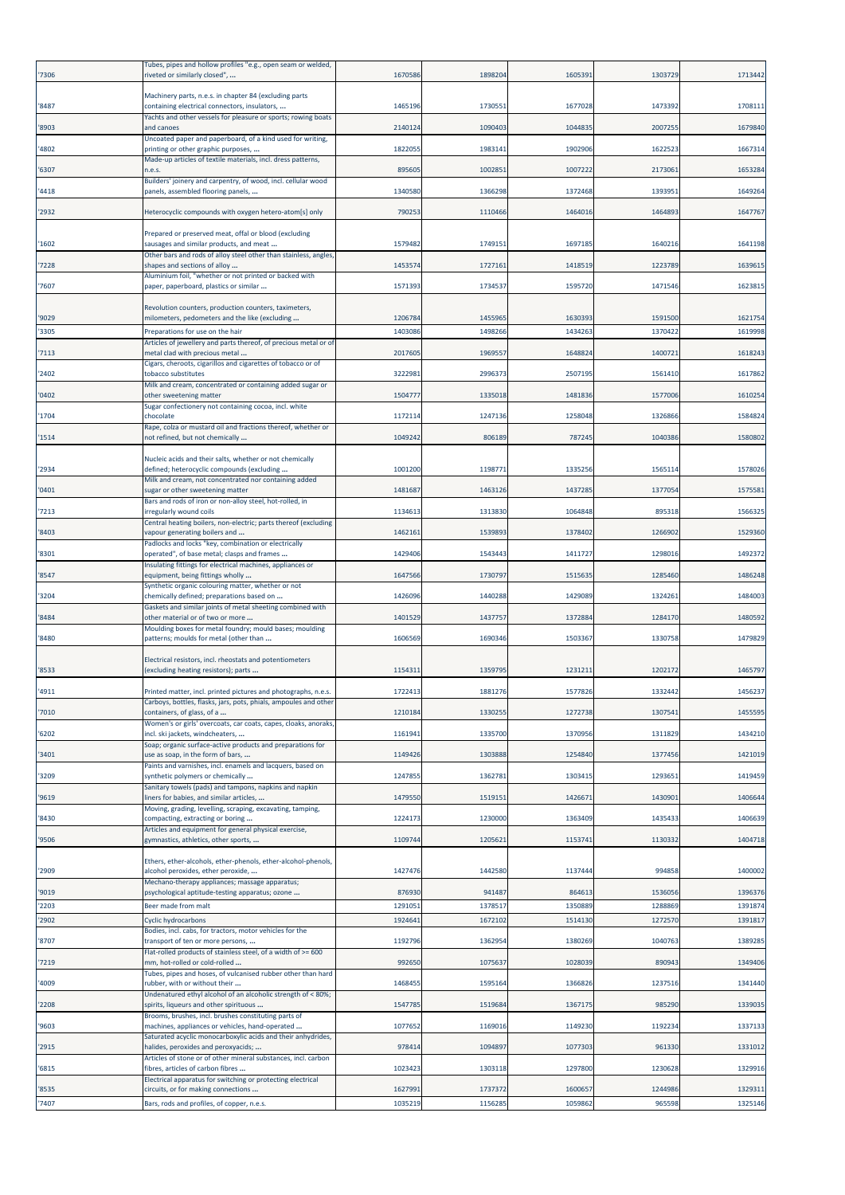| | | | | | | |
|---|---|---|---|---|---|---|
| '7306 | Tubes, pipes and hollow profiles "e.g., open seam or welded, riveted or similarly closed", ... | 1670586 | 1898204 | 1605391 | 1303729 | 1713442 |
| '8487 | Machinery parts, n.e.s. in chapter 84 (excluding parts containing electrical connectors, insulators, ... | 1465196 | 1730551 | 1677028 | 1473392 | 1708111 |
| '8903 | Yachts and other vessels for pleasure or sports; rowing boats and canoes | 2140124 | 1090403 | 1044835 | 2007255 | 1679840 |
| '4802 | Uncoated paper and paperboard, of a kind used for writing, printing or other graphic purposes, ... | 1822055 | 1983141 | 1902906 | 1622523 | 1667314 |
| '6307 | Made-up articles of textile materials, incl. dress patterns, n.e.s. | 895605 | 1002851 | 1007222 | 2173061 | 1653284 |
| '4418 | Builders' joinery and carpentry, of wood, incl. cellular wood panels, assembled flooring panels, ... | 1340580 | 1366298 | 1372468 | 1393951 | 1649264 |
| '2932 | Heterocyclic compounds with oxygen hetero-atom[s] only | 790253 | 1110466 | 1464016 | 1464893 | 1647767 |
| '1602 | Prepared or preserved meat, offal or blood (excluding sausages and similar products, and meat ... | 1579482 | 1749151 | 1697185 | 1640216 | 1641198 |
| '7228 | Other bars and rods of alloy steel other than stainless, angles, shapes and sections of alloy ... | 1453574 | 1727161 | 1418519 | 1223789 | 1639615 |
| '7607 | Aluminium foil, "whether or not printed or backed with paper, paperboard, plastics or similar ... | 1571393 | 1734537 | 1595720 | 1471546 | 1623815 |
| '9029 | Revolution counters, production counters, taximeters, milometers, pedometers and the like (excluding ... | 1206784 | 1455965 | 1630393 | 1591500 | 1621754 |
| '3305 | Preparations for use on the hair | 1403086 | 1498266 | 1434263 | 1370422 | 1619998 |
| '7113 | Articles of jewellery and parts thereof, of precious metal or of metal clad with precious metal ... | 2017605 | 1969557 | 1648824 | 1400721 | 1618243 |
| '2402 | Cigars, cheroots, cigarillos and cigarettes of tobacco or of tobacco substitutes | 3222981 | 2996373 | 2507195 | 1561410 | 1617862 |
| '0402 | Milk and cream, concentrated or containing added sugar or other sweetening matter | 1504777 | 1335018 | 1481836 | 1577006 | 1610254 |
| '1704 | Sugar confectionery not containing cocoa, incl. white chocolate | 1172114 | 1247136 | 1258048 | 1326866 | 1584824 |
| '1514 | Rape, colza or mustard oil and fractions thereof, whether or not refined, but not chemically ... | 1049242 | 806189 | 787245 | 1040386 | 1580802 |
| '2934 | Nucleic acids and their salts, whether or not chemically defined; heterocyclic compounds (excluding ... | 1001200 | 1198771 | 1335256 | 1565114 | 1578026 |
| '0401 | Milk and cream, not concentrated nor containing added sugar or other sweetening matter | 1481687 | 1463126 | 1437285 | 1377054 | 1575581 |
| '7213 | Bars and rods of iron or non-alloy steel, hot-rolled, in irregularly wound coils | 1134613 | 1313830 | 1064848 | 895318 | 1566325 |
| '8403 | Central heating boilers, non-electric; parts thereof (excluding vapour generating boilers and ... | 1462161 | 1539893 | 1378402 | 1266902 | 1529360 |
| '8301 | Padlocks and locks "key, combination or electrically operated", of base metal; clasps and frames ... | 1429406 | 1543443 | 1411727 | 1298016 | 1492372 |
| '8547 | Insulating fittings for electrical machines, appliances or equipment, being fittings wholly ... | 1647566 | 1730797 | 1515635 | 1285460 | 1486248 |
| '3204 | Synthetic organic colouring matter, whether or not chemically defined; preparations based on ... | 1426096 | 1440288 | 1429089 | 1324261 | 1484003 |
| '8484 | Gaskets and similar joints of metal sheeting combined with other material or of two or more ... | 1401529 | 1437757 | 1372884 | 1284170 | 1480592 |
| '8480 | Moulding boxes for metal foundry; mould bases; moulding patterns; moulds for metal (other than ... | 1606569 | 1690346 | 1503367 | 1330758 | 1479829 |
| '8533 | Electrical resistors, incl. rheostats and potentiometers (excluding heating resistors); parts ... | 1154311 | 1359795 | 1231211 | 1202172 | 1465797 |
| '4911 | Printed matter, incl. printed pictures and photographs, n.e.s. | 1722413 | 1881276 | 1577826 | 1332442 | 1456237 |
| '7010 | Carboys, bottles, flasks, jars, pots, phials, ampoules and other containers, of glass, of a ... | 1210184 | 1330255 | 1272738 | 1307541 | 1455595 |
| '6202 | Women's or girls' overcoats, car coats, capes, cloaks, anoraks, incl. ski jackets, windcheaters, ... | 1161941 | 1335700 | 1370956 | 1311829 | 1434210 |
| '3401 | Soap; organic surface-active products and preparations for use as soap, in the form of bars, ... | 1149426 | 1303888 | 1254840 | 1377456 | 1421019 |
| '3209 | Paints and varnishes, incl. enamels and lacquers, based on synthetic polymers or chemically ... | 1247855 | 1362781 | 1303415 | 1293651 | 1419459 |
| '9619 | Sanitary towels (pads) and tampons, napkins and napkin liners for babies, and similar articles, ... | 1479550 | 1519151 | 1426671 | 1430901 | 1406644 |
| '8430 | Moving, grading, levelling, scraping, excavating, tamping, compacting, extracting or boring ... | 1224173 | 1230000 | 1363409 | 1435433 | 1406639 |
| '9506 | Articles and equipment for general physical exercise, gymnastics, athletics, other sports, ... | 1109744 | 1205621 | 1153741 | 1130332 | 1404718 |
| '2909 | Ethers, ether-alcohols, ether-phenols, ether-alcohol-phenols, alcohol peroxides, ether peroxide, ... | 1427476 | 1442580 | 1137444 | 994858 | 1400002 |
| '9019 | Mechano-therapy appliances; massage apparatus; psychological aptitude-testing apparatus; ozone ... | 876930 | 941487 | 864613 | 1536056 | 1396376 |
| '2203 | Beer made from malt | 1291051 | 1378517 | 1350889 | 1288869 | 1391874 |
| '2902 | Cyclic hydrocarbons | 1924641 | 1672102 | 1514130 | 1272570 | 1391817 |
| '8707 | Bodies, incl. cabs, for tractors, motor vehicles for the transport of ten or more persons, ... | 1192796 | 1362954 | 1380269 | 1040763 | 1389285 |
| '7219 | Flat-rolled products of stainless steel, of a width of >= 600 mm, hot-rolled or cold-rolled ... | 992650 | 1075637 | 1028039 | 890943 | 1349406 |
| '4009 | Tubes, pipes and hoses, of vulcanised rubber other than hard rubber, with or without their ... | 1468455 | 1595164 | 1366826 | 1237516 | 1341440 |
| '2208 | Undenatured ethyl alcohol of an alcoholic strength of < 80%; spirits, liqueurs and other spirituous ... | 1547785 | 1519684 | 1367175 | 985290 | 1339035 |
| '9603 | Brooms, brushes, incl. brushes constituting parts of machines, appliances or vehicles, hand-operated ... | 1077652 | 1169016 | 1149230 | 1192234 | 1337133 |
| '2915 | Saturated acyclic monocarboxylic acids and their anhydrides, halides, peroxides and peroxyacids; ... | 978414 | 1094897 | 1077303 | 961330 | 1331012 |
| '6815 | Articles of stone or of other mineral substances, incl. carbon fibres, articles of carbon fibres ... | 1023423 | 1303118 | 1297800 | 1230628 | 1329916 |
| '8535 | Electrical apparatus for switching or protecting electrical circuits, or for making connections ... | 1627991 | 1737372 | 1600657 | 1244986 | 1329311 |
| '7407 | Bars, rods and profiles, of copper, n.e.s. | 1035219 | 1156285 | 1059862 | 965598 | 1325146 |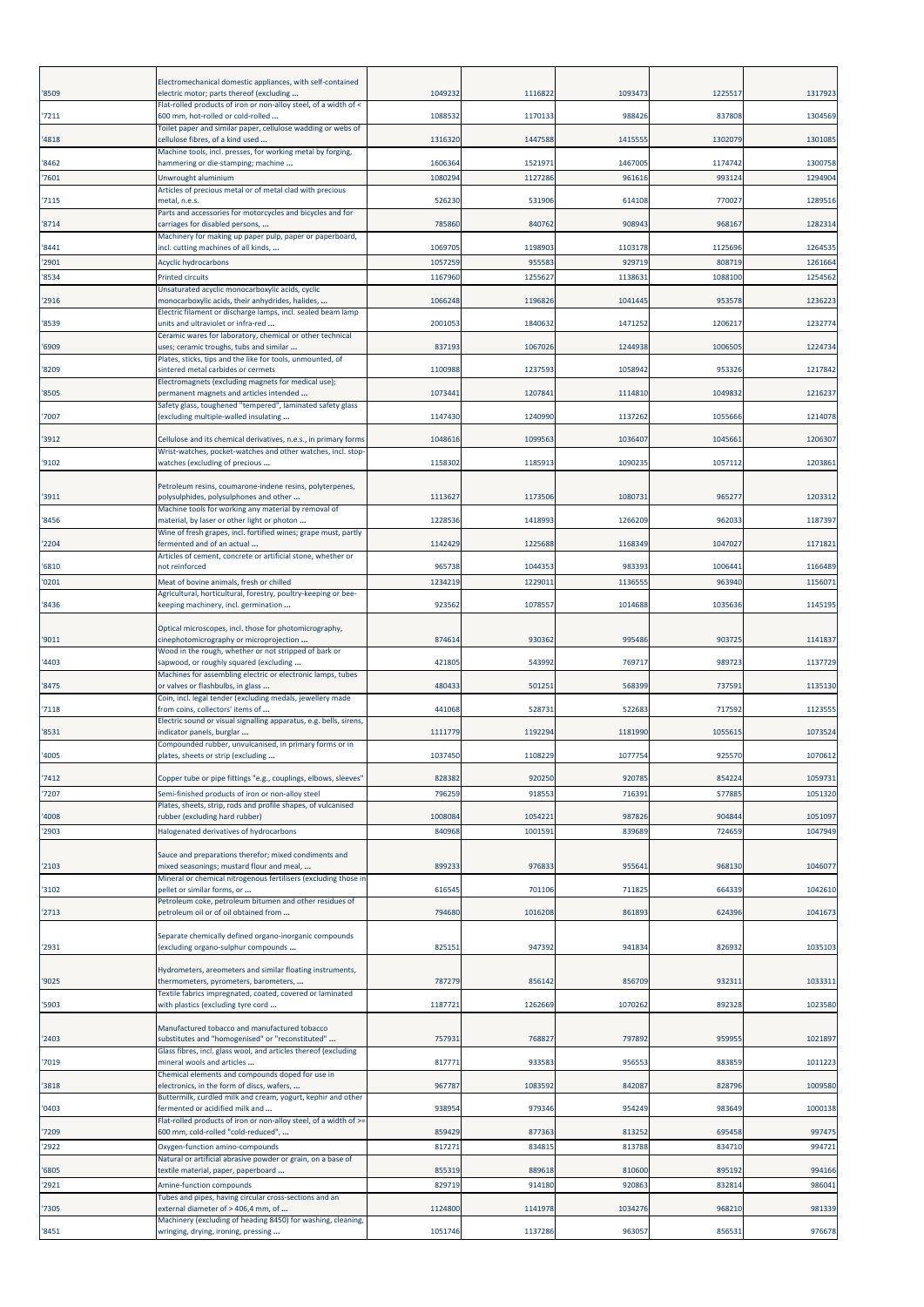| | | | | | | |
|---|---|---|---|---|---|---|
| '8509 | Electromechanical domestic appliances, with self-contained electric motor; parts thereof (excluding ... | 1049232 | 1116822 | 1093473 | 1225517 | 1317923 |
| '7211 | Flat-rolled products of iron or non-alloy steel, of a width of < 600 mm, hot-rolled or cold-rolled ... | 1088532 | 1170133 | 988426 | 837808 | 1304569 |
| '4818 | Toilet paper and similar paper, cellulose wadding or webs of cellulose fibres, of a kind used ... | 1316320 | 1447588 | 1415555 | 1302079 | 1301085 |
| '8462 | Machine tools, incl. presses, for working metal by forging, hammering or die-stamping; machine ... | 1606364 | 1521971 | 1467005 | 1174742 | 1300758 |
| '7601 | Unwrought aluminium | 1080294 | 1127286 | 961616 | 993124 | 1294904 |
| '7115 | Articles of precious metal or of metal clad with precious metal, n.e.s. | 526230 | 531906 | 614108 | 770027 | 1289516 |
| '8714 | Parts and accessories for motorcycles and bicycles and for carriages for disabled persons, ... | 785860 | 840762 | 908943 | 968167 | 1282314 |
| '8441 | Machinery for making up paper pulp, paper or paperboard, incl. cutting machines of all kinds, ... | 1069705 | 1198903 | 1103178 | 1125696 | 1264535 |
| '2901 | Acyclic hydrocarbons | 1057259 | 955583 | 929719 | 808719 | 1261664 |
| '8534 | Printed circuits | 1167960 | 1255627 | 1138631 | 1088100 | 1254562 |
| '2916 | Unsaturated acyclic monocarboxylic acids, cyclic monocarboxylic acids, their anhydrides, halides, ... | 1066248 | 1196826 | 1041445 | 953578 | 1236223 |
| '8539 | Electric filament or discharge lamps, incl. sealed beam lamp units and ultraviolet or infra-red ... | 2001053 | 1840632 | 1471252 | 1206217 | 1232774 |
| '6909 | Ceramic wares for laboratory, chemical or other technical uses; ceramic troughs, tubs and similar ... | 837193 | 1067026 | 1244938 | 1006505 | 1224734 |
| '8209 | Plates, sticks, tips and the like for tools, unmounted, of sintered metal carbides or cermets | 1100988 | 1237593 | 1058942 | 953326 | 1217842 |
| '8505 | Electromagnets (excluding magnets for medical use); permanent magnets and articles intended ... | 1073441 | 1207841 | 1114810 | 1049832 | 1216237 |
| '7007 | Safety glass, toughened "tempered", laminated safety glass (excluding multiple-walled insulating ... | 1147430 | 1240990 | 1137262 | 1055666 | 1214078 |
| '3912 | Cellulose and its chemical derivatives, n.e.s., in primary forms | 1048616 | 1099563 | 1036407 | 1045661 | 1206307 |
| '9102 | Wrist-watches, pocket-watches and other watches, incl. stop-watches (excluding of precious ... | 1158302 | 1185913 | 1090235 | 1057112 | 1203861 |
| '3911 | Petroleum resins, coumarone-indene resins, polyterpenes, polysulphides, polysulphones and other ... | 1113627 | 1173506 | 1080731 | 965277 | 1203312 |
| '8456 | Machine tools for working any material by removal of material, by laser or other light or photon ... | 1228536 | 1418993 | 1266209 | 962033 | 1187397 |
| '2204 | Wine of fresh grapes, incl. fortified wines; grape must, partly fermented and of an actual ... | 1142429 | 1225688 | 1168349 | 1047027 | 1171821 |
| '6810 | Articles of cement, concrete or artificial stone, whether or not reinforced | 965738 | 1044353 | 983393 | 1006441 | 1166489 |
| '0201 | Meat of bovine animals, fresh or chilled | 1234219 | 1229011 | 1136555 | 963940 | 1156071 |
| '8436 | Agricultural, horticultural, forestry, poultry-keeping or bee-keeping machinery, incl. germination ... | 923562 | 1078557 | 1014688 | 1035636 | 1145195 |
| '9011 | Optical microscopes, incl. those for photomicrography, cinephotomicrography or microprojection ... | 874614 | 930362 | 995486 | 903725 | 1141837 |
| '4403 | Wood in the rough, whether or not stripped of bark or sapwood, or roughly squared (excluding ... | 421805 | 543992 | 769717 | 989723 | 1137729 |
| '8475 | Machines for assembling electric or electronic lamps, tubes or valves or flashbulbs, in glass ... | 480433 | 501251 | 568399 | 737591 | 1135130 |
| '7118 | Coin, incl. legal tender (excluding medals, jewellery made from coins, collectors' items of ... | 441068 | 528731 | 522683 | 717592 | 1123555 |
| '8531 | Electric sound or visual signalling apparatus, e.g. bells, sirens, indicator panels, burglar ... | 1111779 | 1192294 | 1181990 | 1055615 | 1073524 |
| '4005 | Compounded rubber, unvulcanised, in primary forms or in plates, sheets or strip (excluding ... | 1037450 | 1108229 | 1077754 | 925570 | 1070612 |
| '7412 | Copper tube or pipe fittings "e.g., couplings, elbows, sleeves" | 828382 | 920250 | 920785 | 854224 | 1059731 |
| '7207 | Semi-finished products of iron or non-alloy steel | 796259 | 918553 | 716391 | 577885 | 1051320 |
| '4008 | Plates, sheets, strip, rods and profile shapes, of vulcanised rubber (excluding hard rubber) | 1008084 | 1054221 | 987826 | 904844 | 1051097 |
| '2903 | Halogenated derivatives of hydrocarbons | 840968 | 1001591 | 839689 | 724659 | 1047949 |
| '2103 | Sauce and preparations therefor; mixed condiments and mixed seasonings; mustard flour and meal, ... | 899233 | 976833 | 955641 | 968130 | 1046077 |
| '3102 | Mineral or chemical nitrogenous fertilisers (excluding those in pellet or similar forms, or ... | 616545 | 701106 | 711825 | 664339 | 1042610 |
| '2713 | Petroleum coke, petroleum bitumen and other residues of petroleum oil or of oil obtained from ... | 794680 | 1016208 | 861893 | 624396 | 1041673 |
| '2931 | Separate chemically defined organo-inorganic compounds (excluding organo-sulphur compounds ... | 825151 | 947392 | 941834 | 826932 | 1035103 |
| '9025 | Hydrometers, areometers and similar floating instruments, thermometers, pyrometers, barometers, ... | 787279 | 856142 | 856709 | 932311 | 1033311 |
| '5903 | Textile fabrics impregnated, coated, covered or laminated with plastics (excluding tyre cord ... | 1187721 | 1262669 | 1070262 | 892328 | 1023580 |
| '2403 | Manufactured tobacco and manufactured tobacco substitutes and "homogenised" or "reconstituted" ... | 757931 | 768827 | 797892 | 959955 | 1021897 |
| '7019 | Glass fibres, incl. glass wool, and articles thereof (excluding mineral wools and articles ... | 817771 | 933583 | 956553 | 883859 | 1011223 |
| '3818 | Chemical elements and compounds doped for use in electronics, in the form of discs, wafers, ... | 967787 | 1083592 | 842087 | 828796 | 1009580 |
| '0403 | Buttermilk, curdled milk and cream, yogurt, kephir and other fermented or acidified milk and ... | 938954 | 979346 | 954249 | 983649 | 1000138 |
| '7209 | Flat-rolled products of iron or non-alloy steel, of a width of >= 600 mm, cold-rolled "cold-reduced", ... | 859429 | 877363 | 813252 | 695458 | 997475 |
| '2922 | Oxygen-function amino-compounds | 817271 | 834815 | 813788 | 834710 | 994721 |
| '6805 | Natural or artificial abrasive powder or grain, on a base of textile material, paper, paperboard ... | 855319 | 889618 | 810600 | 895192 | 994166 |
| '2921 | Amine-function compounds | 829719 | 914180 | 920863 | 832814 | 986041 |
| '7305 | Tubes and pipes, having circular cross-sections and an external diameter of > 406,4 mm, of ... | 1124800 | 1141978 | 1034276 | 968210 | 981339 |
| '8451 | Machinery (excluding of heading 8450) for washing, cleaning, wringing, drying, ironing, pressing ... | 1051746 | 1137286 | 963057 | 856531 | 976678 |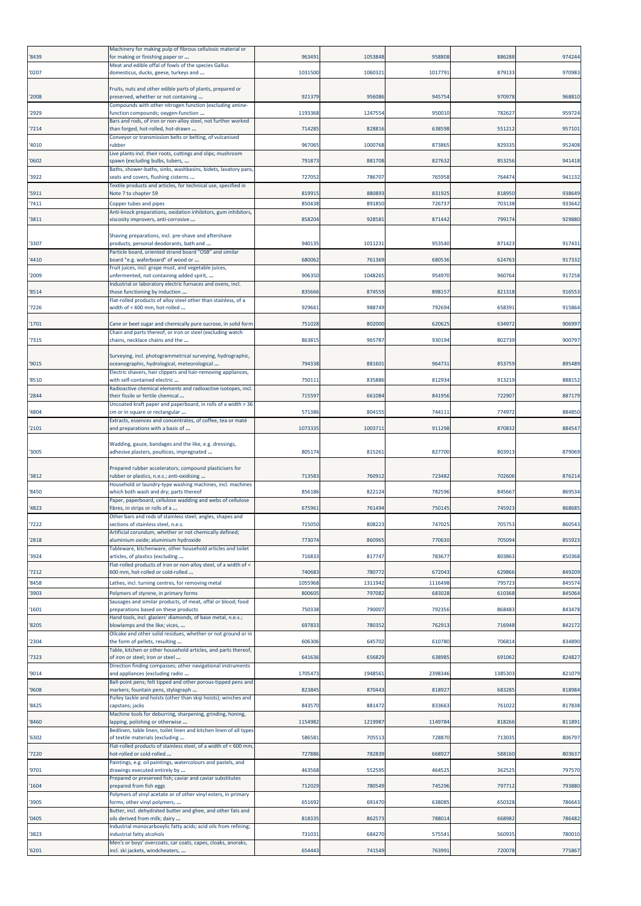| | | | | | | |
|---|---|---|---|---|---|---|
| '8439 | Machinery for making pulp of fibrous cellulosic material or for making or finishing paper or ... | 963491 | 1053848 | 958808 | 886288 | 974244 |
| '0207 | Meat and edible offal of fowls of the species Gallus domesticus, ducks, geese, turkeys and ... | 1031500 | 1060321 | 1017791 | 879133 | 970983 |
| '2008 | Fruits, nuts and other edible parts of plants, prepared or preserved, whether or not containing ... | 921379 | 956086 | 945754 | 970978 | 968810 |
| '2929 | Compounds with other nitrogen function (excluding amine-function compounds; oxygen-function ... | 1193368 | 1247554 | 950010 | 782627 | 959724 |
| '7214 | Bars and rods, of iron or non-alloy steel, not further worked than forged, hot-rolled, hot-drawn ... | 714285 | 828816 | 638598 | 551212 | 957101 |
| '4010 | Conveyor or transmission belts or belting, of vulcanised rubber | 967065 | 1000768 | 873865 | 829335 | 952408 |
| '0602 | Live plants incl. their roots, cuttings and slips; mushroom spawn (excluding bulbs, tubers, ... | 791873 | 881708 | 827632 | 853256 | 941418 |
| '3922 | Baths, shower-baths, sinks, washbasins, bidets, lavatory pans, seats and covers, flushing cisterns ... | 727052 | 786707 | 765958 | 764474 | 941132 |
| '5911 | Textile products and articles, for technical use, specified in Note 7 to chapter 59 | 819915 | 880893 | 831925 | 818950 | 938649 |
| '7411 | Copper tubes and pipes | 850438 | 891850 | 726737 | 703138 | 933642 |
| '3811 | Anti-knock preparations, oxidation inhibitors, gum inhibitors, viscosity improvers, anti-corrosive ... | 858204 | 928581 | 871442 | 799174 | 929880 |
| '3307 | Shaving preparations, incl. pre-shave and aftershave products, personal deodorants, bath and ... | 940135 | 1011231 | 953540 | 871423 | 917431 |
| '4410 | Particle board, oriented strand board "OSB" and similar board "e.g. waferboard" of wood or ... | 680062 | 761369 | 680536 | 624763 | 917332 |
| '2009 | Fruit juices, incl. grape must, and vegetable juices, unfermented, not containing added spirit, ... | 906350 | 1048265 | 954970 | 960764 | 917258 |
| '8514 | Industrial or laboratory electric furnaces and ovens, incl. those functioning by induction ... | 835666 | 874559 | 898157 | 821318 | 916553 |
| '7226 | Flat-rolled products of alloy steel other than stainless, of a width of < 600 mm, hot-rolled ... | 929661 | 988749 | 792694 | 658391 | 915864 |
| '1701 | Cane or beet sugar and chemically pure sucrose, in solid form | 751028 | 802000 | 620625 | 634972 | 906997 |
| '7315 | Chain and parts thereof, or iron or steel (excluding watch chains, necklace chains and the ... | 863815 | 965787 | 930194 | 802739 | 900797 |
| '9015 | Surveying, incl. photogrammetrical surveying, hydrographic, oceanographic, hydrological, meteorological ... | 794338 | 881601 | 964731 | 853759 | 895489 |
| '8510 | Electric shavers, hair clippers and hair-removing appliances, with self-contained electric ... | 750111 | 835886 | 812934 | 913219 | 888152 |
| '2844 | Radioactive chemical elements and radioactive isotopes, incl. their fissile or fertile chemical ... | 715597 | 661084 | 841956 | 722907 | 887179 |
| '4804 | Uncoated kraft paper and paperboard, in rolls of a width > 36 cm or in square or rectangular ... | 571386 | 804155 | 744111 | 774972 | 884850 |
| '2101 | Extracts, essences and concentrates, of coffee, tea or maté and preparations with a basis of ... | 1073335 | 1003711 | 911298 | 870832 | 884547 |
| '3005 | Wadding, gauze, bandages and the like, e.g. dressings, adhesive plasters, poultices, impregnated ... | 805174 | 815261 | 827700 | 803913 | 879069 |
| '3812 | Prepared rubber accelerators; compound plasticisers for rubber or plastics, n.e.s.; anti-oxidising ... | 713583 | 760912 | 723482 | 702606 | 876214 |
| '8450 | Household or laundry-type washing machines, incl. machines which both wash and dry; parts thereof | 856186 | 822124 | 782596 | 845667 | 869534 |
| '4823 | Paper, paperboard, cellulose wadding and webs of cellulose fibres, in strips or rolls of a ... | 675961 | 761494 | 750145 | 745923 | 868685 |
| '7222 | Other bars and rods of stainless steel; angles, shapes and sections of stainless steel, n.e.s. | 715050 | 808223 | 747025 | 705753 | 860543 |
| '2818 | Artificial corundum, whether or not chemically defined; aluminium oxide; aluminium hydroxide | 773074 | 860965 | 770630 | 705094 | 855923 |
| '3924 | Tableware, kitchenware, other household articles and toilet articles, of plastics (excluding ... | 716833 | 817747 | 783677 | 803863 | 850368 |
| '7212 | Flat-rolled products of iron or non-alloy steel, of a width of < 600 mm, hot-rolled or cold-rolled ... | 740683 | 780772 | 672043 | 629866 | 849209 |
| '8458 | Lathes, incl. turning centres, for removing metal | 1055968 | 1311942 | 1116498 | 795723 | 845574 |
| '3903 | Polymers of styrene, in primary forms | 800605 | 797082 | 683028 | 610368 | 845064 |
| '1601 | Sausages and similar products, of meat, offal or blood; food preparations based on these products | 750338 | 790007 | 792356 | 868483 | 843478 |
| '8205 | Hand tools, incl. glaziers' diamonds, of base metal, n.e.s.; blowlamps and the like; vices, ... | 697833 | 780352 | 762913 | 716948 | 842172 |
| '2304 | Oilcake and other solid residues, whether or not ground or in the form of pellets, resulting ... | 606306 | 645702 | 610780 | 706814 | 834890 |
| '7323 | Table, kitchen or other household articles, and parts thereof, of iron or steel; iron or steel ... | 641636 | 656829 | 638985 | 691062 | 824827 |
| '9014 | Direction finding compasses; other navigational instruments and appliances (excluding radio ... | 1705473 | 1948561 | 2398346 | 1385303 | 821079 |
| '9608 | Ball-point pens; felt tipped and other porous-tipped pens and markers; fountain pens, stylograph ... | 823845 | 870443 | 818927 | 683285 | 818984 |
| '8425 | Pulley tackle and hoists (other than skip hoists); winches and capstans; jacks | 843570 | 881472 | 833663 | 761022 | 817838 |
| '8460 | Machine tools for deburring, sharpening, grinding, honing, lapping, polishing or otherwise ... | 1154982 | 1219987 | 1149784 | 818266 | 811891 |
| '6302 | Bedlinen, table linen, toilet linen and kitchen linen of all types of textile materials (excluding ... | 586581 | 705513 | 728870 | 713035 | 806797 |
| '7220 | Flat-rolled products of stainless steel, of a width of < 600 mm, hot-rolled or cold-rolled ... | 727886 | 782839 | 668927 | 588160 | 803637 |
| '9701 | Paintings, e.g. oil paintings, watercolours and pastels, and drawings executed entirely by ... | 463568 | 552595 | 464525 | 362525 | 797570 |
| '1604 | Prepared or preserved fish; caviar and caviar substitutes prepared from fish eggs | 712029 | 780549 | 745296 | 797712 | 793880 |
| '3905 | Polymers of vinyl acetate or of other vinyl esters, in primary forms; other vinyl polymers, ... | 651692 | 691470 | 638085 | 650328 | 786643 |
| '0405 | Butter, incl. dehydrated butter and ghee, and other fats and oils derived from milk; dairy ... | 818335 | 862573 | 788014 | 668982 | 786482 |
| '3823 | Industrial monocarboxylic fatty acids; acid oils from refining; industrial fatty alcohols | 731031 | 684270 | 575541 | 560935 | 780010 |
| '6201 | Men's or boys' overcoats, car coats, capes, cloaks, anoraks, incl. ski jackets, windcheaters, ... | 654443 | 741549 | 763991 | 720078 | 775867 |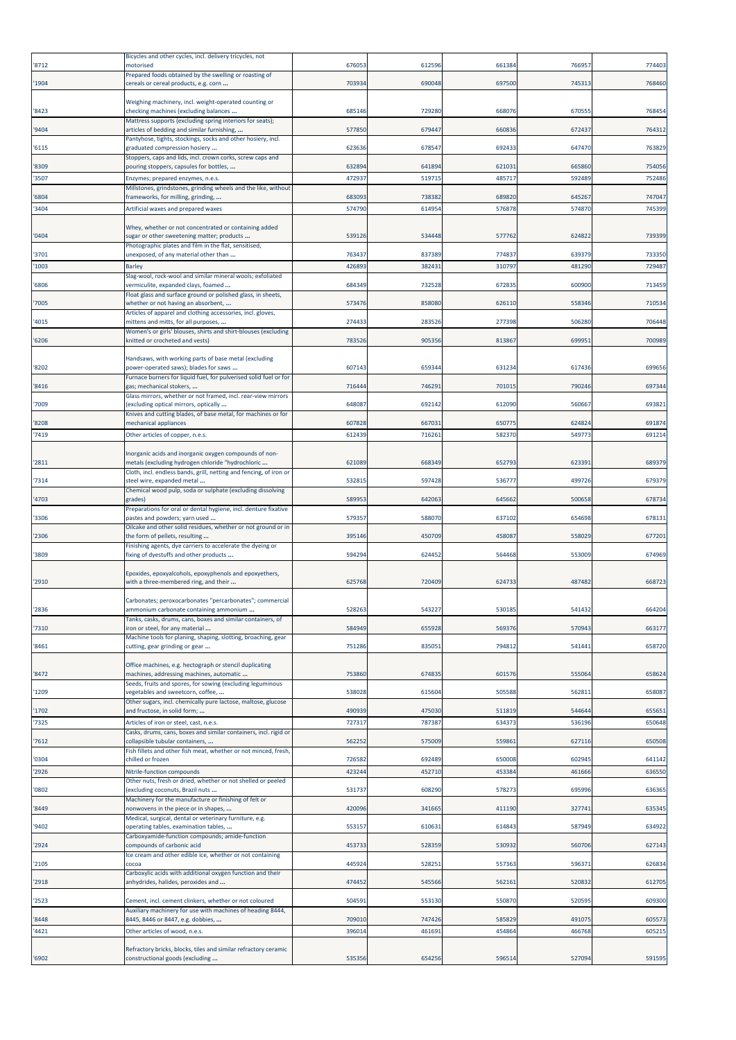| '8712 | Bicycles and other cycles, incl. delivery tricycles, not motorised | 676053 | 612596 | 661384 | 766957 | 774403 |
|---|---|---|---|---|---|---|
| '1904 | Prepared foods obtained by the swelling or roasting of cereals or cereal products, e.g. corn ... | 703934 | 690048 | 697500 | 745313 | 768460 |
| '8423 | Weighing machinery, incl. weight-operated counting or checking machines (excluding balances ... | 685146 | 729280 | 668076 | 670555 | 768454 |
| '9404 | Mattress supports (excluding spring interiors for seats); articles of bedding and similar furnishing, ... | 577850 | 679447 | 660836 | 672437 | 764312 |
| '6115 | Pantyhose, tights, stockings, socks and other hosiery, incl. graduated compression hosiery ... | 623636 | 678547 | 692433 | 647470 | 763829 |
| '8309 | Stoppers, caps and lids, incl. crown corks, screw caps and pouring stoppers, capsules for bottles, ... | 632894 | 641894 | 621031 | 665860 | 754056 |
| '3507 | Enzymes; prepared enzymes, n.e.s. | 472937 | 519715 | 485717 | 592489 | 752486 |
| '6804 | Millstones, grindstones, grinding wheels and the like, without frameworks, for milling, grinding, ... | 683093 | 738382 | 689820 | 645267 | 747047 |
| '3404 | Artificial waxes and prepared waxes | 574790 | 614954 | 576878 | 574870 | 745399 |
| '0404 | Whey, whether or not concentrated or containing added sugar or other sweetening matter; products ... | 539126 | 534448 | 577762 | 624822 | 739399 |
| '3701 | Photographic plates and film in the flat, sensitised, unexposed, of any material other than ... | 763437 | 837389 | 774837 | 639379 | 733350 |
| '1003 | Barley | 426893 | 382431 | 310797 | 481290 | 729487 |
| '6806 | Slag-wool, rock-wool and similar mineral wools; exfoliated vermiculite, expanded clays, foamed ... | 684349 | 732528 | 672835 | 600900 | 713459 |
| '7005 | Float glass and surface ground or polished glass, in sheets, whether or not having an absorbent, ... | 573476 | 858080 | 626110 | 558346 | 710534 |
| '4015 | Articles of apparel and clothing accessories, incl. gloves, mittens and mitts, for all purposes, ... | 274433 | 283526 | 277398 | 506280 | 706448 |
| '6206 | Women's or girls' blouses, shirts and shirt-blouses (excluding knitted or crocheted and vests) | 783526 | 905356 | 813867 | 699951 | 700989 |
| '8202 | Handsaws, with working parts of base metal (excluding power-operated saws); blades for saws ... | 607143 | 659344 | 631234 | 617436 | 699656 |
| '8416 | Furnace burners for liquid fuel, for pulverised solid fuel or for gas; mechanical stokers, ... | 716444 | 746291 | 701015 | 790246 | 697344 |
| '7009 | Glass mirrors, whether or not framed, incl. rear-view mirrors (excluding optical mirrors, optically ... | 648087 | 692142 | 612090 | 560667 | 693821 |
| '8208 | Knives and cutting blades, of base metal, for machines or for mechanical appliances | 607828 | 667031 | 650775 | 624824 | 691874 |
| '7419 | Other articles of copper, n.e.s. | 612439 | 716261 | 582370 | 549773 | 691214 |
| '2811 | Inorganic acids and inorganic oxygen compounds of non-metals (excluding hydrogen chloride "hydrochloric ... | 621089 | 668349 | 652793 | 623391 | 689379 |
| '7314 | Cloth, incl. endless bands, grill, netting and fencing, of iron or steel wire, expanded metal ... | 532815 | 597428 | 536777 | 499726 | 679379 |
| '4703 | Chemical wood pulp, soda or sulphate (excluding dissolving grades) | 589953 | 642063 | 645662 | 500658 | 678734 |
| '3306 | Preparations for oral or dental hygiene, incl. denture fixative pastes and powders; yarn used ... | 579357 | 588070 | 637102 | 654698 | 678131 |
| '2306 | Oilcake and other solid residues, whether or not ground or in the form of pellets, resulting ... | 395146 | 450709 | 458087 | 558029 | 677201 |
| '3809 | Finishing agents, dye carriers to accelerate the dyeing or fixing of dyestuffs and other products ... | 594294 | 624452 | 564468 | 553009 | 674969 |
| '2910 | Epoxides, epoxyalcohols, epoxyphenols and epoxyethers, with a three-membered ring, and their ... | 625768 | 720409 | 624733 | 487482 | 668723 |
| '2836 | Carbonates; peroxocarbonates "percarbonates"; commercial ammonium carbonate containing ammonium ... | 528263 | 543227 | 530185 | 541432 | 664204 |
| '7310 | Tanks, casks, drums, cans, boxes and similar containers, of iron or steel, for any material ... | 584949 | 655928 | 569376 | 570943 | 663177 |
| '8461 | Machine tools for planing, shaping, slotting, broaching, gear cutting, gear grinding or gear ... | 751286 | 835051 | 794812 | 541441 | 658720 |
| '8472 | Office machines, e.g. hectograph or stencil duplicating machines, addressing machines, automatic ... | 753860 | 674835 | 601576 | 555064 | 658624 |
| '1209 | Seeds, fruits and spores, for sowing (excluding leguminous vegetables and sweetcorn, coffee, ... | 538028 | 615604 | 505588 | 562811 | 658087 |
| '1702 | Other sugars, incl. chemically pure lactose, maltose, glucose and fructose, in solid form; ... | 490939 | 475030 | 511819 | 544644 | 655651 |
| '7325 | Articles of iron or steel, cast, n.e.s. | 727317 | 787387 | 634373 | 536196 | 650648 |
| '7612 | Casks, drums, cans, boxes and similar containers, incl. rigid or collapsible tubular containers, ... | 562252 | 575009 | 559861 | 627116 | 650508 |
| '0304 | Fish fillets and other fish meat, whether or not minced, fresh, chilled or frozen | 726582 | 692489 | 650008 | 602945 | 641142 |
| '2926 | Nitrile-function compounds | 423244 | 452710 | 453384 | 461666 | 636550 |
| '0802 | Other nuts, fresh or dried, whether or not shelled or peeled (excluding coconuts, Brazil nuts ... | 531737 | 608290 | 578273 | 695996 | 636365 |
| '8449 | Machinery for the manufacture or finishing of felt or nonwovens in the piece or in shapes, ... | 420096 | 341665 | 411190 | 327741 | 635345 |
| '9402 | Medical, surgical, dental or veterinary furniture, e.g. operating tables, examination tables, ... | 553157 | 610631 | 614843 | 587949 | 634922 |
| '2924 | Carboxyamide-function compounds; amide-function compounds of carbonic acid | 453733 | 528359 | 530932 | 560706 | 627143 |
| '2105 | Ice cream and other edible ice, whether or not containing cocoa | 445924 | 528251 | 557363 | 596371 | 626834 |
| '2918 | Carboxylic acids with additional oxygen function and their anhydrides, halides, peroxides and ... | 474452 | 545566 | 562161 | 520832 | 612705 |
| '2523 | Cement, incl. cement clinkers, whether or not coloured | 504591 | 553130 | 550870 | 520595 | 609300 |
| '8448 | Auxiliary machinery for use with machines of heading 8444, 8445, 8446 or 8447, e.g. dobbies, ... | 709010 | 747426 | 585829 | 491075 | 605573 |
| '4421 | Other articles of wood, n.e.s. | 396014 | 461691 | 454864 | 466768 | 605215 |
| '6902 | Refractory bricks, blocks, tiles and similar refractory ceramic constructional goods (excluding ... | 535356 | 654256 | 596514 | 527094 | 591595 |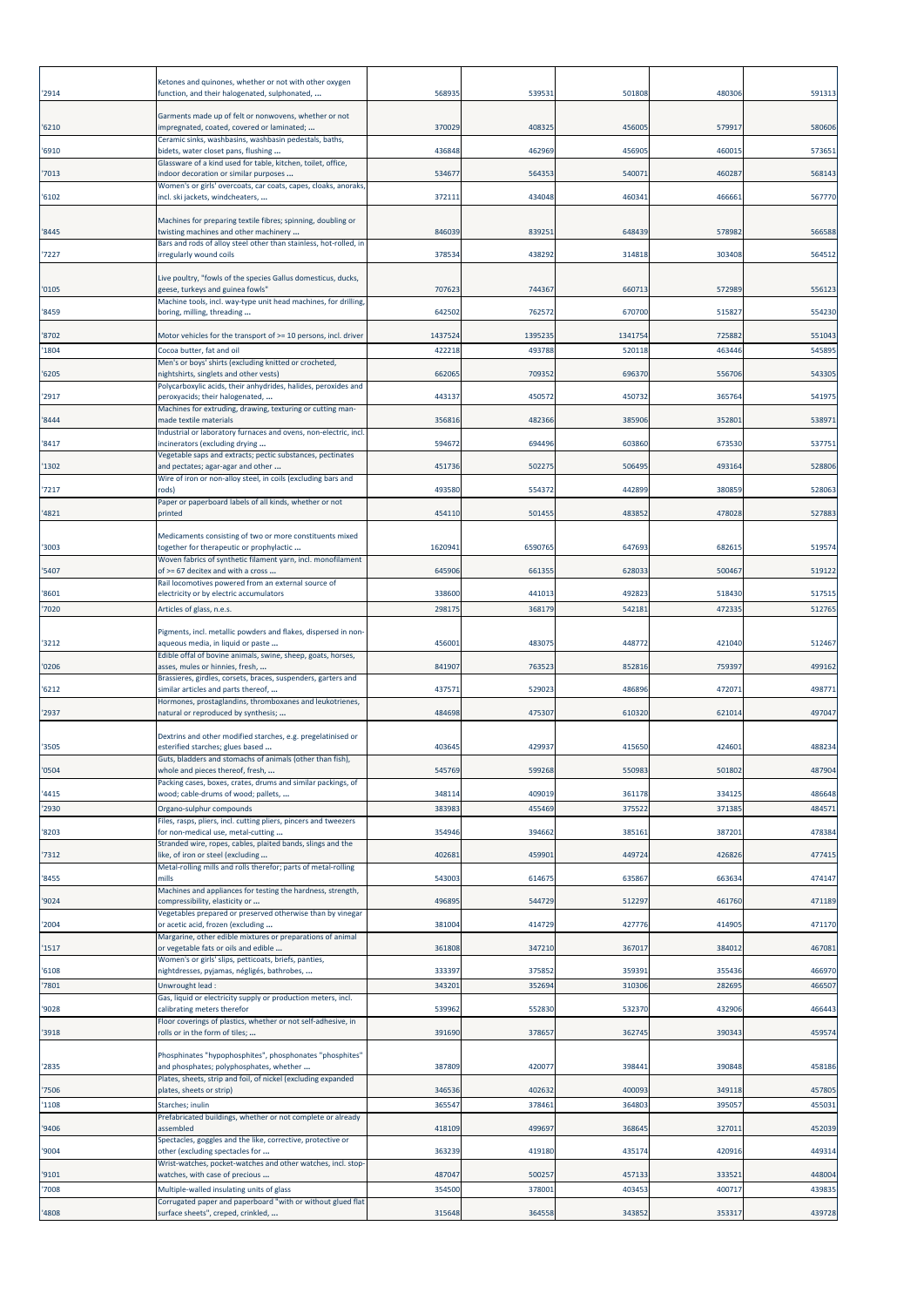| '2914 | Ketones and quinones, whether or not with other oxygen function, and their halogenated, sulphonated, ... | 568935 | 539531 | 501808 | 480306 | 591313 |
|---|---|---|---|---|---|---|
| '6210 | Garments made up of felt or nonwovens, whether or not impregnated, coated, covered or laminated; ... | 370029 | 408325 | 456005 | 579917 | 580606 |
| '6910 | Ceramic sinks, washbasins, washbasin pedestals, baths, bidets, water closet pans, flushing ... | 436848 | 462969 | 456905 | 460015 | 573651 |
| '7013 | Glassware of a kind used for table, kitchen, toilet, office, indoor decoration or similar purposes ... | 534677 | 564353 | 540071 | 460287 | 568143 |
| '6102 | Women's or girls' overcoats, car coats, capes, cloaks, anoraks, incl. ski jackets, windcheaters, ... | 372111 | 434048 | 460341 | 466661 | 567770 |
| '8445 | Machines for preparing textile fibres; spinning, doubling or twisting machines and other machinery ... | 846039 | 839251 | 648439 | 578982 | 566588 |
| '7227 | Bars and rods of alloy steel other than stainless, hot-rolled, in irregularly wound coils | 378534 | 438292 | 314818 | 303408 | 564512 |
| '0105 | Live poultry, "fowls of the species Gallus domesticus, ducks, geese, turkeys and guinea fowls" | 707623 | 744367 | 660713 | 572989 | 556123 |
| '8459 | Machine tools, incl. way-type unit head machines, for drilling, boring, milling, threading ... | 642502 | 762572 | 670700 | 515827 | 554230 |
| '8702 | Motor vehicles for the transport of >= 10 persons, incl. driver | 1437524 | 1395235 | 1341754 | 725882 | 551043 |
| '1804 | Cocoa butter, fat and oil | 422218 | 493788 | 520118 | 463446 | 545895 |
| '6205 | Men's or boys' shirts (excluding knitted or crocheted, nightshirts, singlets and other vests) | 662065 | 709352 | 696370 | 556706 | 543305 |
| '2917 | Polycarboxylic acids, their anhydrides, halides, peroxides and peroxyacids; their halogenated, ... | 443137 | 450572 | 450732 | 365764 | 541975 |
| '8444 | Machines for extruding, drawing, texturing or cutting man-made textile materials | 356816 | 482366 | 385906 | 352801 | 538971 |
| '8417 | Industrial or laboratory furnaces and ovens, non-electric, incl. incinerators (excluding drying ... | 594672 | 694496 | 603860 | 673530 | 537751 |
| '1302 | Vegetable saps and extracts; pectic substances, pectinates and pectates; agar-agar and other ... | 451736 | 502275 | 506495 | 493164 | 528806 |
| '7217 | Wire of iron or non-alloy steel, in coils (excluding bars and rods) | 493580 | 554372 | 442899 | 380859 | 528063 |
| '4821 | Paper or paperboard labels of all kinds, whether or not printed | 454110 | 501455 | 483852 | 478028 | 527883 |
| '3003 | Medicaments consisting of two or more constituents mixed together for therapeutic or prophylactic ... | 1620941 | 6590765 | 647693 | 682615 | 519574 |
| '5407 | Woven fabrics of synthetic filament yarn, incl. monofilament of >= 67 decitex and with a cross ... | 645906 | 661355 | 628033 | 500467 | 519122 |
| '8601 | Rail locomotives powered from an external source of electricity or by electric accumulators | 338600 | 441013 | 492823 | 518430 | 517515 |
| '7020 | Articles of glass, n.e.s. | 298175 | 368179 | 542181 | 472335 | 512765 |
| '3212 | Pigments, incl. metallic powders and flakes, dispersed in non-aqueous media, in liquid or paste ... | 456001 | 483075 | 448772 | 421040 | 512467 |
| '0206 | Edible offal of bovine animals, swine, sheep, goats, horses, asses, mules or hinnies, fresh, ... | 841907 | 763523 | 852816 | 759397 | 499162 |
| '6212 | Brassieres, girdles, corsets, braces, suspenders, garters and similar articles and parts thereof, ... | 437571 | 529023 | 486896 | 472071 | 498771 |
| '2937 | Hormones, prostaglandins, thromboxanes and leukotrienes, natural or reproduced by synthesis; ... | 484698 | 475307 | 610320 | 621014 | 497047 |
| '3505 | Dextrins and other modified starches, e.g. pregelatinised or esterified starches; glues based ... | 403645 | 429937 | 415650 | 424601 | 488234 |
| '0504 | Guts, bladders and stomachs of animals (other than fish), whole and pieces thereof, fresh, ... | 545769 | 599268 | 550983 | 501802 | 487904 |
| '4415 | Packing cases, boxes, crates, drums and similar packings, of wood; cable-drums of wood; pallets, ... | 348114 | 409019 | 361178 | 334125 | 486648 |
| '2930 | Organo-sulphur compounds | 383983 | 455469 | 375522 | 371385 | 484571 |
| '8203 | Files, rasps, pliers, incl. cutting pliers, pincers and tweezers for non-medical use, metal-cutting ... | 354946 | 394662 | 385161 | 387201 | 478384 |
| '7312 | Stranded wire, ropes, cables, plaited bands, slings and the like, of iron or steel (excluding ... | 402681 | 459901 | 449724 | 426826 | 477415 |
| '8455 | Metal-rolling mills and rolls therefor; parts of metal-rolling mills | 543003 | 614675 | 635867 | 663634 | 474147 |
| '9024 | Machines and appliances for testing the hardness, strength, compressibility, elasticity or ... | 496895 | 544729 | 512297 | 461760 | 471189 |
| '2004 | Vegetables prepared or preserved otherwise than by vinegar or acetic acid, frozen (excluding ... | 381004 | 414729 | 427776 | 414905 | 471170 |
| '1517 | Margarine, other edible mixtures or preparations of animal or vegetable fats or oils and edible ... | 361808 | 347210 | 367017 | 384012 | 467081 |
| '6108 | Women's or girls' slips, petticoats, briefs, panties, nightdresses, pyjamas, négligés, bathrobes, ... | 333397 | 375852 | 359391 | 355436 | 466970 |
| '7801 | Unwrought lead : | 343201 | 352694 | 310306 | 282695 | 466507 |
| '9028 | Gas, liquid or electricity supply or production meters, incl. calibrating meters therefor | 539962 | 552830 | 532370 | 432906 | 466443 |
| '3918 | Floor coverings of plastics, whether or not self-adhesive, in rolls or in the form of tiles; ... | 391690 | 378657 | 362745 | 390343 | 459574 |
| '2835 | Phosphinates "hypophosphites", phosphonates "phosphites" and phosphates; polyphosphates, whether ... | 387809 | 420077 | 398441 | 390848 | 458186 |
| '7506 | Plates, sheets, strip and foil, of nickel (excluding expanded plates, sheets or strip) | 346536 | 402632 | 400093 | 349118 | 457805 |
| '1108 | Starches; inulin | 365547 | 378461 | 364803 | 395057 | 455031 |
| '9406 | Prefabricated buildings, whether or not complete or already assembled | 418109 | 499697 | 368645 | 327011 | 452039 |
| '9004 | Spectacles, goggles and the like, corrective, protective or other (excluding spectacles for ... | 363239 | 419180 | 435174 | 420916 | 449314 |
| '9101 | Wrist-watches, pocket-watches and other watches, incl. stop-watches, with case of precious ... | 487047 | 500257 | 457133 | 333521 | 448004 |
| '7008 | Multiple-walled insulating units of glass | 354500 | 378001 | 403453 | 400717 | 439835 |
| '4808 | Corrugated paper and paperboard "with or without glued flat surface sheets", creped, crinkled, ... | 315648 | 364558 | 343852 | 353317 | 439728 |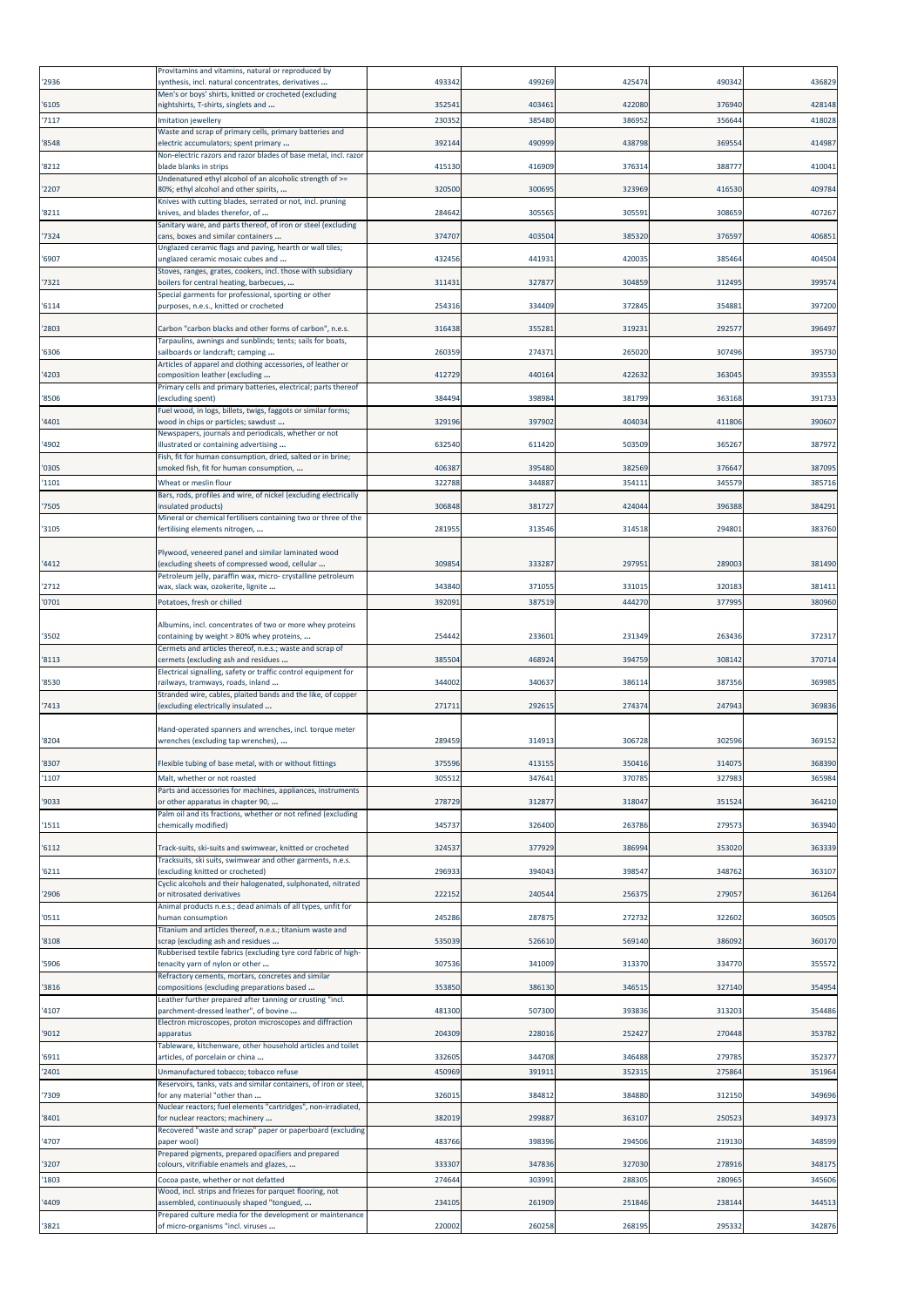| '2936 | Provitamins and vitamins, natural or reproduced by synthesis, incl. natural concentrates, derivatives ... | 493342 | 499269 | 425474 | 490342 | 436829 |
|---|---|---|---|---|---|---|
| '6105 | Men's or boys' shirts, knitted or crocheted (excluding nightshirts, T-shirts, singlets and ... | 352541 | 403461 | 422080 | 376940 | 428148 |
| '7117 | Imitation jewellery | 230352 | 385480 | 386952 | 356644 | 418028 |
| '8548 | Waste and scrap of primary cells, primary batteries and electric accumulators; spent primary ... | 392144 | 490999 | 438798 | 369554 | 414987 |
| '8212 | Non-electric razors and razor blades of base metal, incl. razor blade blanks in strips | 415130 | 416909 | 376314 | 388777 | 410041 |
| '2207 | Undenatured ethyl alcohol of an alcoholic strength of >= 80%; ethyl alcohol and other spirits, ... | 320500 | 300695 | 323969 | 416530 | 409784 |
| '8211 | Knives with cutting blades, serrated or not, incl. pruning knives, and blades therefor, of ... | 284642 | 305565 | 305591 | 308659 | 407267 |
| '7324 | Sanitary ware, and parts thereof, of iron or steel (excluding cans, boxes and similar containers ... | 374707 | 403504 | 385320 | 376597 | 406851 |
| '6907 | Unglazed ceramic flags and paving, hearth or wall tiles; unglazed ceramic mosaic cubes and ... | 432456 | 441931 | 420035 | 385464 | 404504 |
| '7321 | Stoves, ranges, grates, cookers, incl. those with subsidiary boilers for central heating, barbecues, ... | 311431 | 327877 | 304859 | 312495 | 399574 |
| '6114 | Special garments for professional, sporting or other purposes, n.e.s., knitted or crocheted | 254316 | 334409 | 372845 | 354881 | 397200 |
| '2803 | Carbon "carbon blacks and other forms of carbon", n.e.s. | 316438 | 355281 | 319231 | 292577 | 396497 |
| '6306 | Tarpaulins, awnings and sunblinds; tents; sails for boats, sailboards or landcraft; camping ... | 260359 | 274371 | 265020 | 307496 | 395730 |
| '4203 | Articles of apparel and clothing accessories, of leather or composition leather (excluding ... | 412729 | 440164 | 422632 | 363045 | 393553 |
| '8506 | Primary cells and primary batteries, electrical; parts thereof (excluding spent) | 384494 | 398984 | 381799 | 363168 | 391733 |
| '4401 | Fuel wood, in logs, billets, twigs, faggots or similar forms; wood in chips or particles; sawdust ... | 329196 | 397902 | 404034 | 411806 | 390607 |
| '4902 | Newspapers, journals and periodicals, whether or not illustrated or containing advertising ... | 632540 | 611420 | 503509 | 365267 | 387972 |
| '0305 | Fish, fit for human consumption, dried, salted or in brine; smoked fish, fit for human consumption, ... | 406387 | 395480 | 382569 | 376647 | 387095 |
| '1101 | Wheat or meslin flour | 322788 | 344887 | 354111 | 345579 | 385716 |
| '7505 | Bars, rods, profiles and wire, of nickel (excluding electrically insulated products) | 306848 | 381727 | 424044 | 396388 | 384291 |
| '3105 | Mineral or chemical fertilisers containing two or three of the fertilising elements nitrogen, ... | 281955 | 313546 | 314518 | 294801 | 383760 |
| '4412 | Plywood, veneered panel and similar laminated wood (excluding sheets of compressed wood, cellular ... | 309854 | 333287 | 297951 | 289003 | 381490 |
| '2712 | Petroleum jelly, paraffin wax, micro- crystalline petroleum wax, slack wax, ozokerite, lignite ... | 343840 | 371055 | 331015 | 320183 | 381411 |
| '0701 | Potatoes, fresh or chilled | 392091 | 387519 | 444270 | 377995 | 380960 |
| '3502 | Albumins, incl. concentrates of two or more whey proteins containing by weight > 80% whey proteins, ... | 254442 | 233601 | 231349 | 263436 | 372317 |
| '8113 | Cermets and articles thereof, n.e.s.; waste and scrap of cermets (excluding ash and residues ... | 385504 | 468924 | 394759 | 308142 | 370714 |
| '8530 | Electrical signalling, safety or traffic control equipment for railways, tramways, roads, inland ... | 344002 | 340637 | 386114 | 387356 | 369985 |
| '7413 | Stranded wire, cables, plaited bands and the like, of copper (excluding electrically insulated ... | 271711 | 292615 | 274374 | 247943 | 369836 |
| '8204 | Hand-operated spanners and wrenches, incl. torque meter wrenches (excluding tap wrenches), ... | 289459 | 314913 | 306728 | 302596 | 369152 |
| '8307 | Flexible tubing of base metal, with or without fittings | 375596 | 413155 | 350416 | 314075 | 368390 |
| '1107 | Malt, whether or not roasted | 305512 | 347641 | 370785 | 327983 | 365984 |
| '9033 | Parts and accessories for machines, appliances, instruments or other apparatus in chapter 90, ... | 278729 | 312877 | 318047 | 351524 | 364210 |
| '1511 | Palm oil and its fractions, whether or not refined (excluding chemically modified) | 345737 | 326400 | 263786 | 279573 | 363940 |
| '6112 | Track-suits, ski-suits and swimwear, knitted or crocheted | 324537 | 377929 | 386994 | 353020 | 363339 |
| '6211 | Tracksuits, ski suits, swimwear and other garments, n.e.s. (excluding knitted or crocheted) | 296933 | 394043 | 398547 | 348762 | 363107 |
| '2906 | Cyclic alcohols and their halogenated, sulphonated, nitrated or nitrosated derivatives | 222152 | 240544 | 256375 | 279057 | 361264 |
| '0511 | Animal products n.e.s.; dead animals of all types, unfit for human consumption | 245286 | 287875 | 272732 | 322602 | 360505 |
| '8108 | Titanium and articles thereof, n.e.s.; titanium waste and scrap (excluding ash and residues ... | 535039 | 526610 | 569140 | 386092 | 360170 |
| '5906 | Rubberised textile fabrics (excluding tyre cord fabric of high-tenacity yarn of nylon or other ... | 307536 | 341009 | 313370 | 334770 | 355572 |
| '3816 | Refractory cements, mortars, concretes and similar compositions (excluding preparations based ... | 353850 | 386130 | 346515 | 327140 | 354954 |
| '4107 | Leather further prepared after tanning or crusting "incl. parchment-dressed leather", of bovine ... | 481300 | 507300 | 393836 | 313203 | 354486 |
| '9012 | Electron microscopes, proton microscopes and diffraction apparatus | 204309 | 228016 | 252427 | 270448 | 353782 |
| '6911 | Tableware, kitchenware, other household articles and toilet articles, of porcelain or china ... | 332605 | 344708 | 346488 | 279785 | 352377 |
| '2401 | Unmanufactured tobacco; tobacco refuse | 450969 | 391911 | 352315 | 275864 | 351964 |
| '7309 | Reservoirs, tanks, vats and similar containers, of iron or steel, for any material "other than ... | 326015 | 384812 | 384880 | 312150 | 349696 |
| '8401 | Nuclear reactors; fuel elements "cartridges", non-irradiated, for nuclear reactors; machinery ... | 382019 | 299887 | 363107 | 250523 | 349373 |
| '4707 | Recovered "waste and scrap" paper or paperboard (excluding paper wool) | 483766 | 398396 | 294506 | 219130 | 348599 |
| '3207 | Prepared pigments, prepared opacifiers and prepared colours, vitrifiable enamels and glazes, ... | 333307 | 347836 | 327030 | 278916 | 348175 |
| '1803 | Cocoa paste, whether or not defatted | 274644 | 303991 | 288305 | 280965 | 345606 |
| '4409 | Wood, incl. strips and friezes for parquet flooring, not assembled, continuously shaped "tongued, ... | 234105 | 261909 | 251846 | 238144 | 344513 |
| '3821 | Prepared culture media for the development or maintenance of micro-organisms "incl. viruses ... | 220002 | 260258 | 268195 | 295332 | 342876 |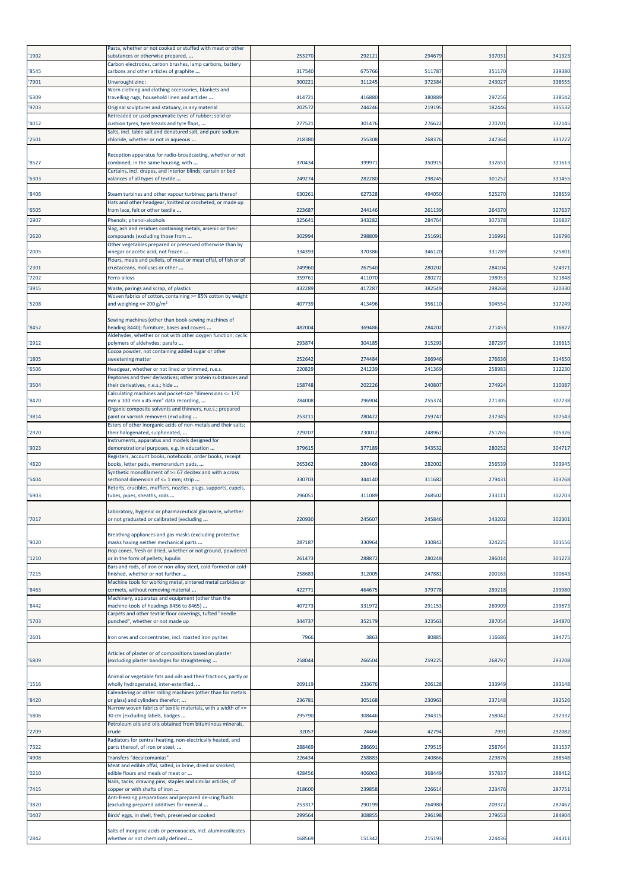| '1902 | Pasta, whether or not cooked or stuffed with meat or other substances or otherwise prepared, ... | 253270 | 292121 | 294679 | 337031 | 341323 |
|---|---|---|---|---|---|---|
| '8545 | Carbon electrodes, carbon brushes, lamp carbons, battery carbons and other articles of graphite ... | 317540 | 675766 | 511787 | 351170 | 339380 |
| '7901 | Unwrought zinc : | 300221 | 311245 | 372384 | 243027 | 338555 |
| '6309 | Worn clothing and clothing accessories, blankets and travelling rugs, household linen and articles ... | 414721 | 416880 | 380889 | 297256 | 338542 |
| '9703 | Original sculptures and statuary, in any material | 202572 | 244246 | 219195 | 182446 | 335532 |
| '4012 | Retreaded or used pneumatic tyres of rubber; solid or cushion tyres, tyre treads and tyre flaps, ... | 277521 | 301476 | 276622 | 270701 | 332145 |
| '2501 | Salts, incl. table salt and denatured salt, and pure sodium chloride, whether or not in aqueous ... | 218380 | 255308 | 268376 | 247364 | 331727 |
| '8527 | Reception apparatus for radio-broadcasting, whether or not combined, in the same housing, with ... | 370434 | 399971 | 350915 | 332651 | 331613 |
| '6303 | Curtains, incl. drapes, and interior blinds; curtain or bed valances of all types of textile ... | 249274 | 282280 | 298245 | 301252 | 331455 |
| '8406 | Steam turbines and other vapour turbines; parts thereof | 630261 | 627328 | 494050 | 525270 | 328659 |
| '6505 | Hats and other headgear, knitted or crocheted, or made up from lace, felt or other textile ... | 223687 | 244146 | 261139 | 264370 | 327637 |
| '2907 | Phenols; phenol-alcohols | 325641 | 343282 | 284764 | 307378 | 326837 |
| '2620 | Slag, ash and residues containing metals, arsenic or their compounds (excluding those from ... | 302994 | 298809 | 251691 | 216991 | 326796 |
| '2005 | Other vegetables prepared or preserved otherwise than by vinegar or acetic acid, not frozen ... | 334393 | 370386 | 346120 | 331789 | 325801 |
| '2301 | Flours, meals and pellets, of meat or meat offal, of fish or of crustaceans, molluscs or other ... | 249960 | 267540 | 280202 | 284104 | 324971 |
| '7202 | Ferro-alloys | 359761 | 411070 | 280272 | 198053 | 321848 |
| '3915 | Waste, parings and scrap, of plastics | 432289 | 417287 | 382549 | 298268 | 320330 |
| '5208 | Woven fabrics of cotton, containing >= 85% cotton by weight and weighing <= 200 g/m² | 407739 | 413496 | 356110 | 304554 | 317249 |
| '8452 | Sewing machines (other than book-sewing machines of heading 8440); furniture, bases and covers ... | 482004 | 369486 | 284202 | 271453 | 316827 |
| '2912 | Aldehydes, whether or not with other oxygen function; cyclic polymers of aldehydes; parafo ... | 293874 | 304185 | 315293 | 287297 | 316615 |
| '1805 | Cocoa powder, not containing added sugar or other sweetening matter | 252642 | 274484 | 266946 | 276636 | 314650 |
| '6506 | Headgear, whether or not lined or trimmed, n.e.s. | 220829 | 241239 | 241369 | 258983 | 312230 |
| '3504 | Peptones and their derivatives; other protein substances and their derivatives, n.e.s.; hide ... | 158748 | 202226 | 240807 | 274924 | 310387 |
| '8470 | Calculating machines and pocket-size "dimensions <= 170 mm x 100 mm x 45 mm" data recording, ... | 284008 | 296904 | 255374 | 271305 | 307738 |
| '3814 | Organic composite solvents and thinners, n.e.s.; prepared paint or varnish removers (excluding ... | 253211 | 280422 | 259747 | 237345 | 307543 |
| '2920 | Esters of other inorganic acids of non-metals and their salts; their halogenated, sulphonated, ... | 229207 | 230012 | 248967 | 251765 | 305326 |
| '9023 | Instruments, apparatus and models designed for demonstrational purposes, e.g. in education ... | 379615 | 377189 | 343532 | 280252 | 304717 |
| '4820 | Registers, account books, notebooks, order books, receipt books, letter pads, memorandum pads, ... | 265362 | 280469 | 282002 | 256539 | 303945 |
| '5404 | Synthetic monofilament of >= 67 decitex and with a cross sectional dimension of <= 1 mm; strip ... | 330703 | 344140 | 311682 | 279431 | 303768 |
| '6903 | Retorts, crucibles, mufflers, nozzles, plugs, supports, cupels, tubes, pipes, sheaths, rods ... | 296051 | 311089 | 268502 | 233111 | 302703 |
| '7017 | Laboratory, hygienic or pharmaceutical glassware, whether or not graduated or calibrated (excluding ... | 220930 | 245607 | 245846 | 243202 | 302301 |
| '9020 | Breathing appliances and gas masks (excluding protective masks having neither mechanical parts ... | 287187 | 330964 | 330842 | 324225 | 301556 |
| '1210 | Hop cones, fresh or dried, whether or not ground, powdered or in the form of pellets; lupulin | 261473 | 288872 | 280248 | 286014 | 301273 |
| '7215 | Bars and rods, of iron or non-alloy steel, cold-formed or cold-finished, whether or not further ... | 258683 | 312005 | 247881 | 200163 | 300643 |
| '8463 | Machine tools for working metal, sintered metal carbides or cermets, without removing material ... | 422771 | 464675 | 379778 | 289218 | 299980 |
| '8442 | Machinery, apparatus and equipment (other than the machine-tools of headings 8456 to 8465) ... | 407273 | 331972 | 291153 | 269909 | 299673 |
| '5703 | Carpets and other textile floor coverings, tufted "needle punched", whether or not made up | 344737 | 352179 | 323563 | 287054 | 294870 |
| '2601 | Iron ores and concentrates, incl. roasted iron pyrites | 7966 | 3863 | 80885 | 116686 | 294775 |
| '6809 | Articles of plaster or of compositions based on plaster (excluding plaster bandages for straightening ... | 258044 | 266504 | 259225 | 268797 | 293708 |
| '1516 | Animal or vegetable fats and oils and their fractions, partly or wholly hydrogenated, inter-esterified, ... | 209119 | 233676 | 206128 | 233949 | 293148 |
| '8420 | Calendering or other rolling machines (other than for metals or glass) and cylinders therefor; ... | 236781 | 305168 | 230963 | 237148 | 292526 |
| '5806 | Narrow woven fabrics of textile materials, with a width of <= 30 cm (excluding labels, badges ... | 295790 | 308446 | 294315 | 258042 | 292337 |
| '2709 | Petroleum oils and oils obtained from bituminous minerals, crude | 32057 | 24466 | 42794 | 7991 | 292082 |
| '7322 | Radiators for central heating, non-electrically heated, and parts thereof, of iron or steel; ... | 288469 | 286691 | 279515 | 258764 | 291537 |
| '4908 | Transfers "decalcomanias" | 226434 | 258883 | 240866 | 229876 | 288548 |
| '0210 | Meat and edible offal, salted, in brine, dried or smoked; edible flours and meals of meat or ... | 428456 | 406063 | 368449 | 357837 | 288412 |
| '7415 | Nails, tacks, drawing pins, staples and similar articles, of copper or with shafts of iron ... | 218600 | 239858 | 226614 | 223476 | 287751 |
| '3820 | Anti-freezing preparations and prepared de-icing fluids (excluding prepared additives for mineral ... | 253317 | 290199 | 264980 | 209372 | 287467 |
| '0407 | Birds' eggs, in shell, fresh, preserved or cooked | 299564 | 308855 | 296198 | 279653 | 284904 |
| '2842 | Salts of inorganic acids or peroxoacids, incl. aluminosilicates whether or not chemically defined ... | 168569 | 151342 | 215193 | 224436 | 284311 |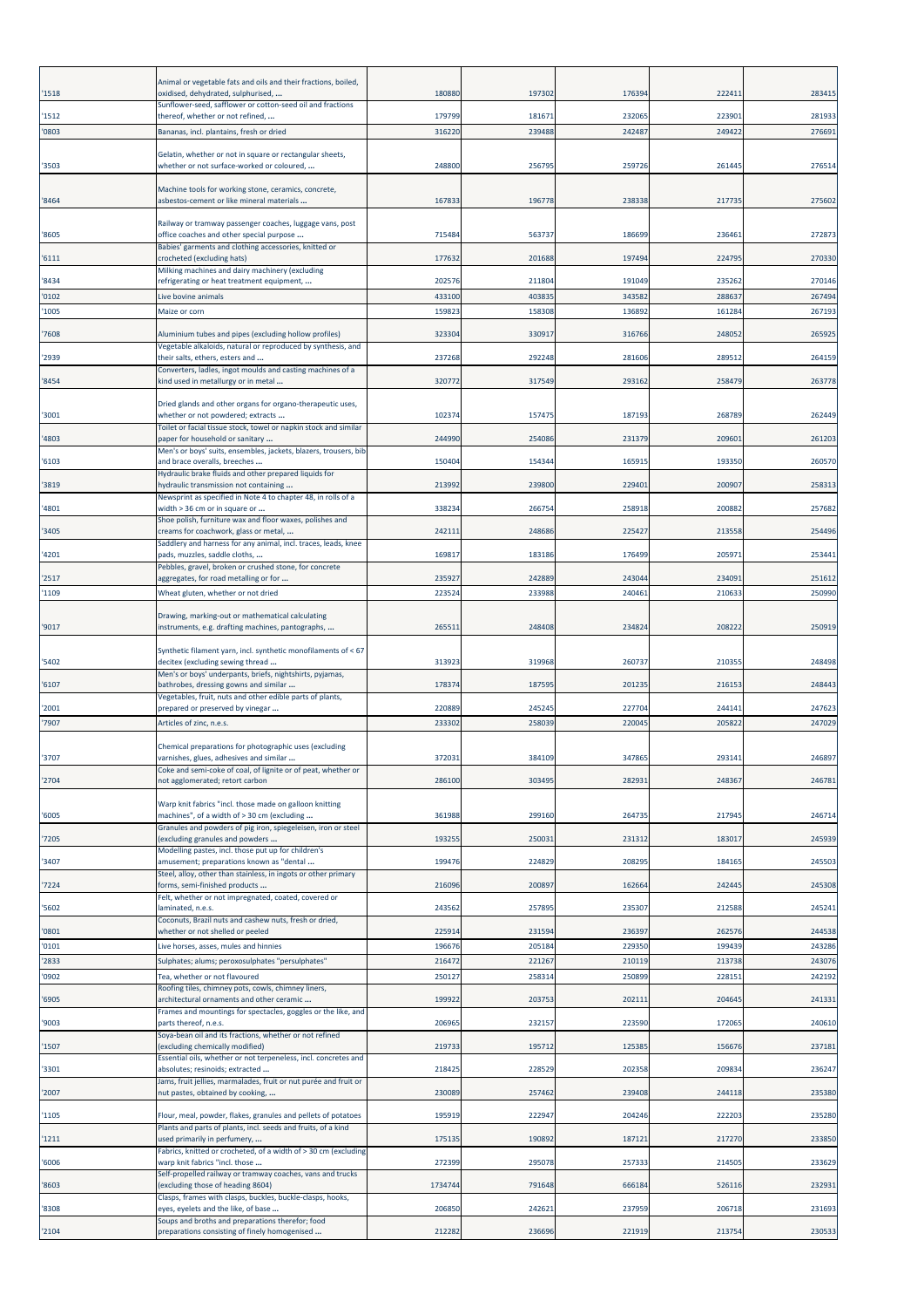| | | | | | | |
|---|---|---|---|---|---|---|
| '1518 | Animal or vegetable fats and oils and their fractions, boiled, oxidised, dehydrated, sulphurised, ... | 180880 | 197302 | 176394 | 222411 | 283415 |
| '1512 | Sunflower-seed, safflower or cotton-seed oil and fractions thereof, whether or not refined, ... | 179799 | 181671 | 232065 | 223901 | 281933 |
| '0803 | Bananas, incl. plantains, fresh or dried | 316220 | 239488 | 242487 | 249422 | 276691 |
| '3503 | Gelatin, whether or not in square or rectangular sheets, whether or not surface-worked or coloured, ... | 248800 | 256795 | 259726 | 261445 | 276514 |
| '8464 | Machine tools for working stone, ceramics, concrete, asbestos-cement or like mineral materials ... | 167833 | 196778 | 238338 | 217735 | 275602 |
| '8605 | Railway or tramway passenger coaches, luggage vans, post office coaches and other special purpose ... | 715484 | 563737 | 186699 | 236461 | 272873 |
| '6111 | Babies' garments and clothing accessories, knitted or crocheted (excluding hats) | 177632 | 201688 | 197494 | 224795 | 270330 |
| '8434 | Milking machines and dairy machinery (excluding refrigerating or heat treatment equipment, ... | 202576 | 211804 | 191049 | 235262 | 270146 |
| '0102 | Live bovine animals | 433100 | 403835 | 343582 | 288637 | 267494 |
| '1005 | Maize or corn | 159823 | 158308 | 136892 | 161284 | 267193 |
| '7608 | Aluminium tubes and pipes (excluding hollow profiles) | 323304 | 330917 | 316766 | 248052 | 265925 |
| '2939 | Vegetable alkaloids, natural or reproduced by synthesis, and their salts, ethers, esters and ... | 237268 | 292248 | 281606 | 289512 | 264159 |
| '8454 | Converters, ladles, ingot moulds and casting machines of a kind used in metallurgy or in metal ... | 320772 | 317549 | 293162 | 258479 | 263778 |
| '3001 | Dried glands and other organs for organo-therapeutic uses, whether or not powdered; extracts ... | 102374 | 157475 | 187193 | 268789 | 262449 |
| '4803 | Toilet or facial tissue stock, towel or napkin stock and similar paper for household or sanitary ... | 244990 | 254086 | 231379 | 209601 | 261203 |
| '6103 | Men's or boys' suits, ensembles, jackets, blazers, trousers, bib and brace overalls, breeches ... | 150404 | 154344 | 165915 | 193350 | 260570 |
| '3819 | Hydraulic brake fluids and other prepared liquids for hydraulic transmission not containing ... | 213992 | 239800 | 229401 | 200907 | 258313 |
| '4801 | Newsprint as specified in Note 4 to chapter 48, in rolls of a width > 36 cm or in square or ... | 338234 | 266754 | 258918 | 200882 | 257682 |
| '3405 | Shoe polish, furniture wax and floor waxes, polishes and creams for coachwork, glass or metal, ... | 242111 | 248686 | 225427 | 213558 | 254496 |
| '4201 | Saddlery and harness for any animal, incl. traces, leads, knee pads, muzzles, saddle cloths, ... | 169817 | 183186 | 176499 | 205971 | 253441 |
| '2517 | Pebbles, gravel, broken or crushed stone, for concrete aggregates, for road metalling or for ... | 235927 | 242889 | 243044 | 234091 | 251612 |
| '1109 | Wheat gluten, whether or not dried | 223524 | 233988 | 240461 | 210633 | 250990 |
| '9017 | Drawing, marking-out or mathematical calculating instruments, e.g. drafting machines, pantographs, ... | 265511 | 248408 | 234824 | 208222 | 250919 |
| '5402 | Synthetic filament yarn, incl. synthetic monofilaments of < 67 decitex (excluding sewing thread ... | 313923 | 319968 | 260737 | 210355 | 248498 |
| '6107 | Men's or boys' underpants, briefs, nightshirts, pyjamas, bathrobes, dressing gowns and similar ... | 178374 | 187595 | 201235 | 216153 | 248443 |
| '2001 | Vegetables, fruit, nuts and other edible parts of plants, prepared or preserved by vinegar ... | 220889 | 245245 | 227704 | 244141 | 247623 |
| '7907 | Articles of zinc, n.e.s. | 233302 | 258039 | 220045 | 205822 | 247029 |
| '3707 | Chemical preparations for photographic uses (excluding varnishes, glues, adhesives and similar ... | 372031 | 384109 | 347865 | 293141 | 246897 |
| '2704 | Coke and semi-coke of coal, of lignite or of peat, whether or not agglomerated; retort carbon | 286100 | 303495 | 282931 | 248367 | 246781 |
| '6005 | Warp knit fabrics "incl. those made on galloon knitting machines", of a width of > 30 cm (excluding ... | 361988 | 299160 | 264735 | 217945 | 246714 |
| '7205 | Granules and powders of pig iron, spiegeleisen, iron or steel (excluding granules and powders ... | 193255 | 250031 | 231312 | 183017 | 245939 |
| '3407 | Modelling pastes, incl. those put up for children's amusement; preparations known as "dental ... | 199476 | 224829 | 208295 | 184165 | 245503 |
| '7224 | Steel, alloy, other than stainless, in ingots or other primary forms, semi-finished products ... | 216096 | 200897 | 162664 | 242445 | 245308 |
| '5602 | Felt, whether or not impregnated, coated, covered or laminated, n.e.s. | 243562 | 257895 | 235307 | 212588 | 245241 |
| '0801 | Coconuts, Brazil nuts and cashew nuts, fresh or dried, whether or not shelled or peeled | 225914 | 231594 | 236397 | 262576 | 244538 |
| '0101 | Live horses, asses, mules and hinnies | 196676 | 205184 | 229350 | 199439 | 243286 |
| '2833 | Sulphates; alums; peroxosulphates "persulphates" | 216472 | 221267 | 210119 | 213738 | 243076 |
| '0902 | Tea, whether or not flavoured | 250127 | 258314 | 250899 | 228151 | 242192 |
| '6905 | Roofing tiles, chimney pots, cowls, chimney liners, architectural ornaments and other ceramic ... | 199922 | 203753 | 202111 | 204645 | 241331 |
| '9003 | Frames and mountings for spectacles, goggles or the like, and parts thereof, n.e.s. | 206965 | 232157 | 223590 | 172065 | 240610 |
| '1507 | Soya-bean oil and its fractions, whether or not refined (excluding chemically modified) | 219733 | 195712 | 125385 | 156676 | 237181 |
| '3301 | Essential oils, whether or not terpeneless, incl. concretes and absolutes; resinoids; extracted ... | 218425 | 228529 | 202358 | 209834 | 236247 |
| '2007 | Jams, fruit jellies, marmalades, fruit or nut purée and fruit or nut pastes, obtained by cooking, ... | 230089 | 257462 | 239408 | 244118 | 235380 |
| '1105 | Flour, meal, powder, flakes, granules and pellets of potatoes | 195919 | 222947 | 204246 | 222203 | 235280 |
| '1211 | Plants and parts of plants, incl. seeds and fruits, of a kind used primarily in perfumery, ... | 175135 | 190892 | 187121 | 217270 | 233850 |
| '6006 | Fabrics, knitted or crocheted, of a width of > 30 cm (excluding warp knit fabrics "incl. those ... | 272399 | 295078 | 257333 | 214505 | 233629 |
| '8603 | Self-propelled railway or tramway coaches, vans and trucks (excluding those of heading 8604) | 1734744 | 791648 | 666184 | 526116 | 232931 |
| '8308 | Clasps, frames with clasps, buckles, buckle-clasps, hooks, eyes, eyelets and the like, of base ... | 206850 | 242621 | 237959 | 206718 | 231693 |
| '2104 | Soups and broths and preparations therefor; food preparations consisting of finely homogenised ... | 212282 | 236696 | 221919 | 213754 | 230533 |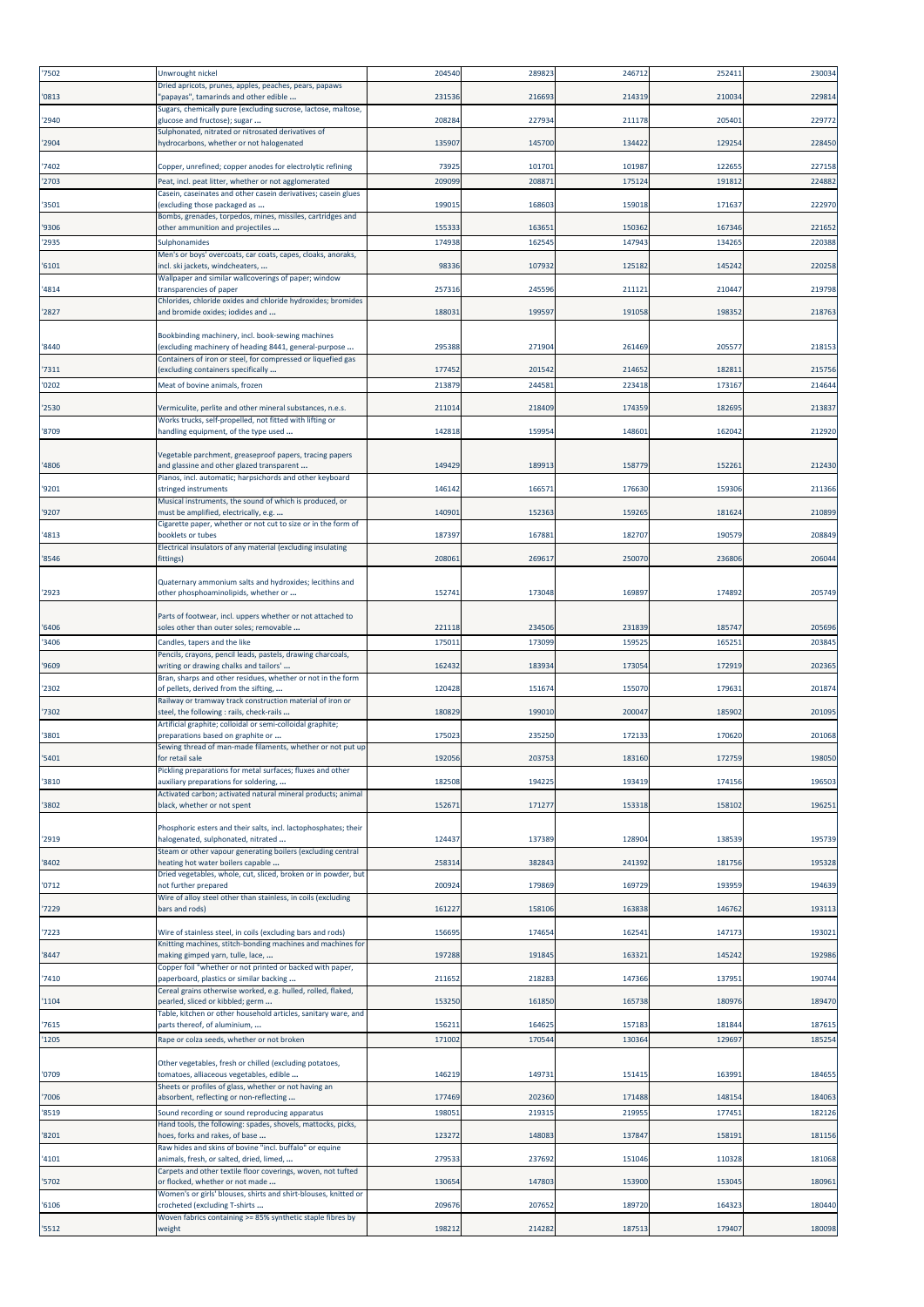| '7502 | Unwrought nickel | 204540 | 289823 | 246712 | 252411 | 230034 |
|---|---|---|---|---|---|---|
| '0813 | Dried apricots, prunes, apples, peaches, pears, papaws "papayas", tamarinds and other edible ... | 231536 | 216693 | 214319 | 210034 | 229814 |
| '2940 | Sugars, chemically pure (excluding sucrose, lactose, maltose, glucose and fructose); sugar ... | 208284 | 227934 | 211178 | 205401 | 229772 |
| '2904 | Sulphonated, nitrated or nitrosated derivatives of hydrocarbons, whether or not halogenated | 135907 | 145700 | 134422 | 129254 | 228450 |
| '7402 | Copper, unrefined; copper anodes for electrolytic refining | 73925 | 101701 | 101987 | 122655 | 227158 |
| '2703 | Peat, incl. peat litter, whether or not agglomerated | 209099 | 208871 | 175124 | 191812 | 224882 |
| '3501 | Casein, caseinates and other casein derivatives; casein glues (excluding those packaged as ... | 199015 | 168603 | 159018 | 171637 | 222970 |
| '9306 | Bombs, grenades, torpedos, mines, missiles, cartridges and other ammunition and projectiles ... | 155333 | 163651 | 150362 | 167346 | 221652 |
| '2935 | Sulphonamides | 174938 | 162545 | 147943 | 134265 | 220388 |
| '6101 | Men's or boys' overcoats, car coats, capes, cloaks, anoraks, incl. ski jackets, windcheaters, ... | 98336 | 107932 | 125182 | 145242 | 220258 |
| '4814 | Wallpaper and similar wallcoverings of paper; window transparencies of paper | 257316 | 245596 | 211121 | 210447 | 219798 |
| '2827 | Chlorides, chloride oxides and chloride hydroxides; bromides and bromide oxides; iodides and ... | 188031 | 199597 | 191058 | 198352 | 218763 |
| '8440 | Bookbinding machinery, incl. book-sewing machines (excluding machinery of heading 8441, general-purpose ... | 295388 | 271904 | 261469 | 205577 | 218153 |
| '7311 | Containers of iron or steel, for compressed or liquefied gas (excluding containers specifically ... | 177452 | 201542 | 214652 | 182811 | 215756 |
| '0202 | Meat of bovine animals, frozen | 213879 | 244581 | 223418 | 173167 | 214644 |
| '2530 | Vermiculite, perlite and other mineral substances, n.e.s. | 211014 | 218409 | 174359 | 182695 | 213837 |
| '8709 | Works trucks, self-propelled, not fitted with lifting or handling equipment, of the type used ... | 142818 | 159954 | 148601 | 162042 | 212920 |
| '4806 | Vegetable parchment, greaseproof papers, tracing papers and glassine and other glazed transparent ... | 149429 | 189913 | 158779 | 152261 | 212430 |
| '9201 | Pianos, incl. automatic; harpsichords and other keyboard stringed instruments | 146142 | 166571 | 176630 | 159306 | 211366 |
| '9207 | Musical instruments, the sound of which is produced, or must be amplified, electrically, e.g. ... | 140901 | 152363 | 159265 | 181624 | 210899 |
| '4813 | Cigarette paper, whether or not cut to size or in the form of booklets or tubes | 187397 | 167881 | 182707 | 190579 | 208849 |
| '8546 | Electrical insulators of any material (excluding insulating fittings) | 208061 | 269617 | 250070 | 236806 | 206044 |
| '2923 | Quaternary ammonium salts and hydroxides; lecithins and other phosphoaminolipids, whether or ... | 152741 | 173048 | 169897 | 174892 | 205749 |
| '6406 | Parts of footwear, incl. uppers whether or not attached to soles other than outer soles; removable ... | 221118 | 234506 | 231839 | 185747 | 205696 |
| '3406 | Candles, tapers and the like | 175011 | 173099 | 159525 | 165251 | 203845 |
| '9609 | Pencils, crayons, pencil leads, pastels, drawing charcoals, writing or drawing chalks and tailors' ... | 162432 | 183934 | 173054 | 172919 | 202365 |
| '2302 | Bran, sharps and other residues, whether or not in the form of pellets, derived from the sifting, ... | 120428 | 151674 | 155070 | 179631 | 201874 |
| '7302 | Railway or tramway track construction material of iron or steel, the following : rails, check-rails ... | 180829 | 199010 | 200047 | 185902 | 201095 |
| '3801 | Artificial graphite; colloidal or semi-colloidal graphite; preparations based on graphite or ... | 175023 | 235250 | 172133 | 170620 | 201068 |
| '5401 | Sewing thread of man-made filaments, whether or not put up for retail sale | 192056 | 203753 | 183160 | 172759 | 198050 |
| '3810 | Pickling preparations for metal surfaces; fluxes and other auxiliary preparations for soldering, ... | 182508 | 194225 | 193419 | 174156 | 196503 |
| '3802 | Activated carbon; activated natural mineral products; animal black, whether or not spent | 152671 | 171277 | 153318 | 158102 | 196251 |
| '2919 | Phosphoric esters and their salts, incl. lactophosphates; their halogenated, sulphonated, nitrated ... | 124437 | 137389 | 128904 | 138539 | 195739 |
| '8402 | Steam or other vapour generating boilers (excluding central heating hot water boilers capable ... | 258314 | 382843 | 241392 | 181756 | 195328 |
| '0712 | Dried vegetables, whole, cut, sliced, broken or in powder, but not further prepared | 200924 | 179869 | 169729 | 193959 | 194639 |
| '7229 | Wire of alloy steel other than stainless, in coils (excluding bars and rods) | 161227 | 158106 | 163838 | 146762 | 193113 |
| '7223 | Wire of stainless steel, in coils (excluding bars and rods) | 156695 | 174654 | 162541 | 147173 | 193021 |
| '8447 | Knitting machines, stitch-bonding machines and machines for making gimped yarn, tulle, lace, ... | 197288 | 191845 | 163321 | 145242 | 192986 |
| '7410 | Copper foil "whether or not printed or backed with paper, paperboard, plastics or similar backing ... | 211652 | 218283 | 147366 | 137951 | 190744 |
| '1104 | Cereal grains otherwise worked, e.g. hulled, rolled, flaked, pearled, sliced or kibbled; germ ... | 153250 | 161850 | 165738 | 180976 | 189470 |
| '7615 | Table, kitchen or other household articles, sanitary ware, and parts thereof, of aluminium, ... | 156211 | 164625 | 157183 | 181844 | 187615 |
| '1205 | Rape or colza seeds, whether or not broken | 171002 | 170544 | 130364 | 129697 | 185254 |
| '0709 | Other vegetables, fresh or chilled (excluding potatoes, tomatoes, alliaceous vegetables, edible ... | 146219 | 149731 | 151415 | 163991 | 184655 |
| '7006 | Sheets or profiles of glass, whether or not having an absorbent, reflecting or non-reflecting ... | 177469 | 202360 | 171488 | 148154 | 184063 |
| '8519 | Sound recording or sound reproducing apparatus | 198051 | 219315 | 219955 | 177451 | 182126 |
| '8201 | Hand tools, the following: spades, shovels, mattocks, picks, hoes, forks and rakes, of base ... | 123272 | 148083 | 137847 | 158191 | 181156 |
| '4101 | Raw hides and skins of bovine "incl. buffalo" or equine animals, fresh, or salted, dried, limed, ... | 279533 | 237692 | 151046 | 110328 | 181068 |
| '5702 | Carpets and other textile floor coverings, woven, not tufted or flocked, whether or not made ... | 130654 | 147803 | 153900 | 153045 | 180961 |
| '6106 | Women's or girls' blouses, shirts and shirt-blouses, knitted or crocheted (excluding T-shirts ... | 209676 | 207652 | 189720 | 164323 | 180440 |
| '5512 | Woven fabrics containing >= 85% synthetic staple fibres by weight | 198212 | 214282 | 187513 | 179407 | 180098 |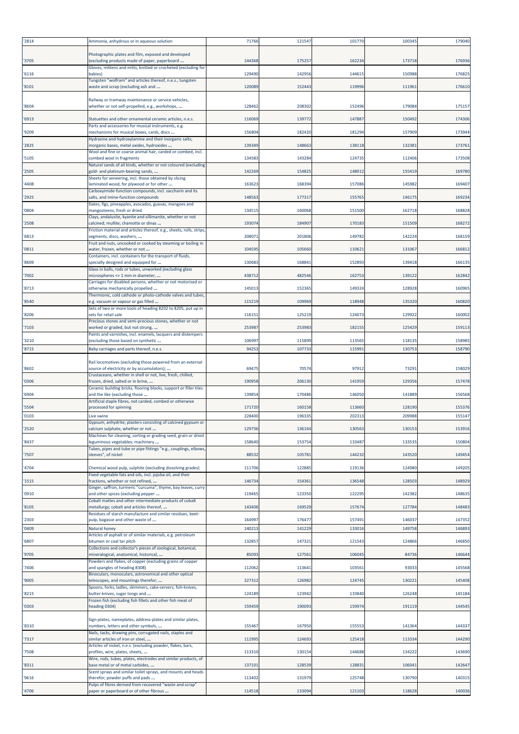| '2814 | Ammonia, anhydrous or in aqueous solution | 71766 | 121547 | 101770 | 100345 | 179040 |
|---|---|---|---|---|---|---|
| '3705 | Photographic plates and film, exposed and developed (excluding products made of paper, paperboard ... | 144368 | 175257 | 162234 | 173718 | 176936 |
| '6116 | Gloves, mittens and mitts, knitted or crocheted (excluding for babies) | 129490 | 142956 | 144615 | 150988 | 176825 |
| '8101 | Tungsten "wolfram" and articles thereof, n.e.s.; tungsten waste and scrap (excluding ash and ... | 120089 | 152443 | 119996 | 111961 | 176610 |
| '8604 | Railway or tramway maintenance or service vehicles, whether or not self-propelled, e.g., workshops, ... | 128462 | 208302 | 152496 | 179084 | 175157 |
| '6913 | Statuettes and other ornamental ceramic articles, n.e.s. | 116069 | 139772 | 147887 | 150492 | 174306 |
| '9209 | Parts and accessories for musical instruments, e.g. mechanisms for musical boxes, cards, discs ... | 156804 | 182420 | 181294 | 157909 | 173944 |
| '2825 | Hydrazine and hydroxylamine and their inorganic salts; inorganic bases, metal oxides, hydroxides ... | 139349 | 148663 | 138118 | 132381 | 173761 |
| '5105 | Wool and fine or coarse animal hair, carded or combed, incl. combed wool in fragments | 134583 | 143284 | 124735 | 112406 | 173508 |
| '2505 | Natural sands of all kinds, whether or not coloured (excluding gold- and platinum-bearing sands, ... | 142269 | 154825 | 148012 | 155419 | 169780 |
| '4408 | Sheets for veneering, incl. those obtained by slicing laminated wood, for plywood or for other ... | 163623 | 168394 | 157086 | 145982 | 169407 |
| '2925 | Carboxyimide-function compounds, incl. saccharin and its salts, and imine-function compounds | 148563 | 177317 | 155765 | 146175 | 169234 |
| '0804 | Dates, figs, pineapples, avocados, guavas, mangoes and mangosteens, fresh or dried | 134515 | 160068 | 151500 | 162718 | 168828 |
| '2508 | Clays, andalusite, kyanite and sillimanite, whether or not calcined; mullite; chamotte or dinas ... | 193074 | 184907 | 170183 | 151509 | 168272 |
| '6813 | Friction material and articles thereof, e.g., sheets, rolls, strips, segments, discs, washers, ... | 208071 | 201806 | 149782 | 142224 | 168159 |
| '0811 | Fruit and nuts, uncooked or cooked by steaming or boiling in water, frozen, whether or not ... | 104595 | 105660 | 110621 | 131067 | 166812 |
| '8609 | Containers, incl. containers for the transport of fluids, specially designed and equipped for ... | 130683 | 168841 | 152893 | 139418 | 166135 |
| '7002 | Glass in balls, rods or tubes, unworked (excluding glass microspheres <= 1 mm in diameter, ... | 438712 | 482546 | 162753 | 139122 | 162842 |
| '8713 | Carriages for disabled persons, whether or not motorised or otherwise mechanically propelled ... | 145013 | 152365 | 149324 | 128928 | 160965 |
| '8540 | Thermionic, cold cathode or photo-cathode valves and tubes, e.g. vacuum or vapour or gas filled ... | 115219 | 109969 | 118948 | 135320 | 160820 |
| '8206 | Sets of two or more tools of heading 8202 to 8205, put up in sets for retail sale | 116151 | 125219 | 124073 | 129922 | 160002 |
| '7103 | Precious stones and semi-precious stones, whether or not worked or graded, but not strung, ... | 253987 | 253983 | 182155 | 125429 | 159113 |
| '3210 | Paints and varnishes, incl. enamels, lacquers and distempers (excluding those based on synthetic ... | 106997 | 115899 | 113565 | 118135 | 158985 |
| '8715 | Baby carriages and parts thereof, n.e.s. | 94253 | 107733 | 115991 | 130753 | 158790 |
| '8602 | Rail locomotives (excluding those powered from an external source of electricity or by accumulators); ... | 69475 | 70574 | 97912 | 73291 | 158029 |
| '0306 | Crustaceans, whether in shell or not, live, fresh, chilled, frozen, dried, salted or in brine, ... | 190958 | 206130 | 141959 | 129356 | 157478 |
| '6904 | Ceramic building bricks, flooring blocks, support or filler tiles and the like (excluding those ... | 139854 | 170486 | 146050 | 141889 | 156568 |
| '5504 | Artificial staple fibres, not carded, combed or otherwise processed for spinning | 171720 | 160158 | 113660 | 128190 | 155376 |
| '0103 | Live swine | 228400 | 196335 | 202313 | 209988 | 155147 |
| '2520 | Gypsum; anhydrite; plasters consisting of calcined gypsum or calcium sulphate, whether or not ... | 129736 | 136164 | 130563 | 130153 | 153916 |
| '8437 | Machines for cleaning, sorting or grading seed, grain or dried leguminous vegetables; machinery ... | 158640 | 153754 | 133487 | 133535 | 150804 |
| '7507 | Tubes, pipes and tube or pipe fittings "e.g., couplings, elbows, sleeves", of nickel | 88532 | 105781 | 144232 | 143520 | 149454 |
| '4704 | Chemical wood pulp, sulphite (excluding dissolving grades) | 111706 | 122885 | 119136 | 124980 | 149205 |
| '1515 | Fixed vegetable fats and oils, incl. jojoba oil, and their fractions, whether or not refined, ... | 146734 | 154361 | 136548 | 128503 | 148929 |
| '0910 | Ginger, saffron, turmeric "curcuma", thyme, bay leaves, curry and other spices (excluding pepper ... | 119465 | 123350 | 122295 | 142382 | 148635 |
| '8105 | Cobalt mattes and other intermediate products of cobalt metallurgy; cobalt and articles thereof, ... | 143406 | 169529 | 157674 | 127784 | 148483 |
| '2303 | Residues of starch manufacture and similar residues, beet-pulp, bagasse and other waste of ... | 164997 | 176477 | 157491 | 146037 | 147352 |
| '0409 | Natural honey | 140213 | 141229 | 133016 | 149758 | 146893 |
| '6807 | Articles of asphalt or of similar materials, e.g. petroleum bitumen or coal tar pitch | 132857 | 147321 | 121543 | 124866 | 146850 |
| '9705 | Collections and collector's pieces of zoological, botanical, mineralogical, anatomical, historical, ... | 85093 | 127561 | 106045 | 84736 | 146644 |
| '7406 | Powders and flakes, of copper (excluding grains of copper and spangles of heading 8308) | 112062 | 113641 | 103561 | 93033 | 145568 |
| '9005 | Binoculars, monoculars, astronomical and other optical telescopes, and mountings therefor; ... | 227312 | 126982 | 124745 | 130221 | 145408 |
| '8215 | Spoons, forks, ladles, skimmers, cake-servers, fish-knives, butter-knives, sugar tongs and ... | 124189 | 123942 | 133840 | 126248 | 145184 |
| '0303 | Frozen fish (excluding fish fillets and other fish meat of heading 0304) | 159459 | 190093 | 159974 | 191119 | 144545 |
| '8310 | Sign-plates, nameplates, address-plates and similar plates, numbers, letters and other symbols, ... | 155467 | 167950 | 155553 | 141364 | 144337 |
| '7317 | Nails, tacks, drawing pins, corrugated nails, staples and similar articles of iron or steel, ... | 112995 | 124693 | 125418 | 113334 | 144290 |
| '7508 | Articles of nickel, n.e.s. (excluding powder, flakes, bars, profiles, wire, plates, sheets, ... | 113310 | 130154 | 144688 | 134222 | 143690 |
| '8311 | Wire, rods, tubes, plates, electrodes and similar products, of base metal or of metal carbides, ... | 137101 | 128539 | 128831 | 106041 | 142647 |
| '9616 | Scent sprays and similar toilet sprays, and mounts and heads therefor; powder puffs and pads ... | 113402 | 131979 | 125748 | 130790 | 140315 |
| '4706 | Pulps of fibres derived from recovered "waste and scrap" paper or paperboard or of other fibrous ... | 114518 | 133094 | 121103 | 118628 | 140036 |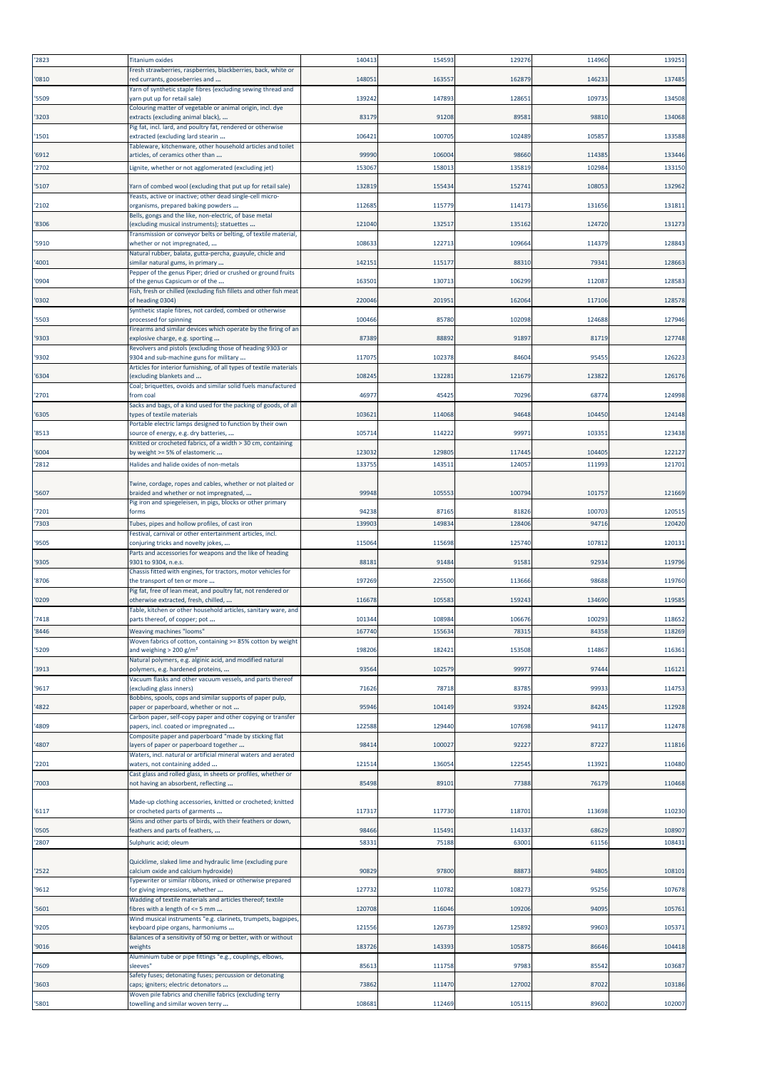| | | | | | | |
|---|---|---|---|---|---|---|
| '2823 | Titanium oxides | 140413 | 154593 | 129276 | 114960 | 139251 |
| '0810 | Fresh strawberries, raspberries, blackberries, back, white or red currants, gooseberries and ... | 148051 | 163557 | 162879 | 146233 | 137485 |
| '5509 | Yarn of synthetic staple fibres (excluding sewing thread and yarn put up for retail sale) | 139242 | 147893 | 128651 | 109735 | 134508 |
| '3203 | Colouring matter of vegetable or animal origin, incl. dye extracts (excluding animal black), ... | 83179 | 91208 | 89581 | 98810 | 134068 |
| '1501 | Pig fat, incl. lard, and poultry fat, rendered or otherwise extracted (excluding lard stearin ... | 106421 | 100705 | 102489 | 105857 | 133588 |
| '6912 | Tableware, kitchenware, other household articles and toilet articles, of ceramics other than ... | 99990 | 106004 | 98660 | 114385 | 133446 |
| '2702 | Lignite, whether or not agglomerated (excluding jet) | 153067 | 158013 | 135819 | 102984 | 133150 |
| '5107 | Yarn of combed wool (excluding that put up for retail sale) | 132819 | 155434 | 152741 | 108053 | 132962 |
| '2102 | Yeasts, active or inactive; other dead single-cell micro-organisms, prepared baking powders ... | 112685 | 115779 | 114173 | 131656 | 131811 |
| '8306 | Bells, gongs and the like, non-electric, of base metal (excluding musical instruments); statuettes ... | 121040 | 132517 | 135162 | 124720 | 131273 |
| '5910 | Transmission or conveyor belts or belting, of textile material, whether or not impregnated, ... | 108633 | 122713 | 109664 | 114379 | 128843 |
| '4001 | Natural rubber, balata, gutta-percha, guayule, chicle and similar natural gums, in primary ... | 142151 | 115177 | 88310 | 79341 | 128663 |
| '0904 | Pepper of the genus Piper; dried or crushed or ground fruits of the genus Capsicum or of the ... | 163501 | 130713 | 106299 | 112087 | 128583 |
| '0302 | Fish, fresh or chilled (excluding fish fillets and other fish meat of heading 0304) | 220046 | 201951 | 162064 | 117106 | 128578 |
| '5503 | Synthetic staple fibres, not carded, combed or otherwise processed for spinning | 100466 | 85780 | 102098 | 124688 | 127946 |
| '9303 | Firearms and similar devices which operate by the firing of an explosive charge, e.g. sporting ... | 87389 | 88892 | 91897 | 81719 | 127748 |
| '9302 | Revolvers and pistols (excluding those of heading 9303 or 9304 and sub-machine guns for military ... | 117075 | 102378 | 84604 | 95455 | 126223 |
| '6304 | Articles for interior furnishing, of all types of textile materials (excluding blankets and ... | 108245 | 132281 | 121679 | 123822 | 126176 |
| '2701 | Coal; briquettes, ovoids and similar solid fuels manufactured from coal | 46977 | 45425 | 70296 | 68774 | 124998 |
| '6305 | Sacks and bags, of a kind used for the packing of goods, of all types of textile materials | 103621 | 114068 | 94648 | 104450 | 124148 |
| '8513 | Portable electric lamps designed to function by their own source of energy, e.g. dry batteries, ... | 105714 | 114222 | 99971 | 103351 | 123438 |
| '6004 | Knitted or crocheted fabrics, of a width > 30 cm, containing by weight >= 5% of elastomeric ... | 123032 | 129805 | 117445 | 104405 | 122127 |
| '2812 | Halides and halide oxides of non-metals | 133755 | 143511 | 124057 | 111993 | 121701 |
| '5607 | Twine, cordage, ropes and cables, whether or not plaited or braided and whether or not impregnated, ... | 99948 | 105553 | 100794 | 101757 | 121669 |
| '7201 | Pig iron and spiegeleisen, in pigs, blocks or other primary forms | 94238 | 87165 | 81826 | 100703 | 120515 |
| '7303 | Tubes, pipes and hollow profiles, of cast iron | 139903 | 149834 | 128406 | 94716 | 120420 |
| '9505 | Festival, carnival or other entertainment articles, incl. conjuring tricks and novelty jokes, ... | 115064 | 115698 | 125740 | 107812 | 120131 |
| '9305 | Parts and accessories for weapons and the like of heading 9301 to 9304, n.e.s. | 88181 | 91484 | 91581 | 92934 | 119796 |
| '8706 | Chassis fitted with engines, for tractors, motor vehicles for the transport of ten or more ... | 197269 | 225500 | 113666 | 98688 | 119760 |
| '0209 | Pig fat, free of lean meat, and poultry fat, not rendered or otherwise extracted, fresh, chilled, ... | 116678 | 105583 | 159243 | 134690 | 119585 |
| '7418 | Table, kitchen or other household articles, sanitary ware, and parts thereof, of copper; pot ... | 101344 | 108984 | 106676 | 100293 | 118652 |
| '8446 | Weaving machines "looms" | 167740 | 155634 | 78315 | 84358 | 118269 |
| '5209 | Woven fabrics of cotton, containing >= 85% cotton by weight and weighing > 200 g/m² | 198206 | 182421 | 153508 | 114867 | 116361 |
| '3913 | Natural polymers, e.g. alginic acid, and modified natural polymers, e.g. hardened proteins, ... | 93564 | 102579 | 99977 | 97444 | 116121 |
| '9617 | Vacuum flasks and other vacuum vessels, and parts thereof (excluding glass inners) | 71626 | 78718 | 83785 | 99933 | 114753 |
| '4822 | Bobbins, spools, cops and similar supports of paper pulp, paper or paperboard, whether or not ... | 95946 | 104149 | 93924 | 84245 | 112928 |
| '4809 | Carbon paper, self-copy paper and other copying or transfer papers, incl. coated or impregnated ... | 122588 | 129440 | 107698 | 94117 | 112478 |
| '4807 | Composite paper and paperboard "made by sticking flat layers of paper or paperboard together ... | 98414 | 100027 | 92227 | 87227 | 111816 |
| '2201 | Waters, incl. natural or artificial mineral waters and aerated waters, not containing added ... | 121514 | 136054 | 122545 | 113921 | 110480 |
| '7003 | Cast glass and rolled glass, in sheets or profiles, whether or not having an absorbent, reflecting ... | 85498 | 89101 | 77388 | 76179 | 110468 |
| '6117 | Made-up clothing accessories, knitted or crocheted; knitted or crocheted parts of garments ... | 117317 | 117730 | 118701 | 113698 | 110230 |
| '0505 | Skins and other parts of birds, with their feathers or down, feathers and parts of feathers, ... | 98466 | 115491 | 114337 | 68629 | 108907 |
| '2807 | Sulphuric acid; oleum | 58331 | 75188 | 63001 | 61156 | 108431 |
| '2522 | Quicklime, slaked lime and hydraulic lime (excluding pure calcium oxide and calcium hydroxide) | 90829 | 97800 | 88873 | 94805 | 108101 |
| '9612 | Typewriter or similar ribbons, inked or otherwise prepared for giving impressions, whether ... | 127732 | 110782 | 108273 | 95256 | 107678 |
| '5601 | Wadding of textile materials and articles thereof; textile fibres with a length of <= 5 mm ... | 120708 | 116046 | 109206 | 94095 | 105761 |
| '9205 | Wind musical instruments "e.g. clarinets, trumpets, bagpipes, keyboard pipe organs, harmoniums ... | 121556 | 126739 | 125892 | 99603 | 105371 |
| '9016 | Balances of a sensitivity of 50 mg or better, with or without weights | 183726 | 143393 | 105875 | 86646 | 104418 |
| '7609 | Aluminium tube or pipe fittings "e.g., couplings, elbows, sleeves" | 85613 | 111758 | 97983 | 85542 | 103687 |
| '3603 | Safety fuses; detonating fuses; percussion or detonating caps; igniters; electric detonators ... | 73862 | 111470 | 127002 | 87022 | 103186 |
| '5801 | Woven pile fabrics and chenille fabrics (excluding terry towelling and similar woven terry ... | 108681 | 112469 | 105115 | 89602 | 102007 |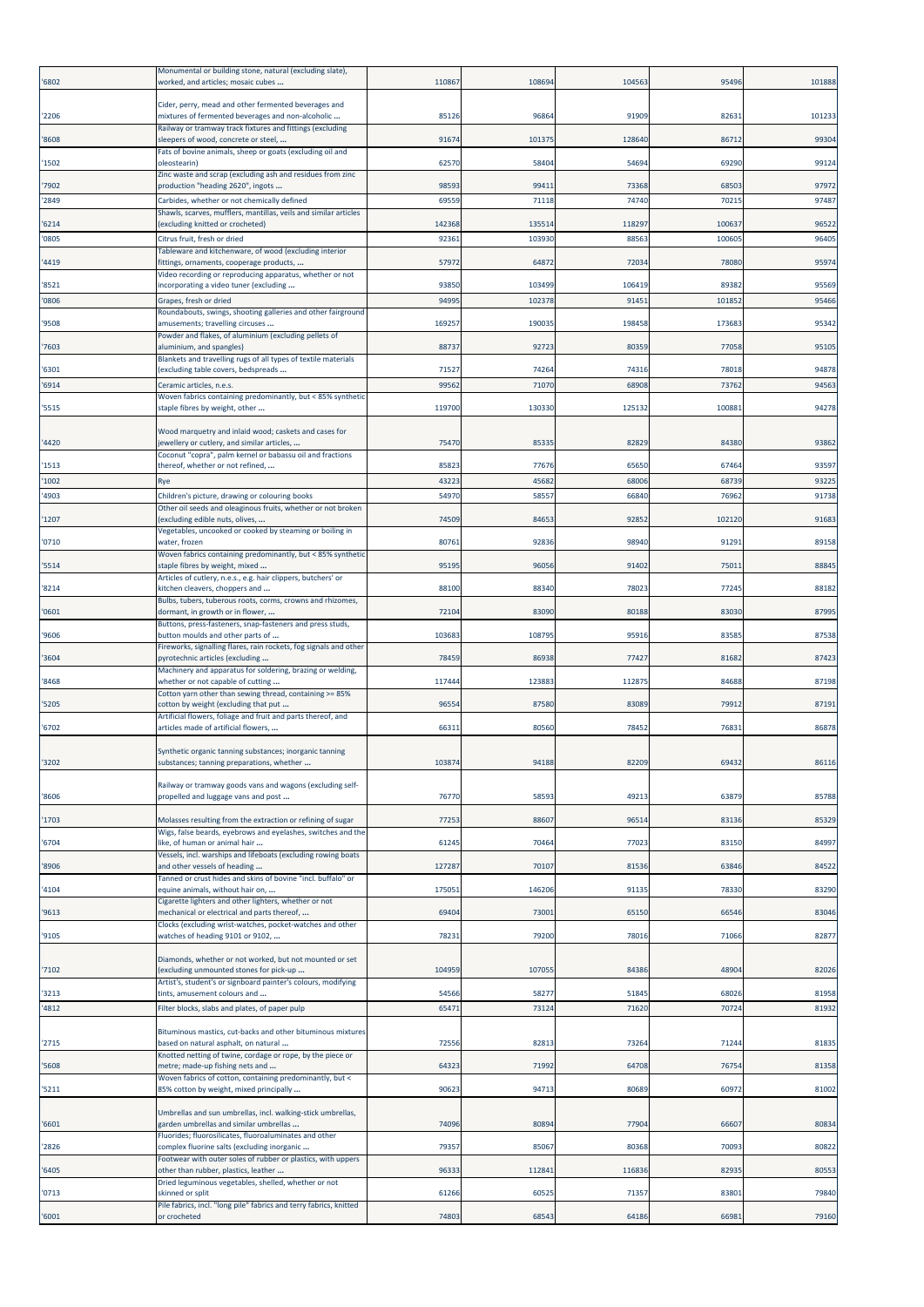| | | | | | | |
|---|---|---|---|---|---|---|
| '6802 | Monumental or building stone, natural (excluding slate), worked, and articles; mosaic cubes ... | 110867 | 108694 | 104563 | 95496 | 101888 |
| '2206 | Cider, perry, mead and other fermented beverages and mixtures of fermented beverages and non-alcoholic ... | 85126 | 96864 | 91909 | 82631 | 101233 |
| '8608 | Railway or tramway track fixtures and fittings (excluding sleepers of wood, concrete or steel, ... | 91674 | 101375 | 128640 | 86712 | 99304 |
| '1502 | Fats of bovine animals, sheep or goats (excluding oil and oleostearin) | 62570 | 58404 | 54694 | 69290 | 99124 |
| '7902 | Zinc waste and scrap (excluding ash and residues from zinc production "heading 2620", ingots ... | 98593 | 99411 | 73368 | 68503 | 97972 |
| '2849 | Carbides, whether or not chemically defined | 69559 | 71118 | 74740 | 70215 | 97487 |
| '6214 | Shawls, scarves, mufflers, mantillas, veils and similar articles (excluding knitted or crocheted) | 142368 | 135514 | 118297 | 100637 | 96522 |
| '0805 | Citrus fruit, fresh or dried | 92361 | 103930 | 88563 | 100605 | 96405 |
| '4419 | Tableware and kitchenware, of wood (excluding interior fittings, ornaments, cooperage products, ... | 57972 | 64872 | 72034 | 78080 | 95974 |
| '8521 | Video recording or reproducing apparatus, whether or not incorporating a video tuner (excluding ... | 93850 | 103499 | 106419 | 89382 | 95569 |
| '0806 | Grapes, fresh or dried | 94995 | 102378 | 91451 | 101852 | 95466 |
| '9508 | Roundabouts, swings, shooting galleries and other fairground amusements; travelling circuses ... | 169257 | 190035 | 198458 | 173683 | 95342 |
| '7603 | Powder and flakes, of aluminium (excluding pellets of aluminium, and spangles) | 88737 | 92723 | 80359 | 77058 | 95105 |
| '6301 | Blankets and travelling rugs of all types of textile materials (excluding table covers, bedspreads ... | 71527 | 74264 | 74316 | 78018 | 94878 |
| '6914 | Ceramic articles, n.e.s. | 99562 | 71070 | 68908 | 73762 | 94563 |
| '5515 | Woven fabrics containing predominantly, but < 85% synthetic staple fibres by weight, other ... | 119700 | 130330 | 125132 | 100881 | 94278 |
| '4420 | Wood marquetry and inlaid wood; caskets and cases for jewellery or cutlery, and similar articles, ... | 75470 | 85335 | 82829 | 84380 | 93862 |
| '1513 | Coconut "copra", palm kernel or babassu oil and fractions thereof, whether or not refined, ... | 85823 | 77676 | 65650 | 67464 | 93597 |
| '1002 | Rye | 43223 | 45682 | 68006 | 68739 | 93225 |
| '4903 | Children's picture, drawing or colouring books | 54970 | 58557 | 66840 | 76962 | 91738 |
| '1207 | Other oil seeds and oleaginous fruits, whether or not broken (excluding edible nuts, olives, ... | 74509 | 84653 | 92852 | 102120 | 91683 |
| '0710 | Vegetables, uncooked or cooked by steaming or boiling in water, frozen | 80761 | 92836 | 98940 | 91291 | 89158 |
| '5514 | Woven fabrics containing predominantly, but < 85% synthetic staple fibres by weight, mixed ... | 95195 | 96056 | 91402 | 75011 | 88845 |
| '8214 | Articles of cutlery, n.e.s., e.g. hair clippers, butchers' or kitchen cleavers, choppers and ... | 88100 | 88340 | 78023 | 77245 | 88182 |
| '0601 | Bulbs, tubers, tuberous roots, corms, crowns and rhizomes, dormant, in growth or in flower, ... | 72104 | 83090 | 80188 | 83030 | 87995 |
| '9606 | Buttons, press-fasteners, snap-fasteners and press studs, button moulds and other parts of ... | 103683 | 108795 | 95916 | 83585 | 87538 |
| '3604 | Fireworks, signalling flares, rain rockets, fog signals and other pyrotechnic articles (excluding ... | 78459 | 86938 | 77427 | 81682 | 87423 |
| '8468 | Machinery and apparatus for soldering, brazing or welding, whether or not capable of cutting ... | 117444 | 123883 | 112875 | 84688 | 87198 |
| '5205 | Cotton yarn other than sewing thread, containing >= 85% cotton by weight (excluding that put ... | 96554 | 87580 | 83089 | 79912 | 87191 |
| '6702 | Artificial flowers, foliage and fruit and parts thereof, and articles made of artificial flowers, ... | 66311 | 80560 | 78452 | 76831 | 86878 |
| '3202 | Synthetic organic tanning substances; inorganic tanning substances; tanning preparations, whether ... | 103874 | 94188 | 82209 | 69432 | 86116 |
| '8606 | Railway or tramway goods vans and wagons (excluding self-propelled and luggage vans and post ... | 76770 | 58593 | 49213 | 63879 | 85788 |
| '1703 | Molasses resulting from the extraction or refining of sugar | 77253 | 88607 | 96514 | 83136 | 85329 |
| '6704 | Wigs, false beards, eyebrows and eyelashes, switches and the like, of human or animal hair ... | 61245 | 70464 | 77023 | 83150 | 84997 |
| '8906 | Vessels, incl. warships and lifeboats (excluding rowing boats and other vessels of heading ... | 127287 | 70107 | 81536 | 63846 | 84522 |
| '4104 | Tanned or crust hides and skins of bovine "incl. buffalo" or equine animals, without hair on, ... | 175051 | 146206 | 91135 | 78330 | 83290 |
| '9613 | Cigarette lighters and other lighters, whether or not mechanical or electrical and parts thereof, ... | 69404 | 73001 | 65150 | 66546 | 83046 |
| '9105 | Clocks (excluding wrist-watches, pocket-watches and other watches of heading 9101 or 9102, ... | 78231 | 79200 | 78016 | 71066 | 82877 |
| '7102 | Diamonds, whether or not worked, but not mounted or set (excluding unmounted stones for pick-up ... | 104959 | 107055 | 84386 | 48904 | 82026 |
| '3213 | Artist's, student's or signboard painter's colours, modifying tints, amusement colours and ... | 54566 | 58277 | 51845 | 68026 | 81958 |
| '4812 | Filter blocks, slabs and plates, of paper pulp | 65471 | 73124 | 71620 | 70724 | 81932 |
| '2715 | Bituminous mastics, cut-backs and other bituminous mixtures based on natural asphalt, on natural ... | 72556 | 82813 | 73264 | 71244 | 81835 |
| '5608 | Knotted netting of twine, cordage or rope, by the piece or metre; made-up fishing nets and ... | 64323 | 71992 | 64708 | 76754 | 81358 |
| '5211 | Woven fabrics of cotton, containing predominantly, but < 85% cotton by weight, mixed principally ... | 90623 | 94713 | 80689 | 60972 | 81002 |
| '6601 | Umbrellas and sun umbrellas, incl. walking-stick umbrellas, garden umbrellas and similar umbrellas ... | 74096 | 80894 | 77904 | 66607 | 80834 |
| '2826 | Fluorides; fluorosilicates, fluoroaluminates and other complex fluorine salts (excluding inorganic ... | 79357 | 85067 | 80368 | 70093 | 80822 |
| '6405 | Footwear with outer soles of rubber or plastics, with uppers other than rubber, plastics, leather ... | 96333 | 112841 | 116836 | 82935 | 80553 |
| '0713 | Dried leguminous vegetables, shelled, whether or not skinned or split | 61266 | 60525 | 71357 | 83801 | 79840 |
| '6001 | Pile fabrics, incl. "long pile" fabrics and terry fabrics, knitted or crocheted | 74803 | 68543 | 64186 | 66981 | 79160 |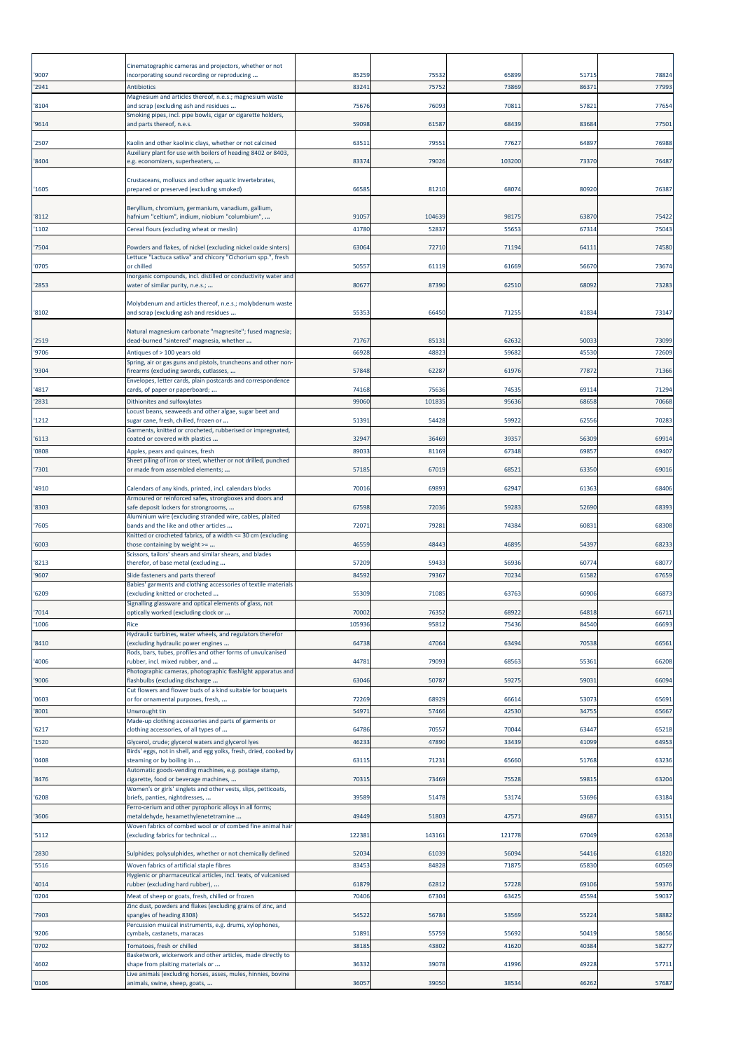| '9007 | Cinematographic cameras and projectors, whether or not incorporating sound recording or reproducing ... | 85259 | 75532 | 65899 | 51715 | 78824 |
|---|---|---|---|---|---|---|
| '2941 | Antibiotics | 83241 | 75752 | 73869 | 86371 | 77993 |
| '8104 | Magnesium and articles thereof, n.e.s.; magnesium waste and scrap (excluding ash and residues ... | 75676 | 76093 | 70811 | 57821 | 77654 |
| '9614 | Smoking pipes, incl. pipe bowls, cigar or cigarette holders, and parts thereof, n.e.s. | 59098 | 61587 | 68439 | 83684 | 77501 |
| '2507 | Kaolin and other kaolinic clays, whether or not calcined | 63511 | 79551 | 77627 | 64897 | 76988 |
| '8404 | Auxiliary plant for use with boilers of heading 8402 or 8403, e.g. economizers, superheaters, ... | 83374 | 79026 | 103200 | 73370 | 76487 |
| '1605 | Crustaceans, molluscs and other aquatic invertebrates, prepared or preserved (excluding smoked) | 66585 | 81210 | 68074 | 80920 | 76387 |
| '8112 | Beryllium, chromium, germanium, vanadium, gallium, hafnium "celtium", indium, niobium "columbium", ... | 91057 | 104639 | 98175 | 63870 | 75422 |
| '1102 | Cereal flours (excluding wheat or meslin) | 41780 | 52837 | 55653 | 67314 | 75043 |
| '7504 | Powders and flakes, of nickel (excluding nickel oxide sinters) | 63064 | 72710 | 71194 | 64111 | 74580 |
| '0705 | Lettuce "Lactuca sativa" and chicory "Cichorium spp.", fresh or chilled | 50557 | 61119 | 61669 | 56670 | 73674 |
| '2853 | Inorganic compounds, incl. distilled or conductivity water and water of similar purity, n.e.s.; ... | 80677 | 87390 | 62510 | 68092 | 73283 |
| '8102 | Molybdenum and articles thereof, n.e.s.; molybdenum waste and scrap (excluding ash and residues ... | 55353 | 66450 | 71255 | 41834 | 73147 |
| '2519 | Natural magnesium carbonate "magnesite"; fused magnesia; dead-burned "sintered" magnesia, whether ... | 71767 | 85131 | 62632 | 50033 | 73099 |
| '9706 | Antiques of > 100 years old | 66928 | 48823 | 59682 | 45530 | 72609 |
| '9304 | Spring, air or gas guns and pistols, truncheons and other non-firearms (excluding swords, cutlasses, ... | 57848 | 62287 | 61976 | 77872 | 71366 |
| '4817 | Envelopes, letter cards, plain postcards and correspondence cards, of paper or paperboard; ... | 74168 | 75636 | 74535 | 69114 | 71294 |
| '2831 | Dithionites and sulfoxylates | 99060 | 101835 | 95636 | 68658 | 70668 |
| '1212 | Locust beans, seaweeds and other algae, sugar beet and sugar cane, fresh, chilled, frozen or ... | 51391 | 54428 | 59922 | 62556 | 70283 |
| '6113 | Garments, knitted or crocheted, rubberised or impregnated, coated or covered with plastics ... | 32947 | 36469 | 39357 | 56309 | 69914 |
| '0808 | Apples, pears and quinces, fresh | 89033 | 81169 | 67348 | 69857 | 69407 |
| '7301 | Sheet piling of iron or steel, whether or not drilled, punched or made from assembled elements; ... | 57185 | 67019 | 68521 | 63350 | 69016 |
| '4910 | Calendars of any kinds, printed, incl. calendars blocks | 70016 | 69893 | 62947 | 61363 | 68406 |
| '8303 | Armoured or reinforced safes, strongboxes and doors and safe deposit lockers for strongrooms, ... | 67598 | 72036 | 59283 | 52690 | 68393 |
| '7605 | Aluminium wire (excluding stranded wire, cables, plaited bands and the like and other articles ... | 72071 | 79281 | 74384 | 60831 | 68308 |
| '6003 | Knitted or crocheted fabrics, of a width <= 30 cm (excluding those containing by weight >= ... | 46559 | 48443 | 46895 | 54397 | 68233 |
| '8213 | Scissors, tailors' shears and similar shears, and blades therefor, of base metal (excluding ... | 57209 | 59433 | 56936 | 60774 | 68077 |
| '9607 | Slide fasteners and parts thereof | 84592 | 79367 | 70234 | 61582 | 67659 |
| '6209 | Babies' garments and clothing accessories of textile materials (excluding knitted or crocheted ... | 55309 | 71085 | 63763 | 60906 | 66873 |
| '7014 | Signalling glassware and optical elements of glass, not optically worked (excluding clock or ... | 70002 | 76352 | 68922 | 64818 | 66711 |
| '1006 | Rice | 105936 | 95812 | 75436 | 84540 | 66693 |
| '8410 | Hydraulic turbines, water wheels, and regulators therefor (excluding hydraulic power engines ... | 64738 | 47064 | 63494 | 70538 | 66561 |
| '4006 | Rods, bars, tubes, profiles and other forms of unvulcanised rubber, incl. mixed rubber, and ... | 44781 | 79093 | 68563 | 55361 | 66208 |
| '9006 | Photographic cameras, photographic flashlight apparatus and flashbulbs (excluding discharge ... | 63046 | 50787 | 59275 | 59031 | 66094 |
| '0603 | Cut flowers and flower buds of a kind suitable for bouquets or for ornamental purposes, fresh, ... | 72269 | 68929 | 66614 | 53073 | 65691 |
| '8001 | Unwrought tin | 54971 | 57466 | 42530 | 34755 | 65667 |
| '6217 | Made-up clothing accessories and parts of garments or clothing accessories, of all types of ... | 64786 | 70557 | 70044 | 63447 | 65218 |
| '1520 | Glycerol, crude; glycerol waters and glycerol lyes | 46233 | 47890 | 33439 | 41099 | 64953 |
| '0408 | Birds' eggs, not in shell, and egg yolks, fresh, dried, cooked by steaming or by boiling in ... | 63115 | 71231 | 65660 | 51768 | 63236 |
| '8476 | Automatic goods-vending machines, e.g. postage stamp, cigarette, food or beverage machines, ... | 70315 | 73469 | 75528 | 59815 | 63204 |
| '6208 | Women's or girls' singlets and other vests, slips, petticoats, briefs, panties, nightdresses, ... | 39589 | 51478 | 53174 | 53696 | 63184 |
| '3606 | Ferro-cerium and other pyrophoric alloys in all forms; metaldehyde, hexamethylenetetramine ... | 49449 | 51803 | 47571 | 49687 | 63151 |
| '5112 | Woven fabrics of combed wool or of combed fine animal hair (excluding fabrics for technical ... | 122381 | 143161 | 121778 | 67049 | 62638 |
| '2830 | Sulphides; polysulphides, whether or not chemically defined | 52034 | 61039 | 56094 | 54416 | 61820 |
| '5516 | Woven fabrics of artificial staple fibres | 83453 | 84828 | 71875 | 65830 | 60569 |
| '4014 | Hygienic or pharmaceutical articles, incl. teats, of vulcanised rubber (excluding hard rubber), ... | 61879 | 62812 | 57228 | 69106 | 59376 |
| '0204 | Meat of sheep or goats, fresh, chilled or frozen | 70406 | 67304 | 63425 | 45594 | 59037 |
| '7903 | Zinc dust, powders and flakes (excluding grains of zinc, and spangles of heading 8308) | 54522 | 56784 | 53569 | 55224 | 58882 |
| '9206 | Percussion musical instruments, e.g. drums, xylophones, cymbals, castanets, maracas | 51891 | 55759 | 55692 | 50419 | 58656 |
| '0702 | Tomatoes, fresh or chilled | 38185 | 43802 | 41620 | 40384 | 58277 |
| '4602 | Basketwork, wickerwork and other articles, made directly to shape from plaiting materials or ... | 36332 | 39078 | 41996 | 49228 | 57711 |
| '0106 | Live animals (excluding horses, asses, mules, hinnies, bovine animals, swine, sheep, goats, ... | 36057 | 39050 | 38534 | 46262 | 57687 |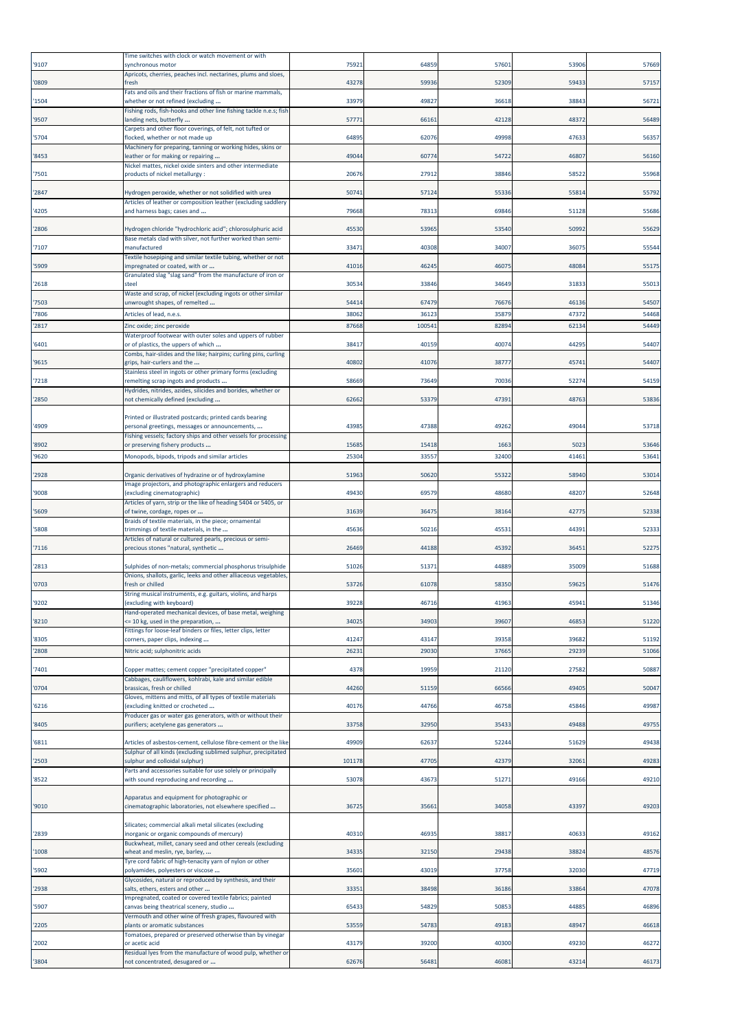| '9107 | Time switches with clock or watch movement or with synchronous motor | 75921 | 64859 | 57601 | 53906 | 57669 |
|---|---|---|---|---|---|---|
| '0809 | Apricots, cherries, peaches incl. nectarines, plums and sloes, fresh | 43278 | 59936 | 52309 | 59433 | 57157 |
| '1504 | Fats and oils and their fractions of fish or marine mammals, whether or not refined (excluding ... | 33979 | 49827 | 36618 | 38843 | 56721 |
| '9507 | Fishing rods, fish-hooks and other line fishing tackle n.e.s; fish landing nets, butterfly ... | 57771 | 66161 | 42128 | 48372 | 56489 |
| '5704 | Carpets and other floor coverings, of felt, not tufted or flocked, whether or not made up | 64895 | 62076 | 49998 | 47633 | 56357 |
| '8453 | Machinery for preparing, tanning or working hides, skins or leather or for making or repairing ... | 49044 | 60774 | 54722 | 46807 | 56160 |
| '7501 | Nickel mattes, nickel oxide sinters and other intermediate products of nickel metallurgy : | 20676 | 27912 | 38846 | 58522 | 55968 |
| '2847 | Hydrogen peroxide, whether or not solidified with urea | 50741 | 57124 | 55336 | 55814 | 55792 |
| '4205 | Articles of leather or composition leather (excluding saddlery and harness bags; cases and ... | 79668 | 78313 | 69846 | 51128 | 55686 |
| '2806 | Hydrogen chloride "hydrochloric acid"; chlorosulphuric acid | 45530 | 53965 | 53540 | 50992 | 55629 |
| '7107 | Base metals clad with silver, not further worked than semi-manufactured | 33471 | 40308 | 34007 | 36075 | 55544 |
| '5909 | Textile hosepiping and similar textile tubing, whether or not impregnated or coated, with or ... | 41016 | 46245 | 46075 | 48084 | 55175 |
| '2618 | Granulated slag "slag sand" from the manufacture of iron or steel | 30534 | 33846 | 34649 | 31833 | 55013 |
| '7503 | Waste and scrap, of nickel (excluding ingots or other similar unwrought shapes, of remelted ... | 54414 | 67479 | 76676 | 46136 | 54507 |
| '7806 | Articles of lead, n.e.s. | 38062 | 36123 | 35879 | 47372 | 54468 |
| '2817 | Zinc oxide; zinc peroxide | 87668 | 100541 | 82894 | 62134 | 54449 |
| '6401 | Waterproof footwear with outer soles and uppers of rubber or of plastics, the uppers of which ... | 38417 | 40159 | 40074 | 44295 | 54407 |
| '9615 | Combs, hair-slides and the like; hairpins; curling pins, curling grips, hair-curlers and the ... | 40802 | 41076 | 38777 | 45741 | 54407 |
| '7218 | Stainless steel in ingots or other primary forms (excluding remelting scrap ingots and products ... | 58669 | 73649 | 70036 | 52274 | 54159 |
| '2850 | Hydrides, nitrides, azides, silicides and borides, whether or not chemically defined (excluding ... | 62662 | 53379 | 47391 | 48763 | 53836 |
| '4909 | Printed or illustrated postcards; printed cards bearing personal greetings, messages or announcements, ... | 43985 | 47388 | 49262 | 49044 | 53718 |
| '8902 | Fishing vessels; factory ships and other vessels for processing or preserving fishery products ... | 15685 | 15418 | 1663 | 5023 | 53646 |
| '9620 | Monopods, bipods, tripods and similar articles | 25304 | 33557 | 32400 | 41461 | 53641 |
| '2928 | Organic derivatives of hydrazine or of hydroxylamine | 51963 | 50620 | 55322 | 58940 | 53014 |
| '9008 | Image projectors, and photographic enlargers and reducers (excluding cinematographic) | 49430 | 69579 | 48680 | 48207 | 52648 |
| '5609 | Articles of yarn, strip or the like of heading 5404 or 5405, or of twine, cordage, ropes or ... | 31639 | 36475 | 38164 | 42775 | 52338 |
| '5808 | Braids of textile materials, in the piece; ornamental trimmings of textile materials, in the ... | 45636 | 50216 | 45531 | 44391 | 52333 |
| '7116 | Articles of natural or cultured pearls, precious or semi-precious stones "natural, synthetic ... | 26469 | 44188 | 45392 | 36451 | 52275 |
| '2813 | Sulphides of non-metals; commercial phosphorus trisulphide | 51026 | 51371 | 44889 | 35009 | 51688 |
| '0703 | Onions, shallots, garlic, leeks and other alliaceous vegetables, fresh or chilled | 53726 | 61078 | 58350 | 59625 | 51476 |
| '9202 | String musical instruments, e.g. guitars, violins, and harps (excluding with keyboard) | 39228 | 46716 | 41963 | 45941 | 51346 |
| '8210 | Hand-operated mechanical devices, of base metal, weighing <= 10 kg, used in the preparation, ... | 34025 | 34903 | 39607 | 46853 | 51220 |
| '8305 | Fittings for loose-leaf binders or files, letter clips, letter corners, paper clips, indexing ... | 41247 | 43147 | 39358 | 39682 | 51192 |
| '2808 | Nitric acid; sulphonitric acids | 26231 | 29030 | 37665 | 29239 | 51066 |
| '7401 | Copper mattes; cement copper "precipitated copper" | 4378 | 19959 | 21120 | 27582 | 50887 |
| '0704 | Cabbages, cauliflowers, kohlrabi, kale and similar edible brassicas, fresh or chilled | 44260 | 51159 | 66566 | 49405 | 50047 |
| '6216 | Gloves, mittens and mitts, of all types of textile materials (excluding knitted or crocheted ... | 40176 | 44766 | 46758 | 45846 | 49987 |
| '8405 | Producer gas or water gas generators, with or without their purifiers; acetylene gas generators ... | 33758 | 32950 | 35433 | 49488 | 49755 |
| '6811 | Articles of asbestos-cement, cellulose fibre-cement or the like | 49909 | 62637 | 52244 | 51629 | 49438 |
| '2503 | Sulphur of all kinds (excluding sublimed sulphur, precipitated sulphur and colloidal sulphur) | 101178 | 47705 | 42379 | 32061 | 49283 |
| '8522 | Parts and accessories suitable for use solely or principally with sound reproducing and recording ... | 53078 | 43673 | 51271 | 49166 | 49210 |
| '9010 | Apparatus and equipment for photographic or cinematographic laboratories, not elsewhere specified ... | 36725 | 35661 | 34058 | 43397 | 49203 |
| '2839 | Silicates; commercial alkali metal silicates (excluding inorganic or organic compounds of mercury) | 40310 | 46935 | 38817 | 40633 | 49162 |
| '1008 | Buckwheat, millet, canary seed and other cereals (excluding wheat and meslin, rye, barley, ... | 34335 | 32150 | 29438 | 38824 | 48576 |
| '5902 | Tyre cord fabric of high-tenacity yarn of nylon or other polyamides, polyesters or viscose ... | 35601 | 43019 | 37758 | 32030 | 47719 |
| '2938 | Glycosides, natural or reproduced by synthesis, and their salts, ethers, esters and other ... | 33351 | 38498 | 36186 | 33864 | 47078 |
| '5907 | Impregnated, coated or covered textile fabrics; painted canvas being theatrical scenery, studio ... | 65433 | 54829 | 50853 | 44885 | 46896 |
| '2205 | Vermouth and other wine of fresh grapes, flavoured with plants or aromatic substances | 53559 | 54783 | 49183 | 48947 | 46618 |
| '2002 | Tomatoes, prepared or preserved otherwise than by vinegar or acetic acid | 43179 | 39200 | 40300 | 49230 | 46272 |
| '3804 | Residual lyes from the manufacture of wood pulp, whether or not concentrated, desugared or ... | 62676 | 56481 | 46081 | 43214 | 46173 |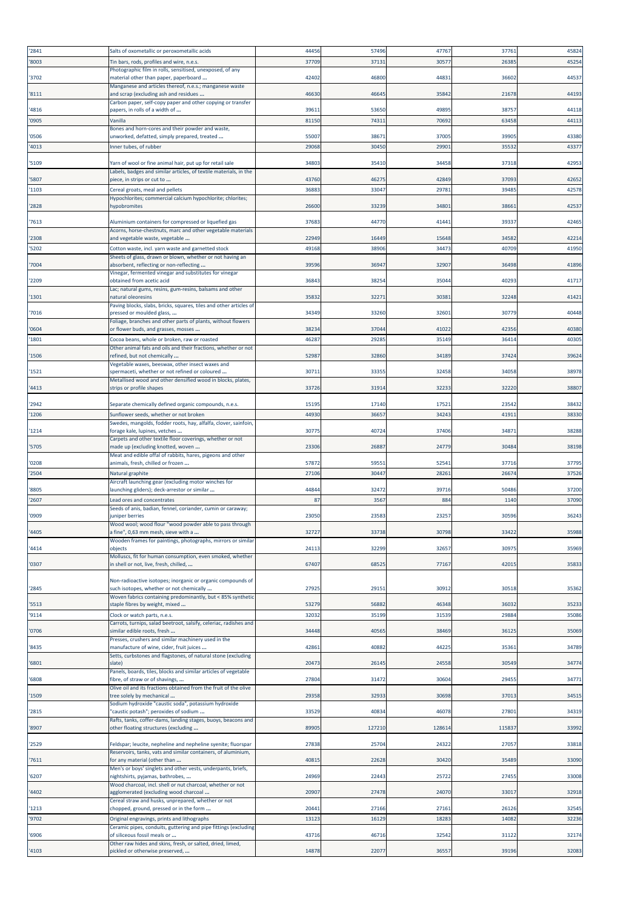| '2841 | Salts of oxometallic or peroxometallic acids | 44456 | 57496 | 47767 | 37761 | 45824 |
|---|---|---|---|---|---|---|
| '8003 | Tin bars, rods, profiles and wire, n.e.s. | 37709 | 37131 | 30577 | 26385 | 45254 |
| '3702 | Photographic film in rolls, sensitised, unexposed, of any material other than paper, paperboard ... | 42402 | 46800 | 44831 | 36602 | 44537 |
| '8111 | Manganese and articles thereof, n.e.s.; manganese waste and scrap (excluding ash and residues ... | 46630 | 46645 | 35842 | 21678 | 44193 |
| '4816 | Carbon paper, self-copy paper and other copying or transfer papers, in rolls of a width of ... | 39611 | 53650 | 49895 | 38757 | 44118 |
| '0905 | Vanilla | 81150 | 74311 | 70692 | 63458 | 44113 |
| '0506 | Bones and horn-cores and their powder and waste, unworked, defatted, simply prepared, treated ... | 55007 | 38671 | 37005 | 39905 | 43380 |
| '4013 | Inner tubes, of rubber | 29068 | 30450 | 29901 | 35532 | 43377 |
| '5109 | Yarn of wool or fine animal hair, put up for retail sale | 34803 | 35410 | 34458 | 37318 | 42953 |
| '5807 | Labels, badges and similar articles, of textile materials, in the piece, in strips or cut to ... | 43760 | 46275 | 42849 | 37093 | 42652 |
| '1103 | Cereal groats, meal and pellets | 36883 | 33047 | 29781 | 39485 | 42578 |
| '2828 | Hypochlorites; commercial calcium hypochlorite; chlorites; hypobromites | 26600 | 33239 | 34801 | 38661 | 42537 |
| '7613 | Aluminium containers for compressed or liquefied gas | 37683 | 44770 | 41441 | 39337 | 42465 |
| '2308 | Acorns, horse-chestnuts, marc and other vegetable materials and vegetable waste, vegetable ... | 22949 | 16449 | 15648 | 34582 | 42214 |
| '5202 | Cotton waste, incl. yarn waste and garnetted stock | 49168 | 38906 | 34473 | 40709 | 41950 |
| '7004 | Sheets of glass, drawn or blown, whether or not having an absorbent, reflecting or non-reflecting ... | 39596 | 36947 | 32907 | 36498 | 41896 |
| '2209 | Vinegar, fermented vinegar and substitutes for vinegar obtained from acetic acid | 36843 | 38254 | 35044 | 40293 | 41717 |
| '1301 | Lac; natural gums, resins, gum-resins, balsams and other natural oleoresins | 35832 | 32271 | 30381 | 32248 | 41421 |
| '7016 | Paving blocks, slabs, bricks, squares, tiles and other articles of pressed or moulded glass, ... | 34349 | 33260 | 32601 | 30779 | 40448 |
| '0604 | Foliage, branches and other parts of plants, without flowers or flower buds, and grasses, mosses ... | 38234 | 37044 | 41022 | 42356 | 40380 |
| '1801 | Cocoa beans, whole or broken, raw or roasted | 46287 | 29285 | 35149 | 36414 | 40305 |
| '1506 | Other animal fats and oils and their fractions, whether or not refined, but not chemically ... | 52987 | 32860 | 34189 | 37424 | 39624 |
| '1521 | Vegetable waxes, beeswax, other insect waxes and spermaceti, whether or not refined or coloured ... | 30711 | 33355 | 32458 | 34058 | 38978 |
| '4413 | Metallised wood and other densified wood in blocks, plates, strips or profile shapes | 33726 | 31914 | 32233 | 32220 | 38807 |
| '2942 | Separate chemically defined organic compounds, n.e.s. | 15195 | 17140 | 17521 | 23542 | 38432 |
| '1206 | Sunflower seeds, whether or not broken | 44930 | 36657 | 34243 | 41911 | 38330 |
| '1214 | Swedes, mangolds, fodder roots, hay, alfalfa, clover, sainfoin, forage kale, lupines, vetches ... | 30775 | 40724 | 37406 | 34871 | 38288 |
| '5705 | Carpets and other textile floor coverings, whether or not made up (excluding knotted, woven ... | 23306 | 26887 | 24779 | 30484 | 38198 |
| '0208 | Meat and edible offal of rabbits, hares, pigeons and other animals, fresh, chilled or frozen ... | 57872 | 59551 | 52541 | 37716 | 37795 |
| '2504 | Natural graphite | 27106 | 30447 | 28261 | 26674 | 37526 |
| '8805 | Aircraft launching gear (excluding motor winches for launching gliders); deck-arrestor or similar ... | 44844 | 32472 | 39716 | 50486 | 37200 |
| '2607 | Lead ores and concentrates | 87 | 3567 | 884 | 1140 | 37090 |
| '0909 | Seeds of anis, badian, fennel, coriander, cumin or caraway; juniper berries | 23050 | 23583 | 23257 | 30596 | 36243 |
| '4405 | Wood wool; wood flour "wood powder able to pass through a fine", 0,63 mm mesh, sieve with a ... | 32727 | 33738 | 30798 | 33422 | 35988 |
| '4414 | Wooden frames for paintings, photographs, mirrors or similar objects | 24113 | 32299 | 32657 | 30975 | 35969 |
| '0307 | Molluscs, fit for human consumption, even smoked, whether in shell or not, live, fresh, chilled, ... | 67407 | 68525 | 77167 | 42015 | 35833 |
| '2845 | Non-radioactive isotopes; inorganic or organic compounds of such isotopes, whether or not chemically ... | 27925 | 29151 | 30912 | 30518 | 35362 |
| '5513 | Woven fabrics containing predominantly, but < 85% synthetic staple fibres by weight, mixed ... | 53279 | 56882 | 46348 | 36032 | 35233 |
| '9114 | Clock or watch parts, n.e.s. | 32032 | 35199 | 31539 | 29884 | 35086 |
| '0706 | Carrots, turnips, salad beetroot, salsify, celeriac, radishes and similar edible roots, fresh ... | 34448 | 40565 | 38469 | 36125 | 35069 |
| '8435 | Presses, crushers and similar machinery used in the manufacture of wine, cider, fruit juices ... | 42861 | 40882 | 44225 | 35361 | 34789 |
| '6801 | Setts, curbstones and flagstones, of natural stone (excluding slate) | 20473 | 26145 | 24558 | 30549 | 34774 |
| '6808 | Panels, boards, tiles, blocks and similar articles of vegetable fibre, of straw or of shavings, ... | 27804 | 31472 | 30604 | 29455 | 34771 |
| '1509 | Olive oil and its fractions obtained from the fruit of the olive tree solely by mechanical ... | 29358 | 32933 | 30698 | 37013 | 34515 |
| '2815 | Sodium hydroxide "caustic soda", potassium hydroxide "caustic potash"; peroxides of sodium ... | 33529 | 40834 | 46078 | 27801 | 34319 |
| '8907 | Rafts, tanks, coffer-dams, landing stages, buoys, beacons and other floating structures (excluding ... | 89905 | 127210 | 128614 | 115837 | 33992 |
| '2529 | Feldspar; leucite, nepheline and nepheline syenite; fluorspar | 27838 | 25704 | 24322 | 27057 | 33818 |
| '7611 | Reservoirs, tanks, vats and similar containers, of aluminium, for any material (other than ... | 40815 | 22628 | 30420 | 35489 | 33090 |
| '6207 | Men's or boys' singlets and other vests, underpants, briefs, nightshirts, pyjamas, bathrobes, ... | 24969 | 22443 | 25722 | 27455 | 33008 |
| '4402 | Wood charcoal, incl. shell or nut charcoal, whether or not agglomerated (excluding wood charcoal ... | 20907 | 27478 | 24070 | 33017 | 32918 |
| '1213 | Cereal straw and husks, unprepared, whether or not chopped, ground, pressed or in the form ... | 20441 | 27166 | 27161 | 26126 | 32545 |
| '9702 | Original engravings, prints and lithographs | 13123 | 16129 | 18283 | 14082 | 32236 |
| '6906 | Ceramic pipes, conduits, guttering and pipe fittings (excluding of siliceous fossil meals or ... | 43716 | 46716 | 32542 | 31122 | 32174 |
| '4103 | Other raw hides and skins, fresh, or salted, dried, limed, pickled or otherwise preserved, ... | 14878 | 22077 | 36557 | 39196 | 32083 |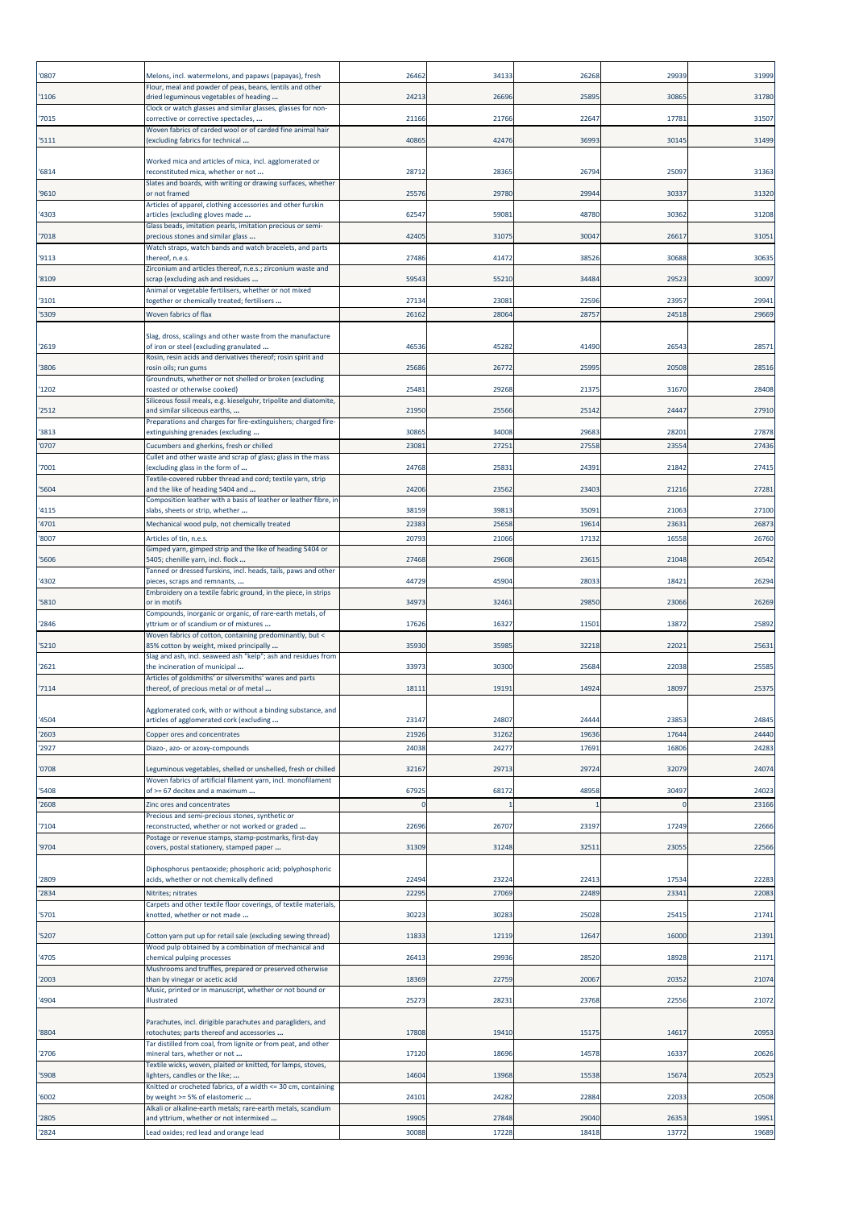| | | | | | | |
|---|---|---|---|---|---|---|
| '0807 | Melons, incl. watermelons, and papaws (papayas), fresh | 26462 | 34133 | 26268 | 29939 | 31999 |
| '1106 | Flour, meal and powder of peas, beans, lentils and other dried leguminous vegetables of heading ... | 24213 | 26696 | 25895 | 30865 | 31780 |
| '7015 | Clock or watch glasses and similar glasses, glasses for non-corrective or corrective spectacles, ... | 21166 | 21766 | 22647 | 17781 | 31507 |
| '5111 | Woven fabrics of carded wool or of carded fine animal hair (excluding fabrics for technical ... | 40865 | 42476 | 36993 | 30145 | 31499 |
| '6814 | Worked mica and articles of mica, incl. agglomerated or reconstituted mica, whether or not ... | 28712 | 28365 | 26794 | 25097 | 31363 |
| '9610 | Slates and boards, with writing or drawing surfaces, whether or not framed | 25576 | 29780 | 29944 | 30337 | 31320 |
| '4303 | Articles of apparel, clothing accessories and other furskin articles (excluding gloves made ... | 62547 | 59081 | 48780 | 30362 | 31208 |
| '7018 | Glass beads, imitation pearls, imitation precious or semi-precious stones and similar glass ... | 42405 | 31075 | 30047 | 26617 | 31051 |
| '9113 | Watch straps, watch bands and watch bracelets, and parts thereof, n.e.s. | 27486 | 41472 | 38526 | 30688 | 30635 |
| '8109 | Zirconium and articles thereof, n.e.s.; zirconium waste and scrap (excluding ash and residues ... | 59543 | 55210 | 34484 | 29523 | 30097 |
| '3101 | Animal or vegetable fertilisers, whether or not mixed together or chemically treated; fertilisers ... | 27134 | 23081 | 22596 | 23957 | 29941 |
| '5309 | Woven fabrics of flax | 26162 | 28064 | 28757 | 24518 | 29669 |
| '2619 | Slag, dross, scalings and other waste from the manufacture of iron or steel (excluding granulated ... | 46536 | 45282 | 41490 | 26543 | 28571 |
| '3806 | Rosin, resin acids and derivatives thereof; rosin spirit and rosin oils; run gums | 25686 | 26772 | 25995 | 20508 | 28516 |
| '1202 | Groundnuts, whether or not shelled or broken (excluding roasted or otherwise cooked) | 25481 | 29268 | 21375 | 31670 | 28408 |
| '2512 | Siliceous fossil meals, e.g. kieselguhr, tripolite and diatomite, and similar siliceous earths, ... | 21950 | 25566 | 25142 | 24447 | 27910 |
| '3813 | Preparations and charges for fire-extinguishers; charged fire-extinguishing grenades (excluding ... | 30865 | 34008 | 29683 | 28201 | 27878 |
| '0707 | Cucumbers and gherkins, fresh or chilled | 23081 | 27251 | 27558 | 23554 | 27436 |
| '7001 | Cullet and other waste and scrap of glass; glass in the mass (excluding glass in the form of ... | 24768 | 25831 | 24391 | 21842 | 27415 |
| '5604 | Textile-covered rubber thread and cord; textile yarn, strip and the like of heading 5404 and ... | 24206 | 23562 | 23403 | 21216 | 27281 |
| '4115 | Composition leather with a basis of leather or leather fibre, in slabs, sheets or strip, whether ... | 38159 | 39813 | 35091 | 21063 | 27100 |
| '4701 | Mechanical wood pulp, not chemically treated | 22383 | 25658 | 19614 | 23631 | 26873 |
| '8007 | Articles of tin, n.e.s. | 20793 | 21066 | 17132 | 16558 | 26760 |
| '5606 | Gimped yarn, gimped strip and the like of heading 5404 or 5405; chenille yarn, incl. flock ... | 27468 | 29608 | 23615 | 21048 | 26542 |
| '4302 | Tanned or dressed furskins, incl. heads, tails, paws and other pieces, scraps and remnants, ... | 44729 | 45904 | 28033 | 18421 | 26294 |
| '5810 | Embroidery on a textile fabric ground, in the piece, in strips or in motifs | 34973 | 32461 | 29850 | 23066 | 26269 |
| '2846 | Compounds, inorganic or organic, of rare-earth metals, of yttrium or of scandium or of mixtures ... | 17626 | 16327 | 11501 | 13872 | 25892 |
| '5210 | Woven fabrics of cotton, containing predominantly, but < 85% cotton by weight, mixed principally ... | 35930 | 35985 | 32218 | 22021 | 25631 |
| '2621 | Slag and ash, incl. seaweed ash "kelp"; ash and residues from the incineration of municipal ... | 33973 | 30300 | 25684 | 22038 | 25585 |
| '7114 | Articles of goldsmiths' or silversmiths' wares and parts thereof, of precious metal or of metal ... | 18111 | 19191 | 14924 | 18097 | 25375 |
| '4504 | Agglomerated cork, with or without a binding substance, and articles of agglomerated cork (excluding ... | 23147 | 24807 | 24444 | 23853 | 24845 |
| '2603 | Copper ores and concentrates | 21926 | 31262 | 19636 | 17644 | 24440 |
| '2927 | Diazo-, azo- or azoxy-compounds | 24038 | 24277 | 17691 | 16806 | 24283 |
| '0708 | Leguminous vegetables, shelled or unshelled, fresh or chilled | 32167 | 29713 | 29724 | 32079 | 24074 |
| '5408 | Woven fabrics of artificial filament yarn, incl. monofilament of >= 67 decitex and a maximum ... | 67925 | 68172 | 48958 | 30497 | 24023 |
| '2608 | Zinc ores and concentrates | 0 | 1 | 1 | 0 | 23166 |
| '7104 | Precious and semi-precious stones, synthetic or reconstructed, whether or not worked or graded ... | 22696 | 26707 | 23197 | 17249 | 22666 |
| '9704 | Postage or revenue stamps, stamp-postmarks, first-day covers, postal stationery, stamped paper ... | 31309 | 31248 | 32511 | 23055 | 22566 |
| '2809 | Diphosphorus pentaoxide; phosphoric acid; polyphosphoric acids, whether or not chemically defined | 22494 | 23224 | 22413 | 17534 | 22283 |
| '2834 | Nitrites; nitrates | 22295 | 27069 | 22489 | 23341 | 22083 |
| '5701 | Carpets and other textile floor coverings, of textile materials, knotted, whether or not made ... | 30223 | 30283 | 25028 | 25415 | 21741 |
| '5207 | Cotton yarn put up for retail sale (excluding sewing thread) | 11833 | 12119 | 12647 | 16000 | 21391 |
| '4705 | Wood pulp obtained by a combination of mechanical and chemical pulping processes | 26413 | 29936 | 28520 | 18928 | 21171 |
| '2003 | Mushrooms and truffles, prepared or preserved otherwise than by vinegar or acetic acid | 18369 | 22759 | 20067 | 20352 | 21074 |
| '4904 | Music, printed or in manuscript, whether or not bound or illustrated | 25273 | 28231 | 23768 | 22556 | 21072 |
| '8804 | Parachutes, incl. dirigible parachutes and paragliders, and rotochutes; parts thereof and accessories ... | 17808 | 19410 | 15175 | 14617 | 20953 |
| '2706 | Tar distilled from coal, from lignite or from peat, and other mineral tars, whether or not ... | 17120 | 18696 | 14578 | 16337 | 20626 |
| '5908 | Textile wicks, woven, plaited or knitted, for lamps, stoves, lighters, candles or the like; ... | 14604 | 13968 | 15538 | 15674 | 20523 |
| '6002 | Knitted or crocheted fabrics, of a width <= 30 cm, containing by weight >= 5% of elastomeric ... | 24101 | 24282 | 22884 | 22033 | 20508 |
| '2805 | Alkali or alkaline-earth metals; rare-earth metals, scandium and yttrium, whether or not intermixed ... | 19905 | 27848 | 29040 | 26353 | 19951 |
| '2824 | Lead oxides; red lead and orange lead | 30088 | 17228 | 18418 | 13772 | 19689 |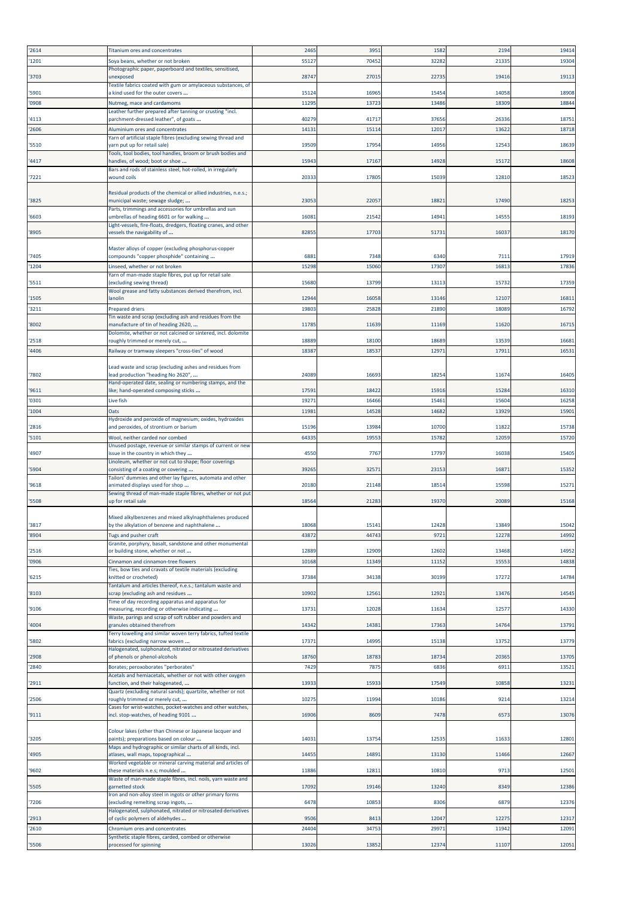| '2614 | Titanium ores and concentrates | 2465 | 3951 | 1582 | 2194 | 19414 |
|---|---|---|---|---|---|---|
| '1201 | Soya beans, whether or not broken | 55127 | 70452 | 32282 | 21335 | 19304 |
| '3703 | Photographic paper, paperboard and textiles, sensitised, unexposed | 28747 | 27015 | 22735 | 19416 | 19113 |
| '5901 | Textile fabrics coated with gum or amylaceous substances, of a kind used for the outer covers ... | 15124 | 16965 | 15454 | 14058 | 18908 |
| '0908 | Nutmeg, mace and cardamoms | 11295 | 13723 | 13486 | 18309 | 18844 |
| '4113 | Leather further prepared after tanning or crusting "incl. parchment-dressed leather", of goats ... | 40279 | 41717 | 37656 | 26336 | 18751 |
| '2606 | Aluminium ores and concentrates | 14131 | 15114 | 12017 | 13622 | 18718 |
| '5510 | Yarn of artificial staple fibres (excluding sewing thread and yarn put up for retail sale) | 19509 | 17954 | 14956 | 12543 | 18639 |
| '4417 | Tools, tool bodies, tool handles, broom or brush bodies and handles, of wood; boot or shoe ... | 15943 | 17167 | 14928 | 15172 | 18608 |
| '7221 | Bars and rods of stainless steel, hot-rolled, in irregularly wound coils | 20333 | 17805 | 15039 | 12810 | 18523 |
| '3825 | Residual products of the chemical or allied industries, n.e.s.; municipal waste; sewage sludge; ... | 23053 | 22057 | 18821 | 17490 | 18253 |
| '6603 | Parts, trimmings and accessories for umbrellas and sun umbrellas of heading 6601 or for walking ... | 16081 | 21542 | 14941 | 14555 | 18193 |
| '8905 | Light-vessels, fire-floats, dredgers, floating cranes, and other vessels the navigability of ... | 82855 | 17703 | 51731 | 16037 | 18170 |
| '7405 | Master alloys of copper (excluding phosphorus-copper compounds "copper phosphide" containing ... | 6881 | 7348 | 6340 | 7111 | 17919 |
| '1204 | Linseed, whether or not broken | 15298 | 15060 | 17307 | 16813 | 17836 |
| '5511 | Yarn of man-made staple fibres, put up for retail sale (excluding sewing thread) | 15680 | 13799 | 13113 | 15732 | 17359 |
| '1505 | Wool grease and fatty substances derived therefrom, incl. lanolin | 12944 | 16058 | 13146 | 12107 | 16811 |
| '3211 | Prepared driers | 19803 | 25828 | 21890 | 18089 | 16792 |
| '8002 | Tin waste and scrap (excluding ash and residues from the manufacture of tin of heading 2620, ... | 11785 | 11639 | 11169 | 11620 | 16715 |
| '2518 | Dolomite, whether or not calcined or sintered, incl. dolomite roughly trimmed or merely cut, ... | 18889 | 18100 | 18689 | 13539 | 16681 |
| '4406 | Railway or tramway sleepers "cross-ties" of wood | 18387 | 18537 | 12971 | 17911 | 16531 |
| '7802 | Lead waste and scrap (excluding ashes and residues from lead production "heading No 2620", ... | 24089 | 16693 | 18254 | 11674 | 16405 |
| '9611 | Hand-operated date, sealing or numbering stamps, and the like; hand-operated composing sticks ... | 17591 | 18422 | 15916 | 15284 | 16310 |
| '0301 | Live fish | 19271 | 16466 | 15461 | 15604 | 16258 |
| '1004 | Oats | 11981 | 14528 | 14682 | 13929 | 15901 |
| '2816 | Hydroxide and peroxide of magnesium; oxides, hydroxides and peroxides, of strontium or barium | 15196 | 13984 | 10700 | 11822 | 15738 |
| '5101 | Wool, neither carded nor combed | 64335 | 19553 | 15782 | 12059 | 15720 |
| '4907 | Unused postage, revenue or similar stamps of current or new issue in the country in which they ... | 4550 | 7767 | 17797 | 16038 | 15405 |
| '5904 | Linoleum, whether or not cut to shape; floor coverings consisting of a coating or covering ... | 39265 | 32571 | 23153 | 16871 | 15352 |
| '9618 | Tailors' dummies and other lay figures, automata and other animated displays used for shop ... | 20180 | 21148 | 18514 | 15598 | 15271 |
| '5508 | Sewing thread of man-made staple fibres, whether or not put up for retail sale | 18564 | 21283 | 19370 | 20089 | 15168 |
| '3817 | Mixed alkylbenzenes and mixed alkylnaphthalenes produced by the alkylation of benzene and naphthalene ... | 18068 | 15141 | 12428 | 13849 | 15042 |
| '8904 | Tugs and pusher craft | 43872 | 44743 | 9721 | 12278 | 14992 |
| '2516 | Granite, porphyry, basalt, sandstone and other monumental or building stone, whether or not ... | 12889 | 12909 | 12602 | 13468 | 14952 |
| '0906 | Cinnamon and cinnamon-tree flowers | 10168 | 11349 | 11152 | 15553 | 14838 |
| '6215 | Ties, bow ties and cravats of textile materials (excluding knitted or crocheted) | 37384 | 34138 | 30199 | 17272 | 14784 |
| '8103 | Tantalum and articles thereof, n.e.s.; tantalum waste and scrap (excluding ash and residues ... | 10902 | 12561 | 12921 | 13476 | 14545 |
| '9106 | Time of day recording apparatus and apparatus for measuring, recording or otherwise indicating ... | 13731 | 12028 | 11634 | 12577 | 14330 |
| '4004 | Waste, parings and scrap of soft rubber and powders and granules obtained therefrom | 14342 | 14381 | 17363 | 14764 | 13791 |
| '5802 | Terry towelling and similar woven terry fabrics, tufted textile fabrics (excluding narrow woven ... | 17371 | 14995 | 15138 | 13752 | 13779 |
| '2908 | Halogenated, sulphonated, nitrated or nitrosated derivatives of phenols or phenol-alcohols | 18760 | 18783 | 18734 | 20365 | 13705 |
| '2840 | Borates; peroxoborates "perborates" | 7429 | 7875 | 6836 | 6911 | 13521 |
| '2911 | Acetals and hemiacetals, whether or not with other oxygen function, and their halogenated, ... | 13933 | 15933 | 17549 | 10858 | 13231 |
| '2506 | Quartz (excluding natural sands); quartzite, whether or not roughly trimmed or merely cut, ... | 10275 | 11994 | 10186 | 9214 | 13214 |
| '9111 | Cases for wrist-watches, pocket-watches and other watches, incl. stop-watches, of heading 9101 ... | 16906 | 8609 | 7478 | 6573 | 13076 |
| '3205 | Colour lakes (other than Chinese or Japanese lacquer and paints); preparations based on colour ... | 14031 | 13754 | 12535 | 11633 | 12801 |
| '4905 | Maps and hydrographic or similar charts of all kinds, incl. atlases, wall maps, topographical ... | 14455 | 14891 | 13130 | 11466 | 12667 |
| '9602 | Worked vegetable or mineral carving material and articles of these materials n.e.s; moulded ... | 11886 | 12811 | 10810 | 9713 | 12501 |
| '5505 | Waste of man-made staple fibres, incl. noils, yarn waste and garnetted stock | 17092 | 19146 | 13240 | 8349 | 12386 |
| '7206 | Iron and non-alloy steel in ingots or other primary forms (excluding remelting scrap ingots, ... | 6478 | 10853 | 8306 | 6879 | 12376 |
| '2913 | Halogenated, sulphonated, nitrated or nitrosated derivatives of cyclic polymers of aldehydes ... | 9506 | 8413 | 12047 | 12275 | 12317 |
| '2610 | Chromium ores and concentrates | 24404 | 34753 | 29971 | 11942 | 12091 |
| '5506 | Synthetic staple fibres, carded, combed or otherwise processed for spinning | 13026 | 13852 | 12374 | 11107 | 12051 |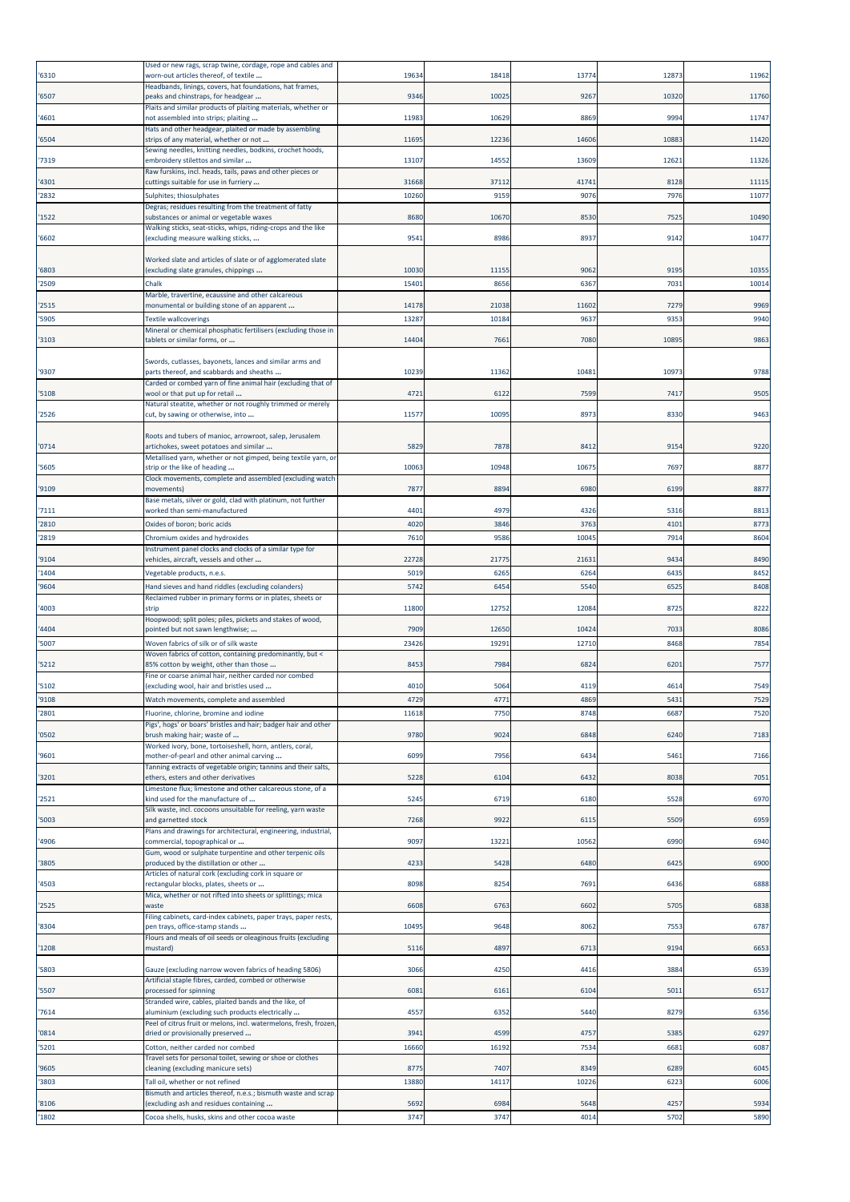| '6310 | Used or new rags, scrap twine, cordage, rope and cables and worn-out articles thereof, of textile ... | 19634 | 18418 | 13774 | 12873 | 11962 |
|---|---|---|---|---|---|---|
| '6507 | Headbands, linings, covers, hat foundations, hat frames, peaks and chinstraps, for headgear ... | 9346 | 10025 | 9267 | 10320 | 11760 |
| '4601 | Plaits and similar products of plaiting materials, whether or not assembled into strips; plaiting ... | 11983 | 10629 | 8869 | 9994 | 11747 |
| '6504 | Hats and other headgear, plaited or made by assembling strips of any material, whether or not ... | 11695 | 12236 | 14606 | 10883 | 11420 |
| '7319 | Sewing needles, knitting needles, bodkins, crochet hoods, embroidery stilettos and similar ... | 13107 | 14552 | 13609 | 12621 | 11326 |
| '4301 | Raw furskins, incl. heads, tails, paws and other pieces or cuttings suitable for use in furriery ... | 31668 | 37112 | 41741 | 8128 | 11115 |
| '2832 | Sulphites; thiosulphates | 10260 | 9159 | 9076 | 7976 | 11077 |
| '1522 | Degras; residues resulting from the treatment of fatty substances or animal or vegetable waxes | 8680 | 10670 | 8530 | 7525 | 10490 |
| '6602 | Walking sticks, seat-sticks, whips, riding-crops and the like (excluding measure walking sticks, ... | 9541 | 8986 | 8937 | 9142 | 10477 |
| '6803 | Worked slate and articles of slate or of agglomerated slate (excluding slate granules, chippings ... | 10030 | 11155 | 9062 | 9195 | 10355 |
| '2509 | Chalk | 15401 | 8656 | 6367 | 7031 | 10014 |
| '2515 | Marble, travertine, ecaussine and other calcareous monumental or building stone of an apparent ... | 14178 | 21038 | 11602 | 7279 | 9969 |
| '5905 | Textile wallcoverings | 13287 | 10184 | 9637 | 9353 | 9940 |
| '3103 | Mineral or chemical phosphatic fertilisers (excluding those in tablets or similar forms, or ... | 14404 | 7661 | 7080 | 10895 | 9863 |
| '9307 | Swords, cutlasses, bayonets, lances and similar arms and parts thereof, and scabbards and sheaths ... | 10239 | 11362 | 10481 | 10973 | 9788 |
| '5108 | Carded or combed yarn of fine animal hair (excluding that of wool or that put up for retail ... | 4721 | 6122 | 7599 | 7417 | 9505 |
| '2526 | Natural steatite, whether or not roughly trimmed or merely cut, by sawing or otherwise, into ... | 11577 | 10095 | 8973 | 8330 | 9463 |
| '0714 | Roots and tubers of manioc, arrowroot, salep, Jerusalem artichokes, sweet potatoes and similar ... | 5829 | 7878 | 8412 | 9154 | 9220 |
| '5605 | Metallised yarn, whether or not gimped, being textile yarn, or strip or the like of heading ... | 10063 | 10948 | 10675 | 7697 | 8877 |
| '9109 | Clock movements, complete and assembled (excluding watch movements) | 7877 | 8894 | 6980 | 6199 | 8877 |
| '7111 | Base metals, silver or gold, clad with platinum, not further worked than semi-manufactured | 4401 | 4979 | 4326 | 5316 | 8813 |
| '2810 | Oxides of boron; boric acids | 4020 | 3846 | 3763 | 4101 | 8773 |
| '2819 | Chromium oxides and hydroxides | 7610 | 9586 | 10045 | 7914 | 8604 |
| '9104 | Instrument panel clocks and clocks of a similar type for vehicles, aircraft, vessels and other ... | 22728 | 21775 | 21631 | 9434 | 8490 |
| '1404 | Vegetable products, n.e.s. | 5019 | 6265 | 6264 | 6435 | 8452 |
| '9604 | Hand sieves and hand riddles (excluding colanders) | 5742 | 6454 | 5540 | 6525 | 8408 |
| '4003 | Reclaimed rubber in primary forms or in plates, sheets or strip | 11800 | 12752 | 12084 | 8725 | 8222 |
| '4404 | Hoopwood; split poles; piles, pickets and stakes of wood, pointed but not sawn lengthwise; ... | 7909 | 12650 | 10424 | 7033 | 8086 |
| '5007 | Woven fabrics of silk or of silk waste | 23426 | 19291 | 12710 | 8468 | 7854 |
| '5212 | Woven fabrics of cotton, containing predominantly, but < 85% cotton by weight, other than those ... | 8453 | 7984 | 6824 | 6201 | 7577 |
| '5102 | Fine or coarse animal hair, neither carded nor combed (excluding wool, hair and bristles used ... | 4010 | 5064 | 4119 | 4614 | 7549 |
| '9108 | Watch movements, complete and assembled | 4729 | 4771 | 4869 | 5431 | 7529 |
| '2801 | Fluorine, chlorine, bromine and iodine | 11618 | 7750 | 8748 | 6687 | 7520 |
| '0502 | Pigs', hogs' or boars' bristles and hair; badger hair and other brush making hair; waste of ... | 9780 | 9024 | 6848 | 6240 | 7183 |
| '9601 | Worked ivory, bone, tortoiseshell, horn, antlers, coral, mother-of-pearl and other animal carving ... | 6099 | 7956 | 6434 | 5461 | 7166 |
| '3201 | Tanning extracts of vegetable origin; tannins and their salts, ethers, esters and other derivatives | 5228 | 6104 | 6432 | 8038 | 7051 |
| '2521 | Limestone flux; limestone and other calcareous stone, of a kind used for the manufacture of ... | 5245 | 6719 | 6180 | 5528 | 6970 |
| '5003 | Silk waste, incl. cocoons unsuitable for reeling, yarn waste and garnetted stock | 7268 | 9922 | 6115 | 5509 | 6959 |
| '4906 | Plans and drawings for architectural, engineering, industrial, commercial, topographical or ... | 9097 | 13221 | 10562 | 6990 | 6940 |
| '3805 | Gum, wood or sulphate turpentine and other terpenic oils produced by the distillation or other ... | 4233 | 5428 | 6480 | 6425 | 6900 |
| '4503 | Articles of natural cork (excluding cork in square or rectangular blocks, plates, sheets or ... | 8098 | 8254 | 7691 | 6436 | 6888 |
| '2525 | Mica, whether or not rifted into sheets or splittings; mica waste | 6608 | 6763 | 6602 | 5705 | 6838 |
| '8304 | Filing cabinets, card-index cabinets, paper trays, paper rests, pen trays, office-stamp stands ... | 10495 | 9648 | 8062 | 7553 | 6787 |
| '1208 | Flours and meals of oil seeds or oleaginous fruits (excluding mustard) | 5116 | 4897 | 6713 | 9194 | 6653 |
| '5803 | Gauze (excluding narrow woven fabrics of heading 5806) | 3066 | 4250 | 4416 | 3884 | 6539 |
| '5507 | Artificial staple fibres, carded, combed or otherwise processed for spinning | 6081 | 6161 | 6104 | 5011 | 6517 |
| '7614 | Stranded wire, cables, plaited bands and the like, of aluminium (excluding such products electrically ... | 4557 | 6352 | 5440 | 8279 | 6356 |
| '0814 | Peel of citrus fruit or melons, incl. watermelons, fresh, frozen, dried or provisionally preserved ... | 3941 | 4599 | 4757 | 5385 | 6297 |
| '5201 | Cotton, neither carded nor combed | 16660 | 16192 | 7534 | 6681 | 6087 |
| '9605 | Travel sets for personal toilet, sewing or shoe or clothes cleaning (excluding manicure sets) | 8775 | 7407 | 8349 | 6289 | 6045 |
| '3803 | Tall oil, whether or not refined | 13880 | 14117 | 10226 | 6223 | 6006 |
| '8106 | Bismuth and articles thereof, n.e.s.; bismuth waste and scrap (excluding ash and residues containing ... | 5692 | 6984 | 5648 | 4257 | 5934 |
| '1802 | Cocoa shells, husks, skins and other cocoa waste | 3747 | 3747 | 4014 | 5702 | 5890 |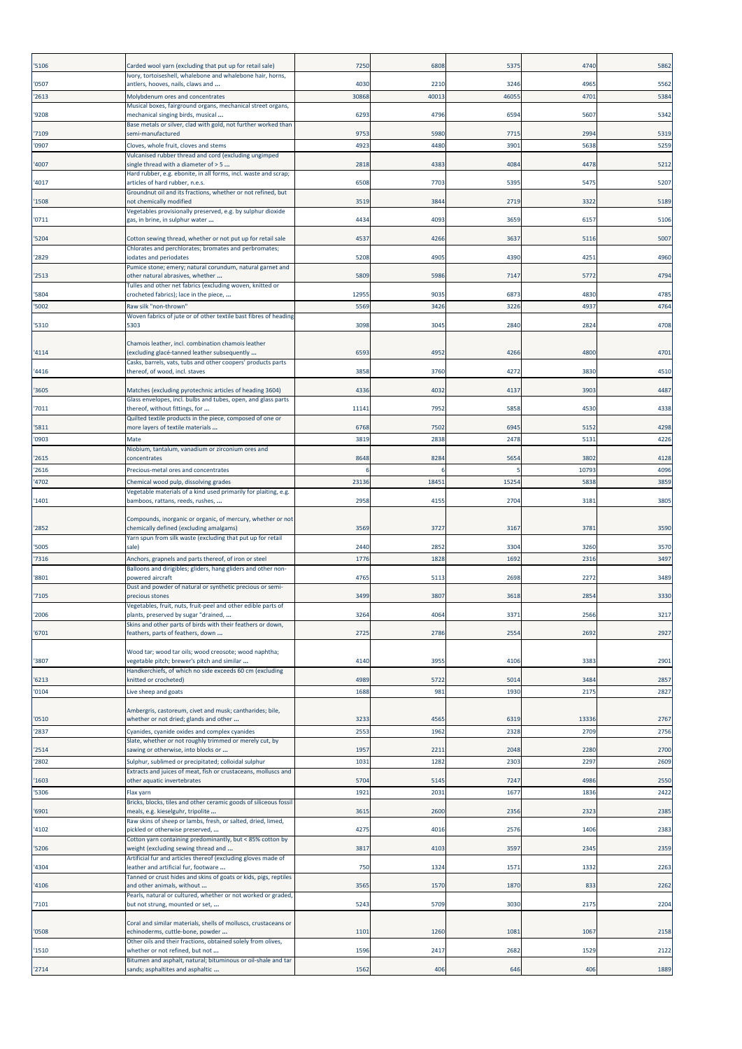| | | | | | | |
|---|---|---|---|---|---|---|
| '5106 | Carded wool yarn (excluding that put up for retail sale) | 7250 | 6808 | 5375 | 4740 | 5862 |
| '0507 | Ivory, tortoiseshell, whalebone and whalebone hair, horns, antlers, hooves, nails, claws and ... | 4030 | 2210 | 3246 | 4965 | 5562 |
| '2613 | Molybdenum ores and concentrates | 30868 | 40013 | 46055 | 4701 | 5384 |
| '9208 | Musical boxes, fairground organs, mechanical street organs, mechanical singing birds, musical ... | 6293 | 4796 | 6594 | 5607 | 5342 |
| '7109 | Base metals or silver, clad with gold, not further worked than semi-manufactured | 9753 | 5980 | 7715 | 2994 | 5319 |
| '0907 | Cloves, whole fruit, cloves and stems | 4923 | 4480 | 3901 | 5638 | 5259 |
| '4007 | Vulcanised rubber thread and cord (excluding ungimped single thread with a diameter of > 5 ... | 2818 | 4383 | 4084 | 4478 | 5212 |
| '4017 | Hard rubber, e.g. ebonite, in all forms, incl. waste and scrap; articles of hard rubber, n.e.s. | 6508 | 7703 | 5395 | 5475 | 5207 |
| '1508 | Groundnut oil and its fractions, whether or not refined, but not chemically modified | 3519 | 3844 | 2719 | 3322 | 5189 |
| '0711 | Vegetables provisionally preserved, e.g. by sulphur dioxide gas, in brine, in sulphur water ... | 4434 | 4093 | 3659 | 6157 | 5106 |
| '5204 | Cotton sewing thread, whether or not put up for retail sale | 4537 | 4266 | 3637 | 5116 | 5007 |
| '2829 | Chlorates and perchlorates; bromates and perbromates; iodates and periodates | 5208 | 4905 | 4390 | 4251 | 4960 |
| '2513 | Pumice stone; emery; natural corundum, natural garnet and other natural abrasives, whether ... | 5809 | 5986 | 7147 | 5772 | 4794 |
| '5804 | Tulles and other net fabrics (excluding woven, knitted or crocheted fabrics); lace in the piece, ... | 12955 | 9035 | 6873 | 4830 | 4785 |
| '5002 | Raw silk "non-thrown" | 5569 | 3426 | 3226 | 4937 | 4764 |
| '5310 | Woven fabrics of jute or of other textile bast fibres of heading 5303 | 3098 | 3045 | 2840 | 2824 | 4708 |
| '4114 | Chamois leather, incl. combination chamois leather (excluding glacé-tanned leather subsequently ... | 6593 | 4952 | 4266 | 4800 | 4701 |
| '4416 | Casks, barrels, vats, tubs and other coopers' products parts thereof, of wood, incl. staves | 3858 | 3760 | 4272 | 3830 | 4510 |
| '3605 | Matches (excluding pyrotechnic articles of heading 3604) | 4336 | 4032 | 4137 | 3903 | 4487 |
| '7011 | Glass envelopes, incl. bulbs and tubes, open, and glass parts thereof, without fittings, for ... | 11141 | 7952 | 5858 | 4530 | 4338 |
| '5811 | Quilted textile products in the piece, composed of one or more layers of textile materials ... | 6768 | 7502 | 6945 | 5152 | 4298 |
| '0903 | Mate | 3819 | 2838 | 2478 | 5131 | 4226 |
| '2615 | Niobium, tantalum, vanadium or zirconium ores and concentrates | 8648 | 8284 | 5654 | 3802 | 4128 |
| '2616 | Precious-metal ores and concentrates | 6 | 6 | 5 | 10793 | 4096 |
| '4702 | Chemical wood pulp, dissolving grades | 23136 | 18451 | 15254 | 5838 | 3859 |
| '1401 | Vegetable materials of a kind used primarily for plaiting, e.g. bamboos, rattans, reeds, rushes, ... | 2958 | 4155 | 2704 | 3181 | 3805 |
| '2852 | Compounds, inorganic or organic, of mercury, whether or not chemically defined (excluding amalgams) | 3569 | 3727 | 3167 | 3781 | 3590 |
| '5005 | Yarn spun from silk waste (excluding that put up for retail sale) | 2440 | 2852 | 3304 | 3260 | 3570 |
| '7316 | Anchors, grapnels and parts thereof, of iron or steel | 1776 | 1828 | 1692 | 2316 | 3497 |
| '8801 | Balloons and dirigibles; gliders, hang gliders and other non-powered aircraft | 4765 | 5113 | 2698 | 2272 | 3489 |
| '7105 | Dust and powder of natural or synthetic precious or semi-precious stones | 3499 | 3807 | 3618 | 2854 | 3330 |
| '2006 | Vegetables, fruit, nuts, fruit-peel and other edible parts of plants, preserved by sugar "drained, ... | 3264 | 4064 | 3371 | 2566 | 3217 |
| '6701 | Skins and other parts of birds with their feathers or down, feathers, parts of feathers, down ... | 2725 | 2786 | 2554 | 2692 | 2927 |
| '3807 | Wood tar; wood tar oils; wood creosote; wood naphtha; vegetable pitch; brewer's pitch and similar ... | 4140 | 3955 | 4106 | 3383 | 2901 |
| '6213 | Handkerchiefs, of which no side exceeds 60 cm (excluding knitted or crocheted) | 4989 | 5722 | 5014 | 3484 | 2857 |
| '0104 | Live sheep and goats | 1688 | 981 | 1930 | 2175 | 2827 |
| '0510 | Ambergris, castoreum, civet and musk; cantharides; bile, whether or not dried; glands and other ... | 3233 | 4565 | 6319 | 13336 | 2767 |
| '2837 | Cyanides, cyanide oxides and complex cyanides | 2553 | 1962 | 2328 | 2709 | 2756 |
| '2514 | Slate, whether or not roughly trimmed or merely cut, by sawing or otherwise, into blocks or ... | 1957 | 2211 | 2048 | 2280 | 2700 |
| '2802 | Sulphur, sublimed or precipitated; colloidal sulphur | 1031 | 1282 | 2303 | 2297 | 2609 |
| '1603 | Extracts and juices of meat, fish or crustaceans, molluscs and other aquatic invertebrates | 5704 | 5145 | 7247 | 4986 | 2550 |
| '5306 | Flax yarn | 1921 | 2031 | 1677 | 1836 | 2422 |
| '6901 | Bricks, blocks, tiles and other ceramic goods of siliceous fossil meals, e.g. kieselguhr, tripolite ... | 3615 | 2600 | 2356 | 2323 | 2385 |
| '4102 | Raw skins of sheep or lambs, fresh, or salted, dried, limed, pickled or otherwise preserved, ... | 4275 | 4016 | 2576 | 1406 | 2383 |
| '5206 | Cotton yarn containing predominantly, but < 85% cotton by weight (excluding sewing thread and ... | 3817 | 4103 | 3597 | 2345 | 2359 |
| '4304 | Artificial fur and articles thereof (excluding gloves made of leather and artificial fur, footware ... | 750 | 1324 | 1571 | 1332 | 2263 |
| '4106 | Tanned or crust hides and skins of goats or kids, pigs, reptiles and other animals, without ... | 3565 | 1570 | 1870 | 833 | 2262 |
| '7101 | Pearls, natural or cultured, whether or not worked or graded, but not strung, mounted or set, ... | 5243 | 5709 | 3030 | 2175 | 2204 |
| '0508 | Coral and similar materials, shells of molluscs, crustaceans or echinoderms, cuttle-bone, powder ... | 1101 | 1260 | 1081 | 1067 | 2158 |
| '1510 | Other oils and their fractions, obtained solely from olives, whether or not refined, but not ... | 1596 | 2417 | 2682 | 1529 | 2122 |
| '2714 | Bitumen and asphalt, natural; bituminous or oil-shale and tar sands; asphaltites and asphaltic ... | 1562 | 406 | 646 | 406 | 1889 |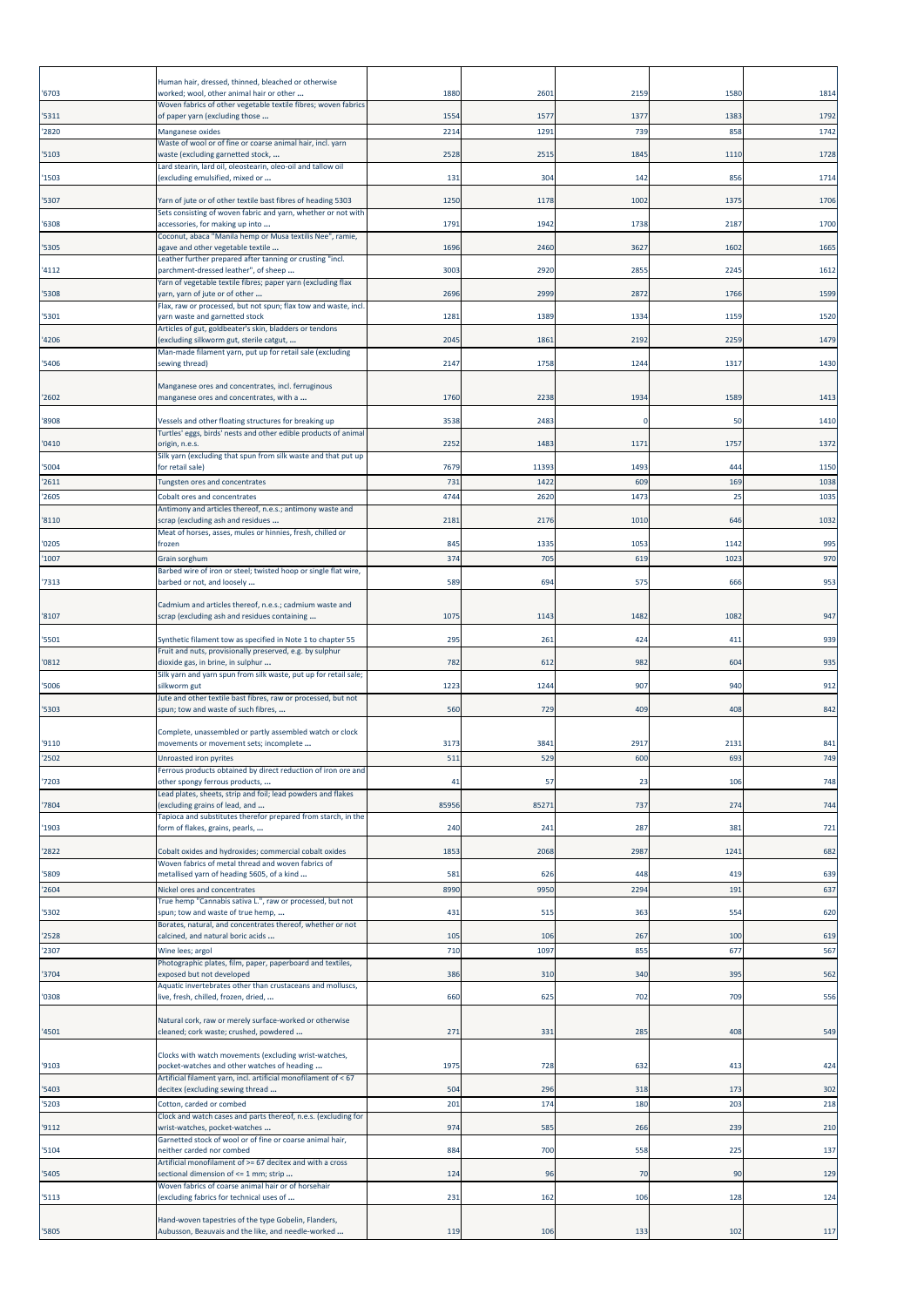| | | | | | | |
|---|---|---|---|---|---|---|
| '6703 | Human hair, dressed, thinned, bleached or otherwise worked; wool, other animal hair or other ... | 1880 | 2601 | 2159 | 1580 | 1814 |
| '5311 | Woven fabrics of other vegetable textile fibres; woven fabrics of paper yarn (excluding those ... | 1554 | 1577 | 1377 | 1383 | 1792 |
| '2820 | Manganese oxides | 2214 | 1291 | 739 | 858 | 1742 |
| '5103 | Waste of wool or of fine or coarse animal hair, incl. yarn waste (excluding garnetted stock, ... | 2528 | 2515 | 1845 | 1110 | 1728 |
| '1503 | Lard stearin, lard oil, oleostearin, oleo-oil and tallow oil (excluding emulsified, mixed or ... | 131 | 304 | 142 | 856 | 1714 |
| '5307 | Yarn of jute or of other textile bast fibres of heading 5303 | 1250 | 1178 | 1002 | 1375 | 1706 |
| '6308 | Sets consisting of woven fabric and yarn, whether or not with accessories, for making up into ... | 1791 | 1942 | 1738 | 2187 | 1700 |
| '5305 | Coconut, abaca "Manila hemp or Musa textilis Nee", ramie, agave and other vegetable textile ... | 1696 | 2460 | 3627 | 1602 | 1665 |
| '4112 | Leather further prepared after tanning or crusting "incl. parchment-dressed leather", of sheep ... | 3003 | 2920 | 2855 | 2245 | 1612 |
| '5308 | Yarn of vegetable textile fibres; paper yarn (excluding flax yarn, yarn of jute or of other ... | 2696 | 2999 | 2872 | 1766 | 1599 |
| '5301 | Flax, raw or processed, but not spun; flax tow and waste, incl. yarn waste and garnetted stock | 1281 | 1389 | 1334 | 1159 | 1520 |
| '4206 | Articles of gut, goldbeater's skin, bladders or tendons (excluding silkworm gut, sterile catgut, ... | 2045 | 1861 | 2192 | 2259 | 1479 |
| '5406 | Man-made filament yarn, put up for retail sale (excluding sewing thread) | 2147 | 1758 | 1244 | 1317 | 1430 |
| '2602 | Manganese ores and concentrates, incl. ferruginous manganese ores and concentrates, with a ... | 1760 | 2238 | 1934 | 1589 | 1413 |
| '8908 | Vessels and other floating structures for breaking up | 3538 | 2483 | 0 | 50 | 1410 |
| '0410 | Turtles' eggs, birds' nests and other edible products of animal origin, n.e.s. | 2252 | 1483 | 1171 | 1757 | 1372 |
| '5004 | Silk yarn (excluding that spun from silk waste and that put up for retail sale) | 7679 | 11393 | 1493 | 444 | 1150 |
| '2611 | Tungsten ores and concentrates | 731 | 1422 | 609 | 169 | 1038 |
| '2605 | Cobalt ores and concentrates | 4744 | 2620 | 1473 | 25 | 1035 |
| '8110 | Antimony and articles thereof, n.e.s.; antimony waste and scrap (excluding ash and residues ... | 2181 | 2176 | 1010 | 646 | 1032 |
| '0205 | Meat of horses, asses, mules or hinnies, fresh, chilled or frozen | 845 | 1335 | 1053 | 1142 | 995 |
| '1007 | Grain sorghum | 374 | 705 | 619 | 1023 | 970 |
| '7313 | Barbed wire of iron or steel; twisted hoop or single flat wire, barbed or not, and loosely ... | 589 | 694 | 575 | 666 | 953 |
| '8107 | Cadmium and articles thereof, n.e.s.; cadmium waste and scrap (excluding ash and residues containing ... | 1075 | 1143 | 1482 | 1082 | 947 |
| '5501 | Synthetic filament tow as specified in Note 1 to chapter 55 | 295 | 261 | 424 | 411 | 939 |
| '0812 | Fruit and nuts, provisionally preserved, e.g. by sulphur dioxide gas, in brine, in sulphur ... | 782 | 612 | 982 | 604 | 935 |
| '5006 | Silk yarn and yarn spun from silk waste, put up for retail sale; silkworm gut | 1223 | 1244 | 907 | 940 | 912 |
| '5303 | Jute and other textile bast fibres, raw or processed, but not spun; tow and waste of such fibres, ... | 560 | 729 | 409 | 408 | 842 |
| '9110 | Complete, unassembled or partly assembled watch or clock movements or movement sets; incomplete ... | 3173 | 3841 | 2917 | 2131 | 841 |
| '2502 | Unroasted iron pyrites | 511 | 529 | 600 | 693 | 749 |
| '7203 | Ferrous products obtained by direct reduction of iron ore and other spongy ferrous products, ... | 41 | 57 | 23 | 106 | 748 |
| '7804 | Lead plates, sheets, strip and foil; lead powders and flakes (excluding grains of lead, and ... | 85956 | 85271 | 737 | 274 | 744 |
| '1903 | Tapioca and substitutes therefor prepared from starch, in the form of flakes, grains, pearls, ... | 240 | 241 | 287 | 381 | 721 |
| '2822 | Cobalt oxides and hydroxides; commercial cobalt oxides | 1853 | 2068 | 2987 | 1241 | 682 |
| '5809 | Woven fabrics of metal thread and woven fabrics of metallised yarn of heading 5605, of a kind ... | 581 | 626 | 448 | 419 | 639 |
| '2604 | Nickel ores and concentrates | 8990 | 9950 | 2294 | 191 | 637 |
| '5302 | True hemp "Cannabis sativa L.", raw or processed, but not spun; tow and waste of true hemp, ... | 431 | 515 | 363 | 554 | 620 |
| '2528 | Borates, natural, and concentrates thereof, whether or not calcined, and natural boric acids ... | 105 | 106 | 267 | 100 | 619 |
| '2307 | Wine lees; argol | 710 | 1097 | 855 | 677 | 567 |
| '3704 | Photographic plates, film, paper, paperboard and textiles, exposed but not developed | 386 | 310 | 340 | 395 | 562 |
| '0308 | Aquatic invertebrates other than crustaceans and molluscs, live, fresh, chilled, frozen, dried, ... | 660 | 625 | 702 | 709 | 556 |
| '4501 | Natural cork, raw or merely surface-worked or otherwise cleaned; cork waste; crushed, powdered ... | 271 | 331 | 285 | 408 | 549 |
| '9103 | Clocks with watch movements (excluding wrist-watches, pocket-watches and other watches of heading ... | 1975 | 728 | 632 | 413 | 424 |
| '5403 | Artificial filament yarn, incl. artificial monofilament of < 67 decitex (excluding sewing thread ... | 504 | 296 | 318 | 173 | 302 |
| '5203 | Cotton, carded or combed | 201 | 174 | 180 | 203 | 218 |
| '9112 | Clock and watch cases and parts thereof, n.e.s. (excluding for wrist-watches, pocket-watches ... | 974 | 585 | 266 | 239 | 210 |
| '5104 | Garnetted stock of wool or of fine or coarse animal hair, neither carded nor combed | 884 | 700 | 558 | 225 | 137 |
| '5405 | Artificial monofilament of >= 67 decitex and with a cross sectional dimension of <= 1 mm; strip ... | 124 | 96 | 70 | 90 | 129 |
| '5113 | Woven fabrics of coarse animal hair or of horsehair (excluding fabrics for technical uses of ... | 231 | 162 | 106 | 128 | 124 |
| '5805 | Hand-woven tapestries of the type Gobelin, Flanders, Aubusson, Beauvais and the like, and needle-worked ... | 119 | 106 | 133 | 102 | 117 |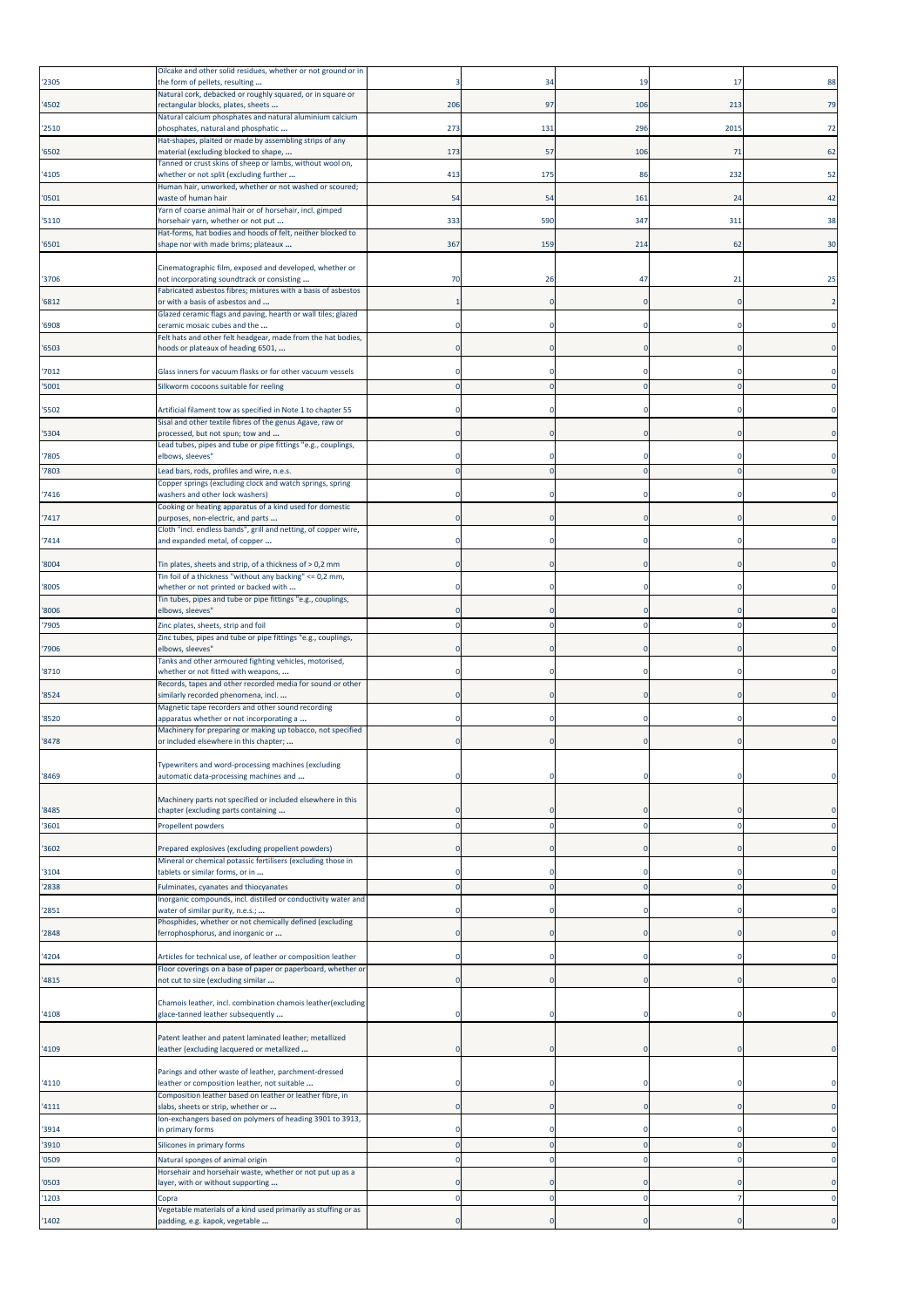| | | | | | | |
|---|---|---|---|---|---|---|
| '2305 | Oilcake and other solid residues, whether or not ground or in the form of pellets, resulting ... | 3 | 34 | 19 | 17 | 88 |
| '4502 | Natural cork, debacked or roughly squared, or in square or rectangular blocks, plates, sheets ... | 206 | 97 | 106 | 213 | 79 |
| '2510 | Natural calcium phosphates and natural aluminium calcium phosphates, natural and phosphatic ... | 273 | 131 | 296 | 2015 | 72 |
| '6502 | Hat-shapes, plaited or made by assembling strips of any material (excluding blocked to shape, ... | 173 | 57 | 106 | 71 | 62 |
| '4105 | Tanned or crust skins of sheep or lambs, without wool on, whether or not split (excluding further ... | 413 | 175 | 86 | 232 | 52 |
| '0501 | Human hair, unworked, whether or not washed or scoured; waste of human hair | 54 | 54 | 161 | 24 | 42 |
| '5110 | Yarn of coarse animal hair or of horsehair, incl. gimped horsehair yarn, whether or not put ... | 333 | 590 | 347 | 311 | 38 |
| '6501 | Hat-forms, hat bodies and hoods of felt, neither blocked to shape nor with made brims; plateaux ... | 367 | 159 | 214 | 62 | 30 |
| '3706 | Cinematographic film, exposed and developed, whether or not incorporating soundtrack or consisting ... | 70 | 26 | 47 | 21 | 25 |
| '6812 | Fabricated asbestos fibres; mixtures with a basis of asbestos or with a basis of asbestos and ... | 1 | 0 | 0 | 0 | 2 |
| '6908 | Glazed ceramic flags and paving, hearth or wall tiles; glazed ceramic mosaic cubes and the ... | 0 | 0 | 0 | 0 | 0 |
| '6503 | Felt hats and other felt headgear, made from the hat bodies, hoods or plateaux of heading 6501, ... | 0 | 0 | 0 | 0 | 0 |
| '7012 | Glass inners for vacuum flasks or for other vacuum vessels | 0 | 0 | 0 | 0 | 0 |
| '5001 | Silkworm cocoons suitable for reeling | 0 | 0 | 0 | 0 | 0 |
| '5502 | Artificial filament tow as specified in Note 1 to chapter 55 | 0 | 0 | 0 | 0 | 0 |
| '5304 | Sisal and other textile fibres of the genus Agave, raw or processed, but not spun; tow and ... | 0 | 0 | 0 | 0 | 0 |
| '7805 | Lead tubes, pipes and tube or pipe fittings "e.g., couplings, elbows, sleeves" | 0 | 0 | 0 | 0 | 0 |
| '7803 | Lead bars, rods, profiles and wire, n.e.s. | 0 | 0 | 0 | 0 | 0 |
| '7416 | Copper springs (excluding clock and watch springs, spring washers and other lock washers) | 0 | 0 | 0 | 0 | 0 |
| '7417 | Cooking or heating apparatus of a kind used for domestic purposes, non-electric, and parts ... | 0 | 0 | 0 | 0 | 0 |
| '7414 | Cloth "incl. endless bands", grill and netting, of copper wire, and expanded metal, of copper ... | 0 | 0 | 0 | 0 | 0 |
| '8004 | Tin plates, sheets and strip, of a thickness of > 0,2 mm | 0 | 0 | 0 | 0 | 0 |
| '8005 | Tin foil of a thickness "without any backing" <= 0,2 mm, whether or not printed or backed with ... | 0 | 0 | 0 | 0 | 0 |
| '8006 | Tin tubes, pipes and tube or pipe fittings "e.g., couplings, elbows, sleeves" | 0 | 0 | 0 | 0 | 0 |
| '7905 | Zinc plates, sheets, strip and foil | 0 | 0 | 0 | 0 | 0 |
| '7906 | Zinc tubes, pipes and tube or pipe fittings "e.g., couplings, elbows, sleeves" | 0 | 0 | 0 | 0 | 0 |
| '8710 | Tanks and other armoured fighting vehicles, motorised, whether or not fitted with weapons, ... | 0 | 0 | 0 | 0 | 0 |
| '8524 | Records, tapes and other recorded media for sound or other similarly recorded phenomena, incl. ... | 0 | 0 | 0 | 0 | 0 |
| '8520 | Magnetic tape recorders and other sound recording apparatus whether or not incorporating a ... | 0 | 0 | 0 | 0 | 0 |
| '8478 | Machinery for preparing or making up tobacco, not specified or included elsewhere in this chapter; ... | 0 | 0 | 0 | 0 | 0 |
| '8469 | Typewriters and word-processing machines (excluding automatic data-processing machines and ... | 0 | 0 | 0 | 0 | 0 |
| '8485 | Machinery parts not specified or included elsewhere in this chapter (excluding parts containing ... | 0 | 0 | 0 | 0 | 0 |
| '3601 | Propellent powders | 0 | 0 | 0 | 0 | 0 |
| '3602 | Prepared explosives (excluding propellent powders) | 0 | 0 | 0 | 0 | 0 |
| '3104 | Mineral or chemical potassic fertilisers (excluding those in tablets or similar forms, or in ... | 0 | 0 | 0 | 0 | 0 |
| '2838 | Fulminates, cyanates and thiocyanates | 0 | 0 | 0 | 0 | 0 |
| '2851 | Inorganic compounds, incl. distilled or conductivity water and water of similar purity, n.e.s.; ... | 0 | 0 | 0 | 0 | 0 |
| '2848 | Phosphides, whether or not chemically defined (excluding ferrophosphorus, and inorganic or ... | 0 | 0 | 0 | 0 | 0 |
| '4204 | Articles for technical use, of leather or composition leather | 0 | 0 | 0 | 0 | 0 |
| '4815 | Floor coverings on a base of paper or paperboard, whether or not cut to size (excluding similar ... | 0 | 0 | 0 | 0 | 0 |
| '4108 | Chamois leather, incl. combination chamois leather(excluding glace-tanned leather subsequently ... | 0 | 0 | 0 | 0 | 0 |
| '4109 | Patent leather and patent laminated leather; metallized leather (excluding lacquered or metallized ... | 0 | 0 | 0 | 0 | 0 |
| '4110 | Parings and other waste of leather, parchment-dressed leather or composition leather, not suitable ... | 0 | 0 | 0 | 0 | 0 |
| '4111 | Composition leather based on leather or leather fibre, in slabs, sheets or strip, whether or ... | 0 | 0 | 0 | 0 | 0 |
| '3914 | Ion-exchangers based on polymers of heading 3901 to 3913, in primary forms | 0 | 0 | 0 | 0 | 0 |
| '3910 | Silicones in primary forms | 0 | 0 | 0 | 0 | 0 |
| '0509 | Natural sponges of animal origin | 0 | 0 | 0 | 0 | 0 |
| '0503 | Horsehair and horsehair waste, whether or not put up as a layer, with or without supporting ... | 0 | 0 | 0 | 0 | 0 |
| '1203 | Copra | 0 | 0 | 0 | 7 | 0 |
| '1402 | Vegetable materials of a kind used primarily as stuffing or as padding, e.g. kapok, vegetable ... | 0 | 0 | 0 | 0 | 0 |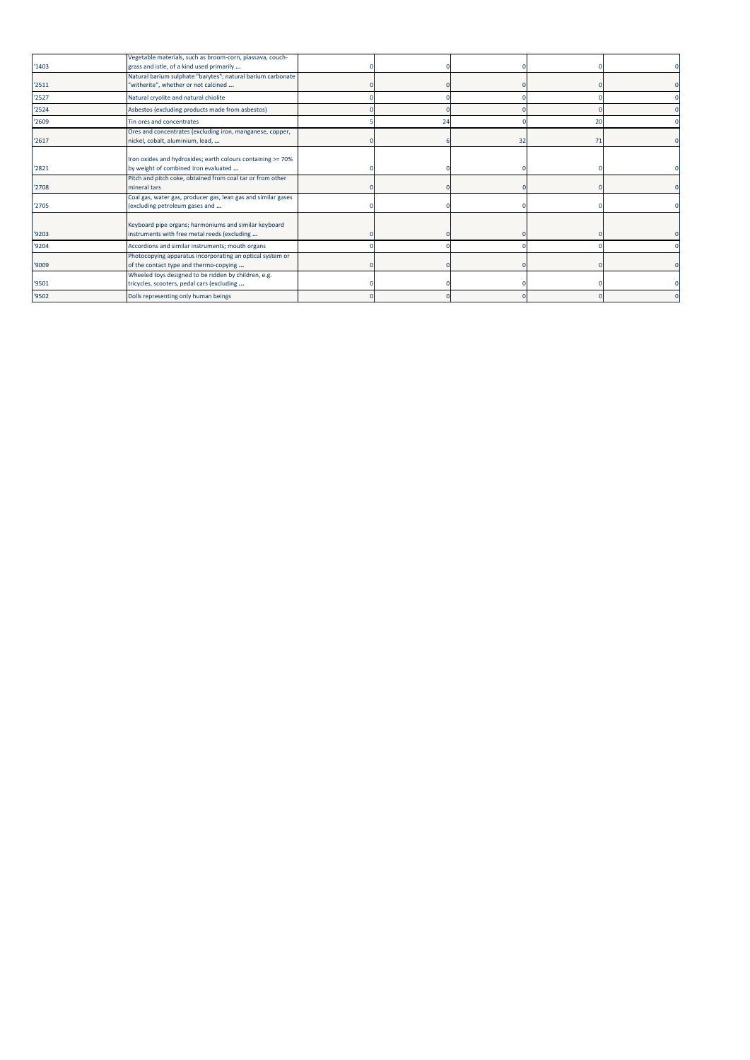| | | | | | | |
|---|---|---|---|---|---|---|
| '1403 | Vegetable materials, such as broom-corn, piassava, couch-grass and istle, of a kind used primarily ... | 0 | 0 | 0 | 0 | 0 |
| '2511 | Natural barium sulphate "barytes"; natural barium carbonate "witherite", whether or not calcined ... | 0 | 0 | 0 | 0 | 0 |
| '2527 | Natural cryolite and natural chiolite | 0 | 0 | 0 | 0 | 0 |
| '2524 | Asbestos (excluding products made from asbestos) | 0 | 0 | 0 | 0 | 0 |
| '2609 | Tin ores and concentrates | 5 | 24 | 0 | 20 | 0 |
| '2617 | Ores and concentrates (excluding iron, manganese, copper, nickel, cobalt, aluminium, lead, ... | 0 | 6 | 32 | 71 | 0 |
| '2821 | Iron oxides and hydroxides; earth colours containing >= 70% by weight of combined iron evaluated ... | 0 | 0 | 0 | 0 | 0 |
| '2708 | Pitch and pitch coke, obtained from coal tar or from other mineral tars | 0 | 0 | 0 | 0 | 0 |
| '2705 | Coal gas, water gas, producer gas, lean gas and similar gases (excluding petroleum gases and ... | 0 | 0 | 0 | 0 | 0 |
| '9203 | Keyboard pipe organs; harmoniums and similar keyboard instruments with free metal reeds (excluding ... | 0 | 0 | 0 | 0 | 0 |
| '9204 | Accordions and similar instruments; mouth organs | 0 | 0 | 0 | 0 | 0 |
| '9009 | Photocopying apparatus incorporating an optical system or of the contact type and thermo-copying ... | 0 | 0 | 0 | 0 | 0 |
| '9501 | Wheeled toys designed to be ridden by children, e.g. tricycles, scooters, pedal cars (excluding ... | 0 | 0 | 0 | 0 | 0 |
| '9502 | Dolls representing only human beings | 0 | 0 | 0 | 0 | 0 |